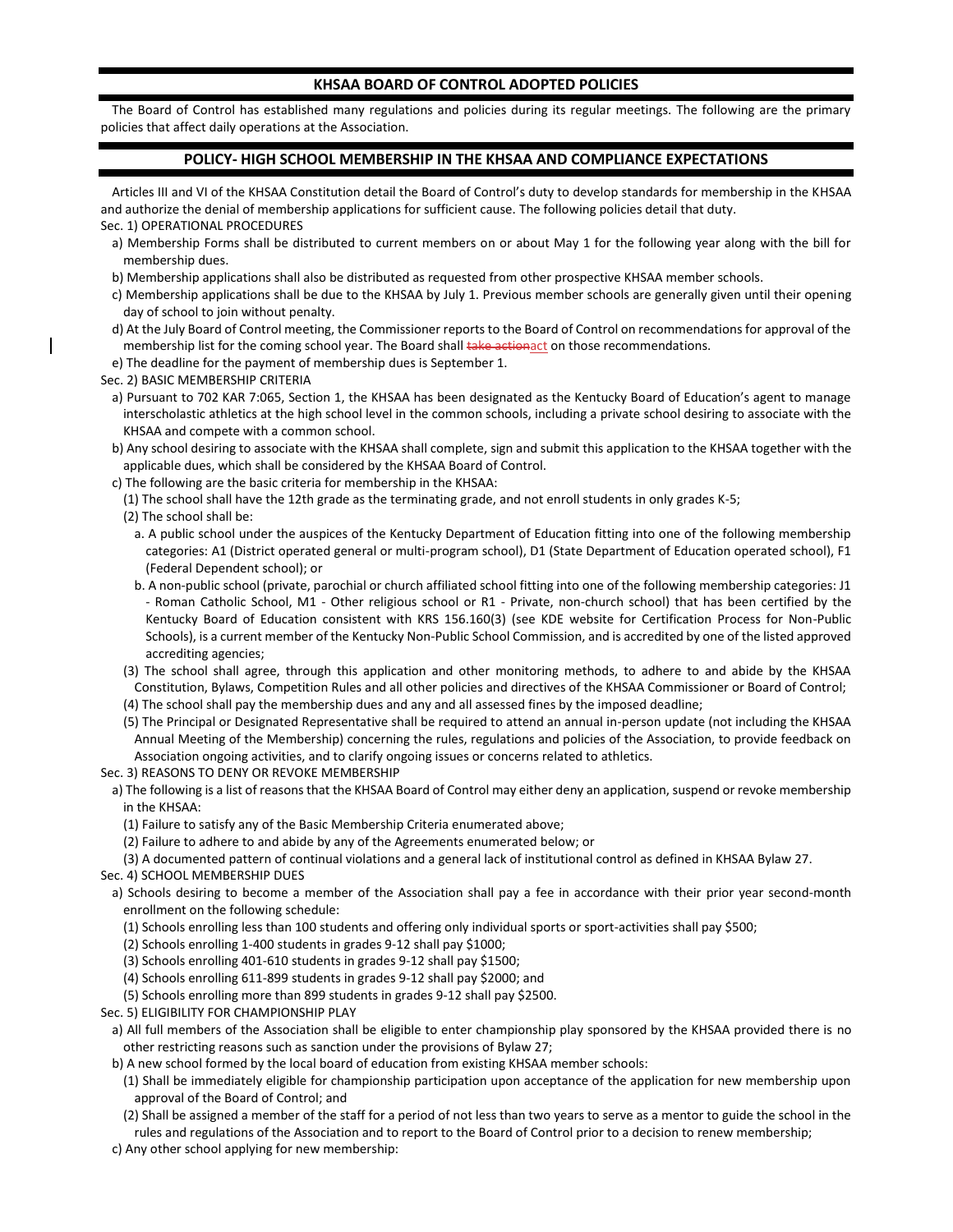## KHSAA BOARD OF CONTROL ADOPTED POLICIES

The Board of Control has established many regulations and policies during its regular meetings. The following are the primary policies that affect daily operations at the Association.

## POLICY- HIGH SCHOOL MEMBERSHIP IN THE KHSAA AND COMPLIANCE EXPECTATIONS

Articles III and VI of the KHSAA Constitution detail the Board of Control's duty to develop standards for membership in the KHSAA and authorize the denial of membership applications for sufficient cause. The following policies detail that duty.

Sec. 1) OPERATIONAL PROCEDURES

- a) Membership Forms shall be distributed to current members on or about May 1 for the following year along with the bill for membership dues.
- b) Membership applications shall also be distributed as requested from other prospective KHSAA member schools.
- c) Membership applications shall be due to the KHSAA by July 1. Previous member schools are generally given until their opening day of school to join without penalty.
- d) At the July Board of Control meeting, the Commissioner reports to the Board of Control on recommendations for approval of the membership list for the coming school year. The Board shall ~~take action~~act on those recommendations.
- e) The deadline for the payment of membership dues is September 1.

Sec. 2) BASIC MEMBERSHIP CRITERIA

- a) Pursuant to 702 KAR 7:065, Section 1, the KHSAA has been designated as the Kentucky Board of Education's agent to manage interscholastic athletics at the high school level in the common schools, including a private school desiring to associate with the KHSAA and compete with a common school.
- b) Any school desiring to associate with the KHSAA shall complete, sign and submit this application to the KHSAA together with the applicable dues, which shall be considered by the KHSAA Board of Control.
- c) The following are the basic criteria for membership in the KHSAA:
  - (1) The school shall have the 12th grade as the terminating grade, and not enroll students in only grades K-5;
  - (2) The school shall be:
    - a. A public school under the auspices of the Kentucky Department of Education fitting into one of the following membership categories: A1 (District operated general or multi-program school), D1 (State Department of Education operated school), F1 (Federal Dependent school); or
    - b. A non-public school (private, parochial or church affiliated school fitting into one of the following membership categories: J1 - Roman Catholic School, M1 - Other religious school or R1 - Private, non-church school) that has been certified by the Kentucky Board of Education consistent with KRS 156.160(3) (see KDE website for Certification Process for Non-Public Schools), is a current member of the Kentucky Non-Public School Commission, and is accredited by one of the listed approved accrediting agencies;
  - (3) The school shall agree, through this application and other monitoring methods, to adhere to and abide by the KHSAA Constitution, Bylaws, Competition Rules and all other policies and directives of the KHSAA Commissioner or Board of Control;
  - (4) The school shall pay the membership dues and any and all assessed fines by the imposed deadline;
  - (5) The Principal or Designated Representative shall be required to attend an annual in-person update (not including the KHSAA Annual Meeting of the Membership) concerning the rules, regulations and policies of the Association, to provide feedback on Association ongoing activities, and to clarify ongoing issues or concerns related to athletics.

Sec. 3) REASONS TO DENY OR REVOKE MEMBERSHIP

- a) The following is a list of reasons that the KHSAA Board of Control may either deny an application, suspend or revoke membership in the KHSAA:
  - (1) Failure to satisfy any of the Basic Membership Criteria enumerated above;
  - (2) Failure to adhere to and abide by any of the Agreements enumerated below; or
  - (3) A documented pattern of continual violations and a general lack of institutional control as defined in KHSAA Bylaw 27.

Sec. 4) SCHOOL MEMBERSHIP DUES

- a) Schools desiring to become a member of the Association shall pay a fee in accordance with their prior year second-month enrollment on the following schedule:
  - (1) Schools enrolling less than 100 students and offering only individual sports or sport-activities shall pay $500;
  - (2) Schools enrolling 1-400 students in grades 9-12 shall pay $1000;
  - (3) Schools enrolling 401-610 students in grades 9-12 shall pay $1500;
  - (4) Schools enrolling 611-899 students in grades 9-12 shall pay $2000; and
  - (5) Schools enrolling more than 899 students in grades 9-12 shall pay $2500.

Sec. 5) ELIGIBILITY FOR CHAMPIONSHIP PLAY

- a) All full members of the Association shall be eligible to enter championship play sponsored by the KHSAA provided there is no other restricting reasons such as sanction under the provisions of Bylaw 27;
- b) A new school formed by the local board of education from existing KHSAA member schools:
  - (1) Shall be immediately eligible for championship participation upon acceptance of the application for new membership upon approval of the Board of Control; and
  - (2) Shall be assigned a member of the staff for a period of not less than two years to serve as a mentor to guide the school in the rules and regulations of the Association and to report to the Board of Control prior to a decision to renew membership;
- c) Any other school applying for new membership: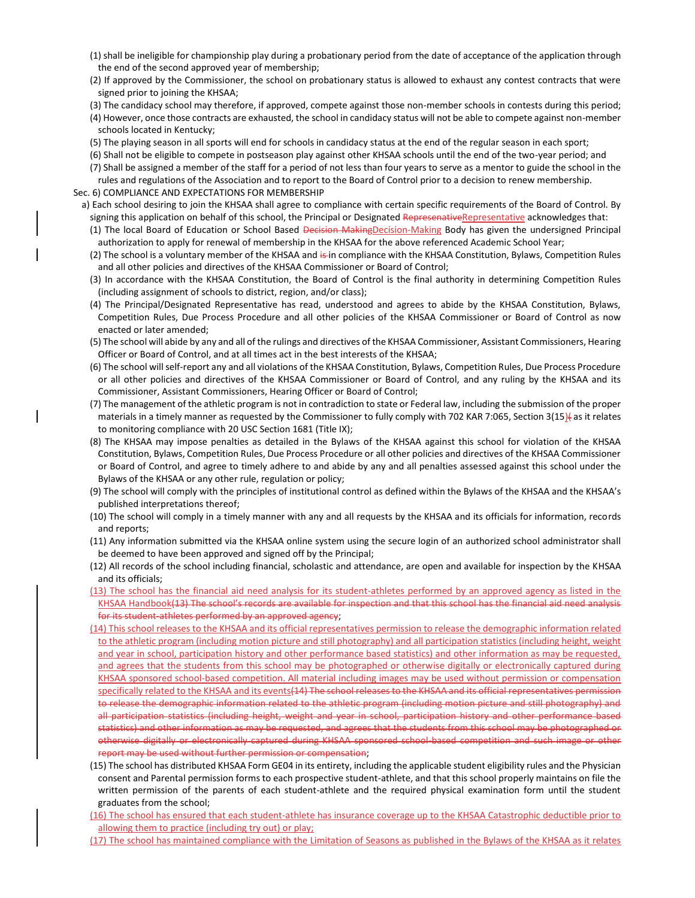(1) shall be ineligible for championship play during a probationary period from the date of acceptance of the application through the end of the second approved year of membership;

(2) If approved by the Commissioner, the school on probationary status is allowed to exhaust any contest contracts that were signed prior to joining the KHSAA;

(3) The candidacy school may therefore, if approved, compete against those non-member schools in contests during this period;

(4) However, once those contracts are exhausted, the school in candidacy status will not be able to compete against non-member schools located in Kentucky;

(5) The playing season in all sports will end for schools in candidacy status at the end of the regular season in each sport;

(6) Shall not be eligible to compete in postseason play against other KHSAA schools until the end of the two-year period; and

(7) Shall be assigned a member of the staff for a period of not less than four years to serve as a mentor to guide the school in the rules and regulations of the Association and to report to the Board of Control prior to a decision to renew membership.

Sec. 6) COMPLIANCE AND EXPECTATIONS FOR MEMBERSHIP

a) Each school desiring to join the KHSAA shall agree to compliance with certain specific requirements of the Board of Control. By signing this application on behalf of this school, the Principal or Designated ~~Represenative~~Representative acknowledges that:

(1) The local Board of Education or School Based ~~Decision Making~~Decision-Making Body has given the undersigned Principal authorization to apply for renewal of membership in the KHSAA for the above referenced Academic School Year;

(2) The school is a voluntary member of the KHSAA and ~~is~~ in compliance with the KHSAA Constitution, Bylaws, Competition Rules and all other policies and directives of the KHSAA Commissioner or Board of Control;

(3) In accordance with the KHSAA Constitution, the Board of Control is the final authority in determining Competition Rules (including assignment of schools to district, region, and/or class);

(4) The Principal/Designated Representative has read, understood and agrees to abide by the KHSAA Constitution, Bylaws, Competition Rules, Due Process Procedure and all other policies of the KHSAA Commissioner or Board of Control as now enacted or later amended;

(5) The school will abide by any and all of the rulings and directives of the KHSAA Commissioner, Assistant Commissioners, Hearing Officer or Board of Control, and at all times act in the best interests of the KHSAA;

(6) The school will self-report any and all violations of the KHSAA Constitution, Bylaws, Competition Rules, Due Process Procedure or all other policies and directives of the KHSAA Commissioner or Board of Control, and any ruling by the KHSAA and its Commissioner, Assistant Commissioners, Hearing Officer or Board of Control;

(7) The management of the athletic program is not in contradiction to state or Federal law, including the submission of the proper materials in a timely manner as requested by the Commissioner to fully comply with 702 KAR 7:065, Section 3(15)~~(~~ as it relates to monitoring compliance with 20 USC Section 1681 (Title IX);

(8) The KHSAA may impose penalties as detailed in the Bylaws of the KHSAA against this school for violation of the KHSAA Constitution, Bylaws, Competition Rules, Due Process Procedure or all other policies and directives of the KHSAA Commissioner or Board of Control, and agree to timely adhere to and abide by any and all penalties assessed against this school under the Bylaws of the KHSAA or any other rule, regulation or policy;

(9) The school will comply with the principles of institutional control as defined within the Bylaws of the KHSAA and the KHSAA's published interpretations thereof;

(10) The school will comply in a timely manner with any and all requests by the KHSAA and its officials for information, records and reports;

(11) Any information submitted via the KHSAA online system using the secure login of an authorized school administrator shall be deemed to have been approved and signed off by the Principal;

(12) All records of the school including financial, scholastic and attendance, are open and available for inspection by the KHSAA and its officials;

(13) The school has the financial aid need analysis for its student-athletes performed by an approved agency as listed in the KHSAA Handbook~~(13) The school's records are available for inspection and that this school has the financial aid need analysis for its student-athletes performed by an approved agency~~;

(14) This school releases to the KHSAA and its official representatives permission to release the demographic information related to the athletic program (including motion picture and still photography) and all participation statistics (including height, weight and year in school, participation history and other performance based statistics) and other information as may be requested, and agrees that the students from this school may be photographed or otherwise digitally or electronically captured during KHSAA sponsored school-based competition. All material including images may be used without permission or compensation specifically related to the KHSAA and its events~~(14) The school releases to the KHSAA and its official representatives permission to release the demographic information related to the athletic program (including motion picture and still photography) and all participation statistics (including height, weight and year in school, participation history and other performance based statistics) and other information as may be requested, and agrees that the students from this school may be photographed or otherwise digitally or electronically captured during KHSAA sponsored school-based competition and such image or other report may be used without further permission or compensation~~;

(15) The school has distributed KHSAA Form GE04 in its entirety, including the applicable student eligibility rules and the Physician consent and Parental permission forms to each prospective student-athlete, and that this school properly maintains on file the written permission of the parents of each student-athlete and the required physical examination form until the student graduates from the school;

(16) The school has ensured that each student-athlete has insurance coverage up to the KHSAA Catastrophic deductible prior to allowing them to practice (including try out) or play;

(17) The school has maintained compliance with the Limitation of Seasons as published in the Bylaws of the KHSAA as it relates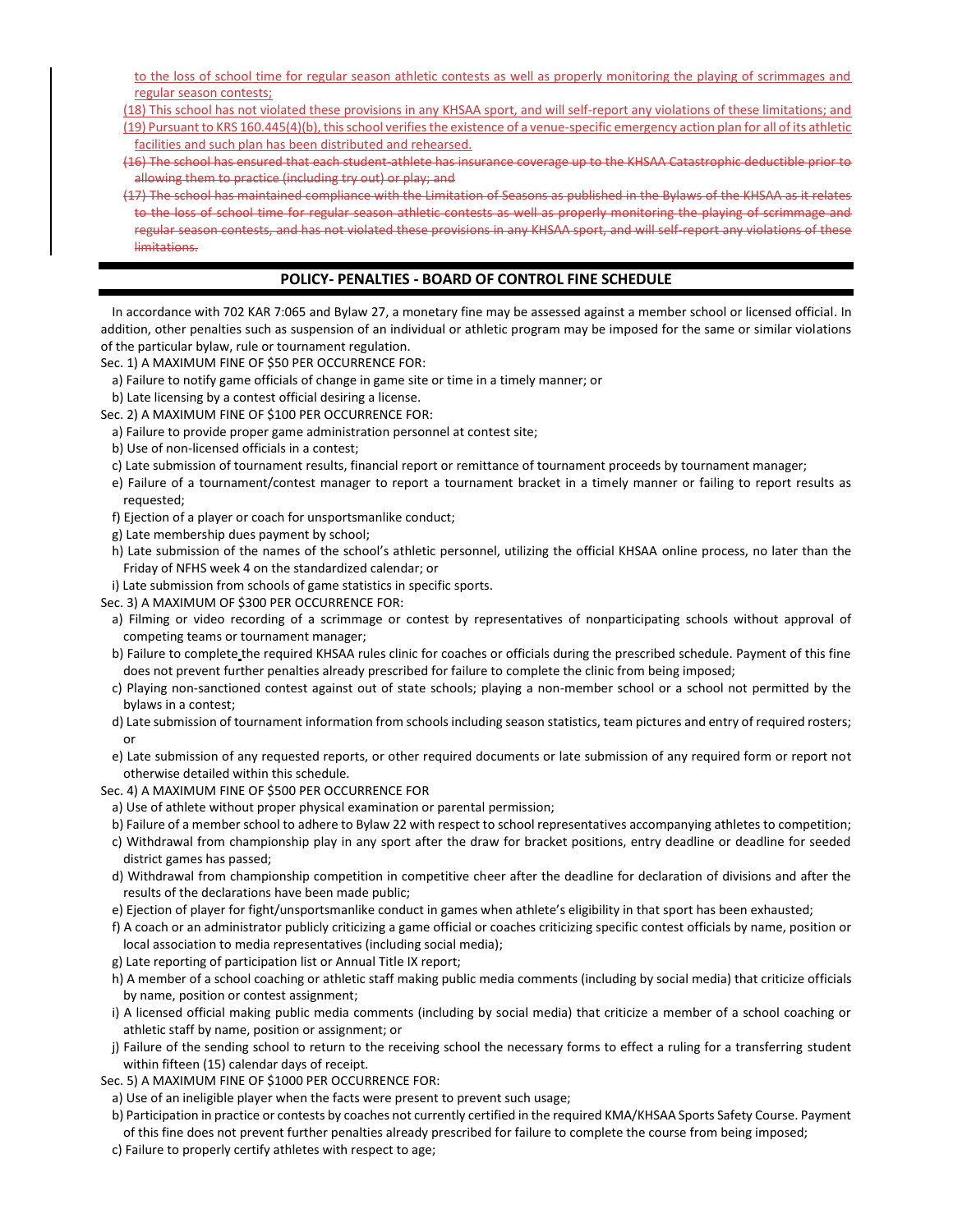to the loss of school time for regular season athletic contests as well as properly monitoring the playing of scrimmages and regular season contests;

(18) This school has not violated these provisions in any KHSAA sport, and will self-report any violations of these limitations; and

(19) Pursuant to KRS 160.445(4)(b), this school verifies the existence of a venue-specific emergency action plan for all of its athletic facilities and such plan has been distributed and rehearsed.

~~(16) The school has ensured that each student-athlete has insurance coverage up to the KHSAA Catastrophic deductible prior to allowing them to practice (including try out) or play; and~~

~~(17) The school has maintained compliance with the Limitation of Seasons as published in the Bylaws of the KHSAA as it relates to the loss of school time for regular season athletic contests as well as properly monitoring the playing of scrimmage and regular season contests, and has not violated these provisions in any KHSAA sport, and will self-report any violations of these limitations.~~

## POLICY- PENALTIES - BOARD OF CONTROL FINE SCHEDULE

In accordance with 702 KAR 7:065 and Bylaw 27, a monetary fine may be assessed against a member school or licensed official. In addition, other penalties such as suspension of an individual or athletic program may be imposed for the same or similar violations of the particular bylaw, rule or tournament regulation.

Sec. 1) A MAXIMUM FINE OF $50 PER OCCURRENCE FOR:

a) Failure to notify game officials of change in game site or time in a timely manner; or

b) Late licensing by a contest official desiring a license.

Sec. 2) A MAXIMUM FINE OF $100 PER OCCURRENCE FOR:

a) Failure to provide proper game administration personnel at contest site;

b) Use of non-licensed officials in a contest;

c) Late submission of tournament results, financial report or remittance of tournament proceeds by tournament manager;

e) Failure of a tournament/contest manager to report a tournament bracket in a timely manner or failing to report results as requested;

f) Ejection of a player or coach for unsportsmanlike conduct;

g) Late membership dues payment by school;

h) Late submission of the names of the school's athletic personnel, utilizing the official KHSAA online process, no later than the Friday of NFHS week 4 on the standardized calendar; or

i) Late submission from schools of game statistics in specific sports.

Sec. 3) A MAXIMUM OF $300 PER OCCURRENCE FOR:

a) Filming or video recording of a scrimmage or contest by representatives of nonparticipating schools without approval of competing teams or tournament manager;

b) Failure to complete the required KHSAA rules clinic for coaches or officials during the prescribed schedule. Payment of this fine does not prevent further penalties already prescribed for failure to complete the clinic from being imposed;

c) Playing non-sanctioned contest against out of state schools; playing a non-member school or a school not permitted by the bylaws in a contest;

d) Late submission of tournament information from schools including season statistics, team pictures and entry of required rosters; or

e) Late submission of any requested reports, or other required documents or late submission of any required form or report not otherwise detailed within this schedule.

Sec. 4) A MAXIMUM FINE OF $500 PER OCCURRENCE FOR

a) Use of athlete without proper physical examination or parental permission;

b) Failure of a member school to adhere to Bylaw 22 with respect to school representatives accompanying athletes to competition;

c) Withdrawal from championship play in any sport after the draw for bracket positions, entry deadline or deadline for seeded district games has passed;

d) Withdrawal from championship competition in competitive cheer after the deadline for declaration of divisions and after the results of the declarations have been made public;

e) Ejection of player for fight/unsportsmanlike conduct in games when athlete's eligibility in that sport has been exhausted;

f) A coach or an administrator publicly criticizing a game official or coaches criticizing specific contest officials by name, position or local association to media representatives (including social media);

g) Late reporting of participation list or Annual Title IX report;

h) A member of a school coaching or athletic staff making public media comments (including by social media) that criticize officials by name, position or contest assignment;

i) A licensed official making public media comments (including by social media) that criticize a member of a school coaching or athletic staff by name, position or assignment; or

j) Failure of the sending school to return to the receiving school the necessary forms to effect a ruling for a transferring student within fifteen (15) calendar days of receipt.

Sec. 5) A MAXIMUM FINE OF $1000 PER OCCURRENCE FOR:

a) Use of an ineligible player when the facts were present to prevent such usage;

b) Participation in practice or contests by coaches not currently certified in the required KMA/KHSAA Sports Safety Course. Payment of this fine does not prevent further penalties already prescribed for failure to complete the course from being imposed;

c) Failure to properly certify athletes with respect to age;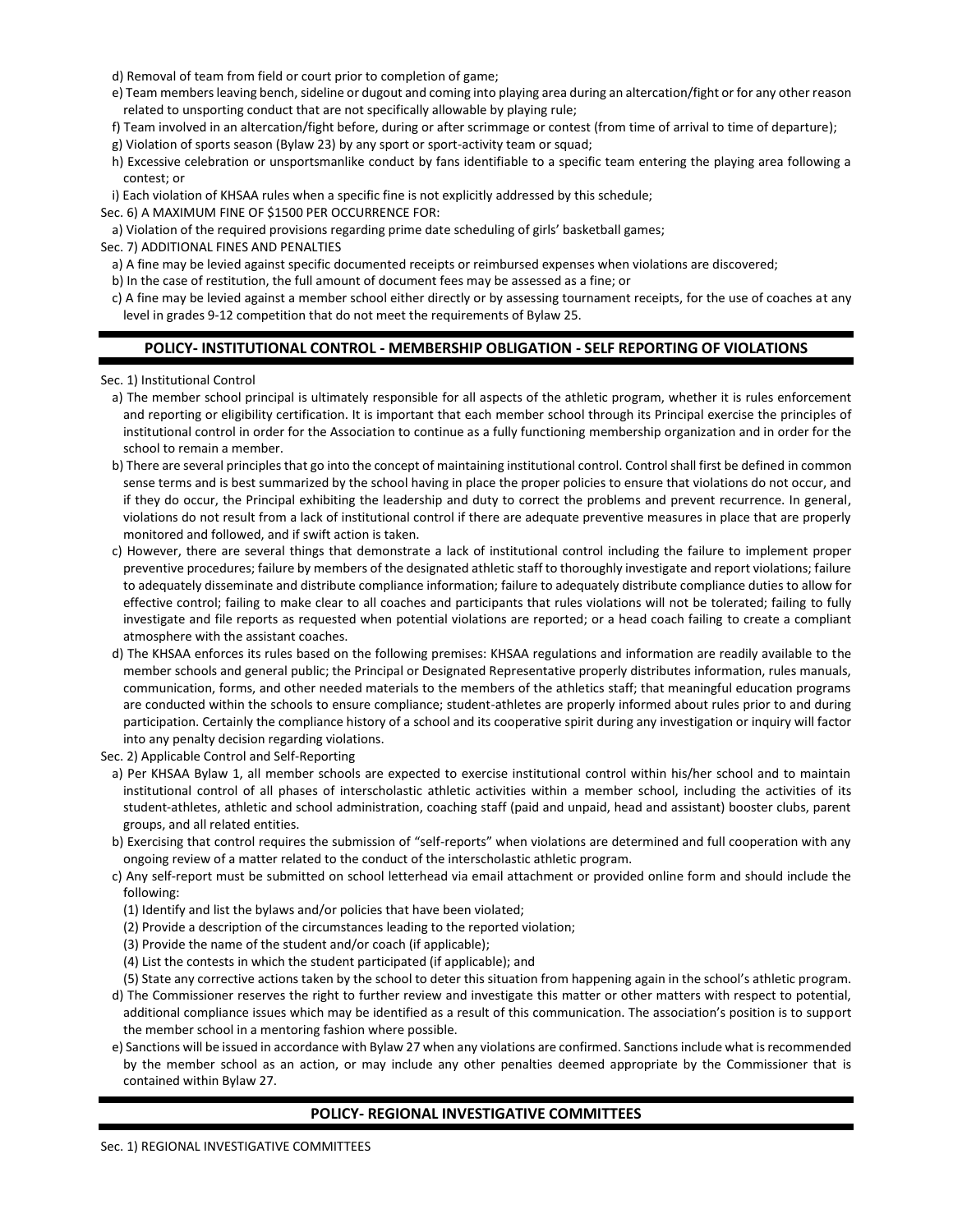d) Removal of team from field or court prior to completion of game;

e) Team members leaving bench, sideline or dugout and coming into playing area during an altercation/fight or for any other reason related to unsporting conduct that are not specifically allowable by playing rule;

f) Team involved in an altercation/fight before, during or after scrimmage or contest (from time of arrival to time of departure);

g) Violation of sports season (Bylaw 23) by any sport or sport-activity team or squad;

h) Excessive celebration or unsportsmanlike conduct by fans identifiable to a specific team entering the playing area following a contest; or

i) Each violation of KHSAA rules when a specific fine is not explicitly addressed by this schedule;

Sec. 6) A MAXIMUM FINE OF $1500 PER OCCURRENCE FOR:

a) Violation of the required provisions regarding prime date scheduling of girls' basketball games;

Sec. 7) ADDITIONAL FINES AND PENALTIES

a) A fine may be levied against specific documented receipts or reimbursed expenses when violations are discovered;

b) In the case of restitution, the full amount of document fees may be assessed as a fine; or

c) A fine may be levied against a member school either directly or by assessing tournament receipts, for the use of coaches at any level in grades 9-12 competition that do not meet the requirements of Bylaw 25.

## POLICY- INSTITUTIONAL CONTROL - MEMBERSHIP OBLIGATION - SELF REPORTING OF VIOLATIONS

Sec. 1) Institutional Control

a) The member school principal is ultimately responsible for all aspects of the athletic program, whether it is rules enforcement and reporting or eligibility certification. It is important that each member school through its Principal exercise the principles of institutional control in order for the Association to continue as a fully functioning membership organization and in order for the school to remain a member.

b) There are several principles that go into the concept of maintaining institutional control. Control shall first be defined in common sense terms and is best summarized by the school having in place the proper policies to ensure that violations do not occur, and if they do occur, the Principal exhibiting the leadership and duty to correct the problems and prevent recurrence. In general, violations do not result from a lack of institutional control if there are adequate preventive measures in place that are properly monitored and followed, and if swift action is taken.

c) However, there are several things that demonstrate a lack of institutional control including the failure to implement proper preventive procedures; failure by members of the designated athletic staff to thoroughly investigate and report violations; failure to adequately disseminate and distribute compliance information; failure to adequately distribute compliance duties to allow for effective control; failing to make clear to all coaches and participants that rules violations will not be tolerated; failing to fully investigate and file reports as requested when potential violations are reported; or a head coach failing to create a compliant atmosphere with the assistant coaches.

d) The KHSAA enforces its rules based on the following premises: KHSAA regulations and information are readily available to the member schools and general public; the Principal or Designated Representative properly distributes information, rules manuals, communication, forms, and other needed materials to the members of the athletics staff; that meaningful education programs are conducted within the schools to ensure compliance; student-athletes are properly informed about rules prior to and during participation. Certainly the compliance history of a school and its cooperative spirit during any investigation or inquiry will factor into any penalty decision regarding violations.

Sec. 2) Applicable Control and Self-Reporting

a) Per KHSAA Bylaw 1, all member schools are expected to exercise institutional control within his/her school and to maintain institutional control of all phases of interscholastic athletic activities within a member school, including the activities of its student-athletes, athletic and school administration, coaching staff (paid and unpaid, head and assistant) booster clubs, parent groups, and all related entities.

b) Exercising that control requires the submission of "self-reports" when violations are determined and full cooperation with any ongoing review of a matter related to the conduct of the interscholastic athletic program.

c) Any self-report must be submitted on school letterhead via email attachment or provided online form and should include the following:

(1) Identify and list the bylaws and/or policies that have been violated;

(2) Provide a description of the circumstances leading to the reported violation;

(3) Provide the name of the student and/or coach (if applicable);

(4) List the contests in which the student participated (if applicable); and

(5) State any corrective actions taken by the school to deter this situation from happening again in the school's athletic program.

d) The Commissioner reserves the right to further review and investigate this matter or other matters with respect to potential, additional compliance issues which may be identified as a result of this communication. The association's position is to support the member school in a mentoring fashion where possible.

e) Sanctions will be issued in accordance with Bylaw 27 when any violations are confirmed. Sanctions include what is recommended by the member school as an action, or may include any other penalties deemed appropriate by the Commissioner that is contained within Bylaw 27.

## POLICY- REGIONAL INVESTIGATIVE COMMITTEES

Sec. 1) REGIONAL INVESTIGATIVE COMMITTEES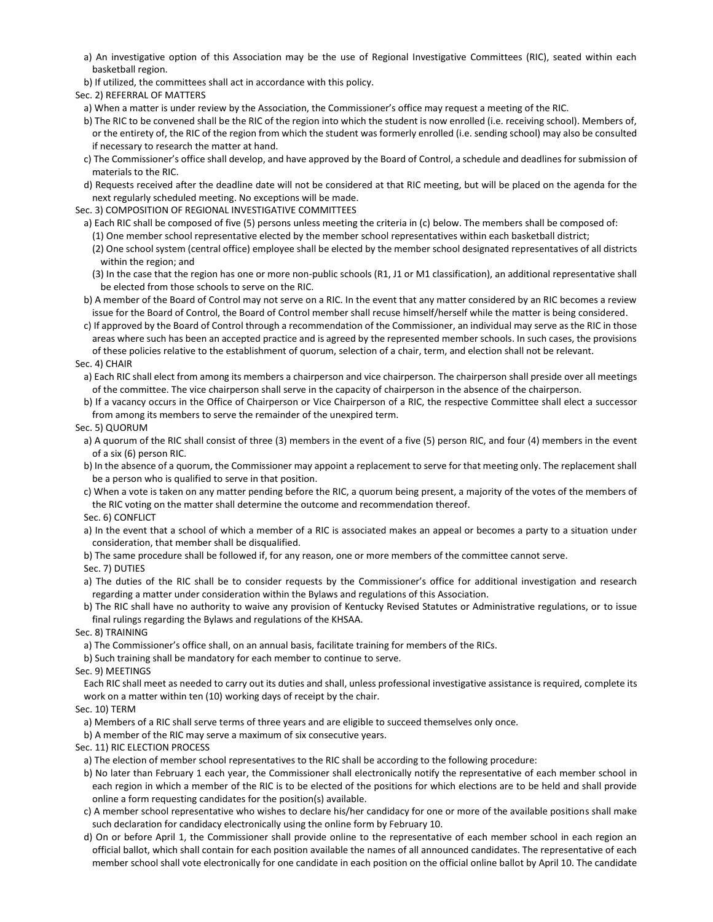a) An investigative option of this Association may be the use of Regional Investigative Committees (RIC), seated within each basketball region.

b) If utilized, the committees shall act in accordance with this policy.

Sec. 2) REFERRAL OF MATTERS

a) When a matter is under review by the Association, the Commissioner's office may request a meeting of the RIC.

b) The RIC to be convened shall be the RIC of the region into which the student is now enrolled (i.e. receiving school). Members of, or the entirety of, the RIC of the region from which the student was formerly enrolled (i.e. sending school) may also be consulted if necessary to research the matter at hand.

c) The Commissioner's office shall develop, and have approved by the Board of Control, a schedule and deadlines for submission of materials to the RIC.

d) Requests received after the deadline date will not be considered at that RIC meeting, but will be placed on the agenda for the next regularly scheduled meeting. No exceptions will be made.

Sec. 3) COMPOSITION OF REGIONAL INVESTIGATIVE COMMITTEES

a) Each RIC shall be composed of five (5) persons unless meeting the criteria in (c) below. The members shall be composed of:

(1) One member school representative elected by the member school representatives within each basketball district;

(2) One school system (central office) employee shall be elected by the member school designated representatives of all districts within the region; and

(3) In the case that the region has one or more non-public schools (R1, J1 or M1 classification), an additional representative shall be elected from those schools to serve on the RIC.

b) A member of the Board of Control may not serve on a RIC. In the event that any matter considered by an RIC becomes a review issue for the Board of Control, the Board of Control member shall recuse himself/herself while the matter is being considered.

c) If approved by the Board of Control through a recommendation of the Commissioner, an individual may serve as the RIC in those areas where such has been an accepted practice and is agreed by the represented member schools. In such cases, the provisions of these policies relative to the establishment of quorum, selection of a chair, term, and election shall not be relevant.

Sec. 4) CHAIR

a) Each RIC shall elect from among its members a chairperson and vice chairperson. The chairperson shall preside over all meetings of the committee. The vice chairperson shall serve in the capacity of chairperson in the absence of the chairperson.

b) If a vacancy occurs in the Office of Chairperson or Vice Chairperson of a RIC, the respective Committee shall elect a successor from among its members to serve the remainder of the unexpired term.

Sec. 5) QUORUM

a) A quorum of the RIC shall consist of three (3) members in the event of a five (5) person RIC, and four (4) members in the event of a six (6) person RIC.

b) In the absence of a quorum, the Commissioner may appoint a replacement to serve for that meeting only. The replacement shall be a person who is qualified to serve in that position.

c) When a vote is taken on any matter pending before the RIC, a quorum being present, a majority of the votes of the members of the RIC voting on the matter shall determine the outcome and recommendation thereof.

Sec. 6) CONFLICT

a) In the event that a school of which a member of a RIC is associated makes an appeal or becomes a party to a situation under consideration, that member shall be disqualified.

b) The same procedure shall be followed if, for any reason, one or more members of the committee cannot serve.

Sec. 7) DUTIES

a) The duties of the RIC shall be to consider requests by the Commissioner's office for additional investigation and research regarding a matter under consideration within the Bylaws and regulations of this Association.

b) The RIC shall have no authority to waive any provision of Kentucky Revised Statutes or Administrative regulations, or to issue final rulings regarding the Bylaws and regulations of the KHSAA.

Sec. 8) TRAINING

a) The Commissioner's office shall, on an annual basis, facilitate training for members of the RICs.

b) Such training shall be mandatory for each member to continue to serve.

Sec. 9) MEETINGS

Each RIC shall meet as needed to carry out its duties and shall, unless professional investigative assistance is required, complete its work on a matter within ten (10) working days of receipt by the chair.

Sec. 10) TERM

a) Members of a RIC shall serve terms of three years and are eligible to succeed themselves only once.

b) A member of the RIC may serve a maximum of six consecutive years.

Sec. 11) RIC ELECTION PROCESS

a) The election of member school representatives to the RIC shall be according to the following procedure:

b) No later than February 1 each year, the Commissioner shall electronically notify the representative of each member school in each region in which a member of the RIC is to be elected of the positions for which elections are to be held and shall provide online a form requesting candidates for the position(s) available.

c) A member school representative who wishes to declare his/her candidacy for one or more of the available positions shall make such declaration for candidacy electronically using the online form by February 10.

d) On or before April 1, the Commissioner shall provide online to the representative of each member school in each region an official ballot, which shall contain for each position available the names of all announced candidates. The representative of each member school shall vote electronically for one candidate in each position on the official online ballot by April 10. The candidate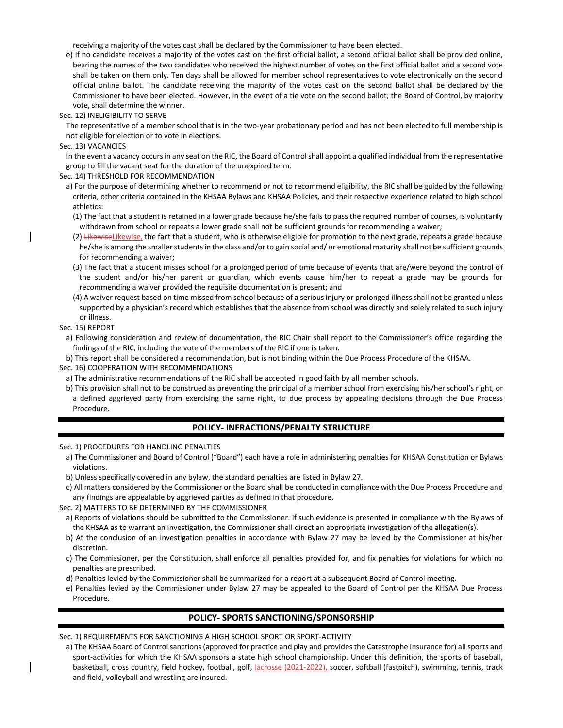receiving a majority of the votes cast shall be declared by the Commissioner to have been elected.

e) If no candidate receives a majority of the votes cast on the first official ballot, a second official ballot shall be provided online, bearing the names of the two candidates who received the highest number of votes on the first official ballot and a second vote shall be taken on them only. Ten days shall be allowed for member school representatives to vote electronically on the second official online ballot. The candidate receiving the majority of the votes cast on the second ballot shall be declared by the Commissioner to have been elected. However, in the event of a tie vote on the second ballot, the Board of Control, by majority vote, shall determine the winner.

Sec. 12) INELIGIBILITY TO SERVE

The representative of a member school that is in the two-year probationary period and has not been elected to full membership is not eligible for election or to vote in elections.

Sec. 13) VACANCIES

In the event a vacancy occurs in any seat on the RIC, the Board of Control shall appoint a qualified individual from the representative group to fill the vacant seat for the duration of the unexpired term.

Sec. 14) THRESHOLD FOR RECOMMENDATION

a) For the purpose of determining whether to recommend or not to recommend eligibility, the RIC shall be guided by the following criteria, other criteria contained in the KHSAA Bylaws and KHSAA Policies, and their respective experience related to high school athletics:

(1) The fact that a student is retained in a lower grade because he/she fails to pass the required number of courses, is voluntarily withdrawn from school or repeats a lower grade shall not be sufficient grounds for recommending a waiver;

(2) ~~Likewise~~Likewise, the fact that a student, who is otherwise eligible for promotion to the next grade, repeats a grade because he/she is among the smaller students in the class and/or to gain social and/ or emotional maturity shall not be sufficient grounds for recommending a waiver;

(3) The fact that a student misses school for a prolonged period of time because of events that are/were beyond the control of the student and/or his/her parent or guardian, which events cause him/her to repeat a grade may be grounds for recommending a waiver provided the requisite documentation is present; and

(4) A waiver request based on time missed from school because of a serious injury or prolonged illness shall not be granted unless supported by a physician's record which establishes that the absence from school was directly and solely related to such injury or illness.

Sec. 15) REPORT

a) Following consideration and review of documentation, the RIC Chair shall report to the Commissioner's office regarding the findings of the RIC, including the vote of the members of the RIC if one is taken.

b) This report shall be considered a recommendation, but is not binding within the Due Process Procedure of the KHSAA.

Sec. 16) COOPERATION WITH RECOMMENDATIONS

a) The administrative recommendations of the RIC shall be accepted in good faith by all member schools.

b) This provision shall not to be construed as preventing the principal of a member school from exercising his/her school's right, or a defined aggrieved party from exercising the same right, to due process by appealing decisions through the Due Process Procedure.

## POLICY- INFRACTIONS/PENALTY STRUCTURE

Sec. 1) PROCEDURES FOR HANDLING PENALTIES

a) The Commissioner and Board of Control ("Board") each have a role in administering penalties for KHSAA Constitution or Bylaws violations.

b) Unless specifically covered in any bylaw, the standard penalties are listed in Bylaw 27.

c) All matters considered by the Commissioner or the Board shall be conducted in compliance with the Due Process Procedure and any findings are appealable by aggrieved parties as defined in that procedure.

Sec. 2) MATTERS TO BE DETERMINED BY THE COMMISSIONER

a) Reports of violations should be submitted to the Commissioner. If such evidence is presented in compliance with the Bylaws of the KHSAA as to warrant an investigation, the Commissioner shall direct an appropriate investigation of the allegation(s).

b) At the conclusion of an investigation penalties in accordance with Bylaw 27 may be levied by the Commissioner at his/her discretion.

c) The Commissioner, per the Constitution, shall enforce all penalties provided for, and fix penalties for violations for which no penalties are prescribed.

d) Penalties levied by the Commissioner shall be summarized for a report at a subsequent Board of Control meeting.

e) Penalties levied by the Commissioner under Bylaw 27 may be appealed to the Board of Control per the KHSAA Due Process Procedure.

## POLICY- SPORTS SANCTIONING/SPONSORSHIP

Sec. 1) REQUIREMENTS FOR SANCTIONING A HIGH SCHOOL SPORT OR SPORT-ACTIVITY

a) The KHSAA Board of Control sanctions (approved for practice and play and provides the Catastrophe Insurance for) all sports and sport-activities for which the KHSAA sponsors a state high school championship. Under this definition, the sports of baseball, basketball, cross country, field hockey, football, golf, lacrosse (2021-2022), soccer, softball (fastpitch), swimming, tennis, track and field, volleyball and wrestling are insured.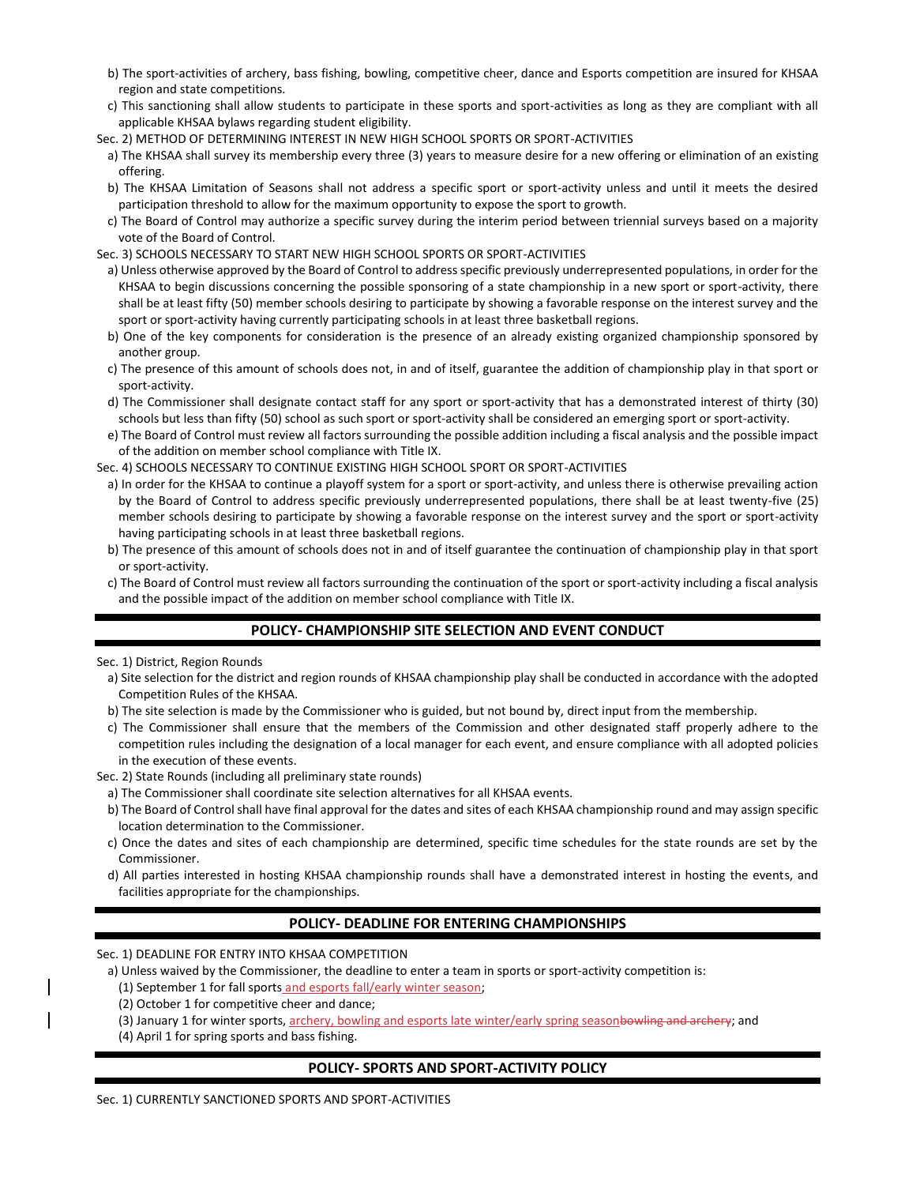b) The sport-activities of archery, bass fishing, bowling, competitive cheer, dance and Esports competition are insured for KHSAA region and state competitions.

c) This sanctioning shall allow students to participate in these sports and sport-activities as long as they are compliant with all applicable KHSAA bylaws regarding student eligibility.

Sec. 2) METHOD OF DETERMINING INTEREST IN NEW HIGH SCHOOL SPORTS OR SPORT-ACTIVITIES

a) The KHSAA shall survey its membership every three (3) years to measure desire for a new offering or elimination of an existing offering.

b) The KHSAA Limitation of Seasons shall not address a specific sport or sport-activity unless and until it meets the desired participation threshold to allow for the maximum opportunity to expose the sport to growth.

c) The Board of Control may authorize a specific survey during the interim period between triennial surveys based on a majority vote of the Board of Control.

Sec. 3) SCHOOLS NECESSARY TO START NEW HIGH SCHOOL SPORTS OR SPORT-ACTIVITIES

a) Unless otherwise approved by the Board of Control to address specific previously underrepresented populations, in order for the KHSAA to begin discussions concerning the possible sponsoring of a state championship in a new sport or sport-activity, there shall be at least fifty (50) member schools desiring to participate by showing a favorable response on the interest survey and the sport or sport-activity having currently participating schools in at least three basketball regions.

b) One of the key components for consideration is the presence of an already existing organized championship sponsored by another group.

c) The presence of this amount of schools does not, in and of itself, guarantee the addition of championship play in that sport or sport-activity.

d) The Commissioner shall designate contact staff for any sport or sport-activity that has a demonstrated interest of thirty (30) schools but less than fifty (50) school as such sport or sport-activity shall be considered an emerging sport or sport-activity.

e) The Board of Control must review all factors surrounding the possible addition including a fiscal analysis and the possible impact of the addition on member school compliance with Title IX.

Sec. 4) SCHOOLS NECESSARY TO CONTINUE EXISTING HIGH SCHOOL SPORT OR SPORT-ACTIVITIES

a) In order for the KHSAA to continue a playoff system for a sport or sport-activity, and unless there is otherwise prevailing action by the Board of Control to address specific previously underrepresented populations, there shall be at least twenty-five (25) member schools desiring to participate by showing a favorable response on the interest survey and the sport or sport-activity having participating schools in at least three basketball regions.

b) The presence of this amount of schools does not in and of itself guarantee the continuation of championship play in that sport or sport-activity.

c) The Board of Control must review all factors surrounding the continuation of the sport or sport-activity including a fiscal analysis and the possible impact of the addition on member school compliance with Title IX.

## POLICY- CHAMPIONSHIP SITE SELECTION AND EVENT CONDUCT

Sec. 1) District, Region Rounds

a) Site selection for the district and region rounds of KHSAA championship play shall be conducted in accordance with the adopted Competition Rules of the KHSAA.

b) The site selection is made by the Commissioner who is guided, but not bound by, direct input from the membership.

c) The Commissioner shall ensure that the members of the Commission and other designated staff properly adhere to the competition rules including the designation of a local manager for each event, and ensure compliance with all adopted policies in the execution of these events.

Sec. 2) State Rounds (including all preliminary state rounds)

a) The Commissioner shall coordinate site selection alternatives for all KHSAA events.

b) The Board of Control shall have final approval for the dates and sites of each KHSAA championship round and may assign specific location determination to the Commissioner.

c) Once the dates and sites of each championship are determined, specific time schedules for the state rounds are set by the Commissioner.

d) All parties interested in hosting KHSAA championship rounds shall have a demonstrated interest in hosting the events, and facilities appropriate for the championships.

## POLICY- DEADLINE FOR ENTERING CHAMPIONSHIPS

Sec. 1) DEADLINE FOR ENTRY INTO KHSAA COMPETITION

a) Unless waived by the Commissioner, the deadline to enter a team in sports or sport-activity competition is:

(1) September 1 for fall sports and esports fall/early winter season;

(2) October 1 for competitive cheer and dance;

(3) January 1 for winter sports, archery, bowling and esports late winter/early spring season~~bowling and archery~~; and

(4) April 1 for spring sports and bass fishing.

## POLICY- SPORTS AND SPORT-ACTIVITY POLICY

Sec. 1) CURRENTLY SANCTIONED SPORTS AND SPORT-ACTIVITIES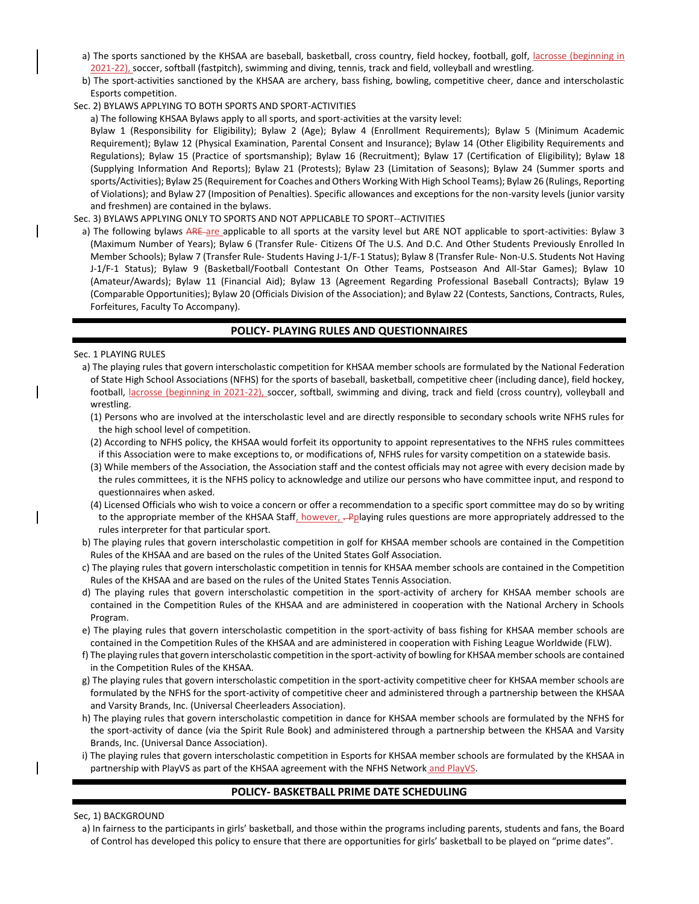a) The sports sanctioned by the KHSAA are baseball, basketball, cross country, field hockey, football, golf, lacrosse (beginning in 2021-22), soccer, softball (fastpitch), swimming and diving, tennis, track and field, volleyball and wrestling.

b) The sport-activities sanctioned by the KHSAA are archery, bass fishing, bowling, competitive cheer, dance and interscholastic Esports competition.

Sec. 2) BYLAWS APPLYING TO BOTH SPORTS AND SPORT-ACTIVITIES

a) The following KHSAA Bylaws apply to all sports, and sport-activities at the varsity level:
Bylaw 1 (Responsibility for Eligibility); Bylaw 2 (Age); Bylaw 4 (Enrollment Requirements); Bylaw 5 (Minimum Academic Requirement); Bylaw 12 (Physical Examination, Parental Consent and Insurance); Bylaw 14 (Other Eligibility Requirements and Regulations); Bylaw 15 (Practice of sportsmanship); Bylaw 16 (Recruitment); Bylaw 17 (Certification of Eligibility); Bylaw 18 (Supplying Information And Reports); Bylaw 21 (Protests); Bylaw 23 (Limitation of Seasons); Bylaw 24 (Summer sports and sports/Activities); Bylaw 25 (Requirement for Coaches and Others Working With High School Teams); Bylaw 26 (Rulings, Reporting of Violations); and Bylaw 27 (Imposition of Penalties). Specific allowances and exceptions for the non-varsity levels (junior varsity and freshmen) are contained in the bylaws.

Sec. 3) BYLAWS APPLYING ONLY TO SPORTS AND NOT APPLICABLE TO SPORT--ACTIVITIES

a) The following bylaws ~~ARE~~ are applicable to all sports at the varsity level but ARE NOT applicable to sport-activities: Bylaw 3 (Maximum Number of Years); Bylaw 6 (Transfer Rule- Citizens Of The U.S. And D.C. And Other Students Previously Enrolled In Member Schools); Bylaw 7 (Transfer Rule- Students Having J-1/F-1 Status); Bylaw 8 (Transfer Rule- Non-U.S. Students Not Having J-1/F-1 Status); Bylaw 9 (Basketball/Football Contestant On Other Teams, Postseason And All-Star Games); Bylaw 10 (Amateur/Awards); Bylaw 11 (Financial Aid); Bylaw 13 (Agreement Regarding Professional Baseball Contracts); Bylaw 19 (Comparable Opportunities); Bylaw 20 (Officials Division of the Association); and Bylaw 22 (Contests, Sanctions, Contracts, Rules, Forfeitures, Faculty To Accompany).

## POLICY- PLAYING RULES AND QUESTIONNAIRES

Sec. 1 PLAYING RULES

a) The playing rules that govern interscholastic competition for KHSAA member schools are formulated by the National Federation of State High School Associations (NFHS) for the sports of baseball, basketball, competitive cheer (including dance), field hockey, football, lacrosse (beginning in 2021-22), soccer, softball, swimming and diving, track and field (cross country), volleyball and wrestling.

(1) Persons who are involved at the interscholastic level and are directly responsible to secondary schools write NFHS rules for the high school level of competition.

(2) According to NFHS policy, the KHSAA would forfeit its opportunity to appoint representatives to the NFHS rules committees if this Association were to make exceptions to, or modifications of, NFHS rules for varsity competition on a statewide basis.

(3) While members of the Association, the Association staff and the contest officials may not agree with every decision made by the rules committees, it is the NFHS policy to acknowledge and utilize our persons who have committee input, and respond to questionnaires when asked.

(4) Licensed Officials who wish to voice a concern or offer a recommendation to a specific sport committee may do so by writing to the appropriate member of the KHSAA Staff, however, ~~. P~~playing rules questions are more appropriately addressed to the rules interpreter for that particular sport.

b) The playing rules that govern interscholastic competition in golf for KHSAA member schools are contained in the Competition Rules of the KHSAA and are based on the rules of the United States Golf Association.

c) The playing rules that govern interscholastic competition in tennis for KHSAA member schools are contained in the Competition Rules of the KHSAA and are based on the rules of the United States Tennis Association.

d) The playing rules that govern interscholastic competition in the sport-activity of archery for KHSAA member schools are contained in the Competition Rules of the KHSAA and are administered in cooperation with the National Archery in Schools Program.

e) The playing rules that govern interscholastic competition in the sport-activity of bass fishing for KHSAA member schools are contained in the Competition Rules of the KHSAA and are administered in cooperation with Fishing League Worldwide (FLW).

f) The playing rules that govern interscholastic competition in the sport-activity of bowling for KHSAA member schools are contained in the Competition Rules of the KHSAA.

g) The playing rules that govern interscholastic competition in the sport-activity competitive cheer for KHSAA member schools are formulated by the NFHS for the sport-activity of competitive cheer and administered through a partnership between the KHSAA and Varsity Brands, Inc. (Universal Cheerleaders Association).

h) The playing rules that govern interscholastic competition in dance for KHSAA member schools are formulated by the NFHS for the sport-activity of dance (via the Spirit Rule Book) and administered through a partnership between the KHSAA and Varsity Brands, Inc. (Universal Dance Association).

i) The playing rules that govern interscholastic competition in Esports for KHSAA member schools are formulated by the KHSAA in partnership with PlayVS as part of the KHSAA agreement with the NFHS Network and PlayVS.

## POLICY- BASKETBALL PRIME DATE SCHEDULING

Sec, 1) BACKGROUND

a) In fairness to the participants in girls' basketball, and those within the programs including parents, students and fans, the Board of Control has developed this policy to ensure that there are opportunities for girls' basketball to be played on "prime dates".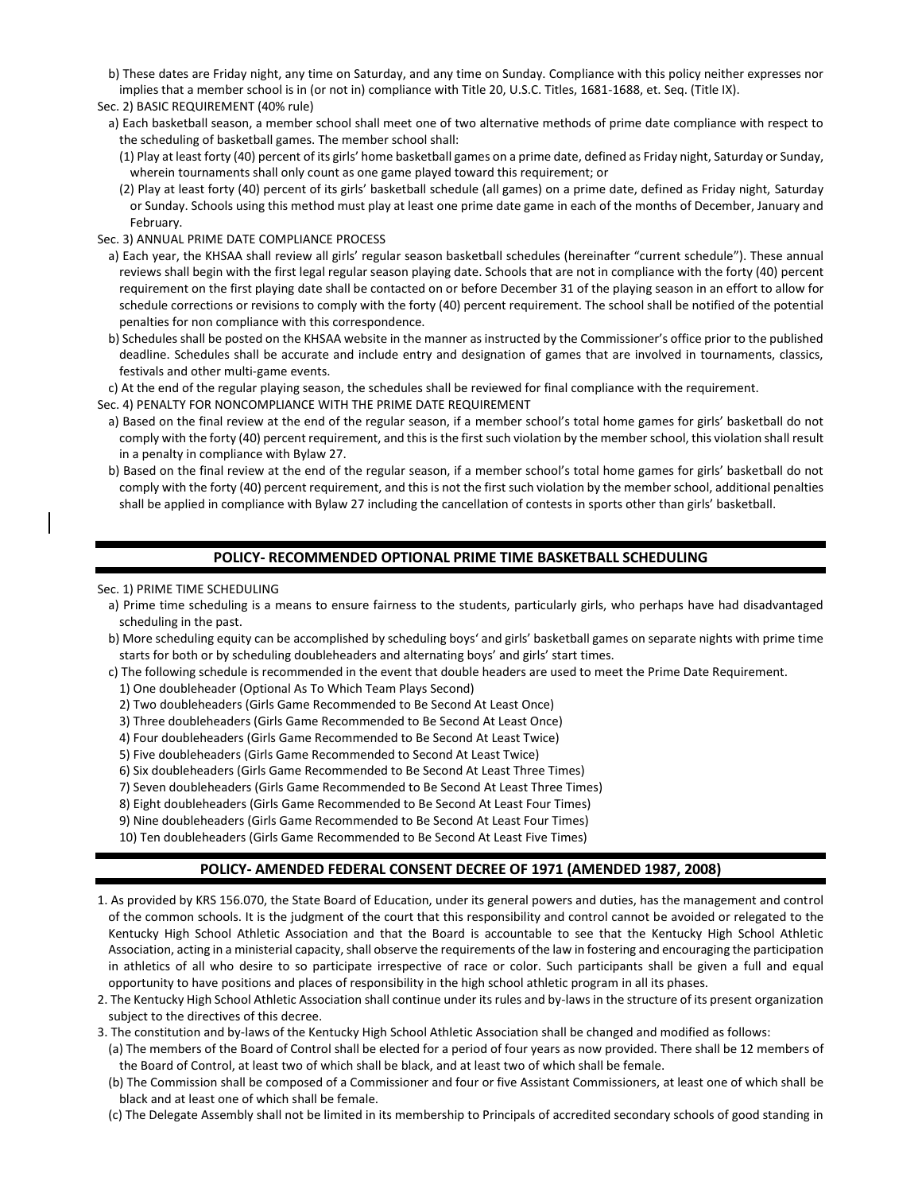b) These dates are Friday night, any time on Saturday, and any time on Sunday. Compliance with this policy neither expresses nor implies that a member school is in (or not in) compliance with Title 20, U.S.C. Titles, 1681-1688, et. Seq. (Title IX).

Sec. 2) BASIC REQUIREMENT (40% rule)

a) Each basketball season, a member school shall meet one of two alternative methods of prime date compliance with respect to the scheduling of basketball games. The member school shall:

(1) Play at least forty (40) percent of its girls' home basketball games on a prime date, defined as Friday night, Saturday or Sunday, wherein tournaments shall only count as one game played toward this requirement; or

(2) Play at least forty (40) percent of its girls' basketball schedule (all games) on a prime date, defined as Friday night, Saturday or Sunday. Schools using this method must play at least one prime date game in each of the months of December, January and February.

Sec. 3) ANNUAL PRIME DATE COMPLIANCE PROCESS

a) Each year, the KHSAA shall review all girls' regular season basketball schedules (hereinafter "current schedule"). These annual reviews shall begin with the first legal regular season playing date. Schools that are not in compliance with the forty (40) percent requirement on the first playing date shall be contacted on or before December 31 of the playing season in an effort to allow for schedule corrections or revisions to comply with the forty (40) percent requirement. The school shall be notified of the potential penalties for non compliance with this correspondence.

b) Schedules shall be posted on the KHSAA website in the manner as instructed by the Commissioner's office prior to the published deadline. Schedules shall be accurate and include entry and designation of games that are involved in tournaments, classics, festivals and other multi-game events.

c) At the end of the regular playing season, the schedules shall be reviewed for final compliance with the requirement.

Sec. 4) PENALTY FOR NONCOMPLIANCE WITH THE PRIME DATE REQUIREMENT

a) Based on the final review at the end of the regular season, if a member school's total home games for girls' basketball do not comply with the forty (40) percent requirement, and this is the first such violation by the member school, this violation shall result in a penalty in compliance with Bylaw 27.

b) Based on the final review at the end of the regular season, if a member school's total home games for girls' basketball do not comply with the forty (40) percent requirement, and this is not the first such violation by the member school, additional penalties shall be applied in compliance with Bylaw 27 including the cancellation of contests in sports other than girls' basketball.

## POLICY- RECOMMENDED OPTIONAL PRIME TIME BASKETBALL SCHEDULING

Sec. 1) PRIME TIME SCHEDULING

a) Prime time scheduling is a means to ensure fairness to the students, particularly girls, who perhaps have had disadvantaged scheduling in the past.

b) More scheduling equity can be accomplished by scheduling boys' and girls' basketball games on separate nights with prime time starts for both or by scheduling doubleheaders and alternating boys' and girls' start times.

c) The following schedule is recommended in the event that double headers are used to meet the Prime Date Requirement.

1) One doubleheader (Optional As To Which Team Plays Second)
2) Two doubleheaders (Girls Game Recommended to Be Second At Least Once)
3) Three doubleheaders (Girls Game Recommended to Be Second At Least Once)
4) Four doubleheaders (Girls Game Recommended to Be Second At Least Twice)
5) Five doubleheaders (Girls Game Recommended to Second At Least Twice)
6) Six doubleheaders (Girls Game Recommended to Be Second At Least Three Times)
7) Seven doubleheaders (Girls Game Recommended to Be Second At Least Three Times)
8) Eight doubleheaders (Girls Game Recommended to Be Second At Least Four Times)
9) Nine doubleheaders (Girls Game Recommended to Be Second At Least Four Times)
10) Ten doubleheaders (Girls Game Recommended to Be Second At Least Five Times)

## POLICY- AMENDED FEDERAL CONSENT DECREE OF 1971 (AMENDED 1987, 2008)

1. As provided by KRS 156.070, the State Board of Education, under its general powers and duties, has the management and control of the common schools. It is the judgment of the court that this responsibility and control cannot be avoided or relegated to the Kentucky High School Athletic Association and that the Board is accountable to see that the Kentucky High School Athletic Association, acting in a ministerial capacity, shall observe the requirements of the law in fostering and encouraging the participation in athletics of all who desire to so participate irrespective of race or color. Such participants shall be given a full and equal opportunity to have positions and places of responsibility in the high school athletic program in all its phases.
2. The Kentucky High School Athletic Association shall continue under its rules and by-laws in the structure of its present organization subject to the directives of this decree.
3. The constitution and by-laws of the Kentucky High School Athletic Association shall be changed and modified as follows:

(a) The members of the Board of Control shall be elected for a period of four years as now provided. There shall be 12 members of the Board of Control, at least two of which shall be black, and at least two of which shall be female.

(b) The Commission shall be composed of a Commissioner and four or five Assistant Commissioners, at least one of which shall be black and at least one of which shall be female.

(c) The Delegate Assembly shall not be limited in its membership to Principals of accredited secondary schools of good standing in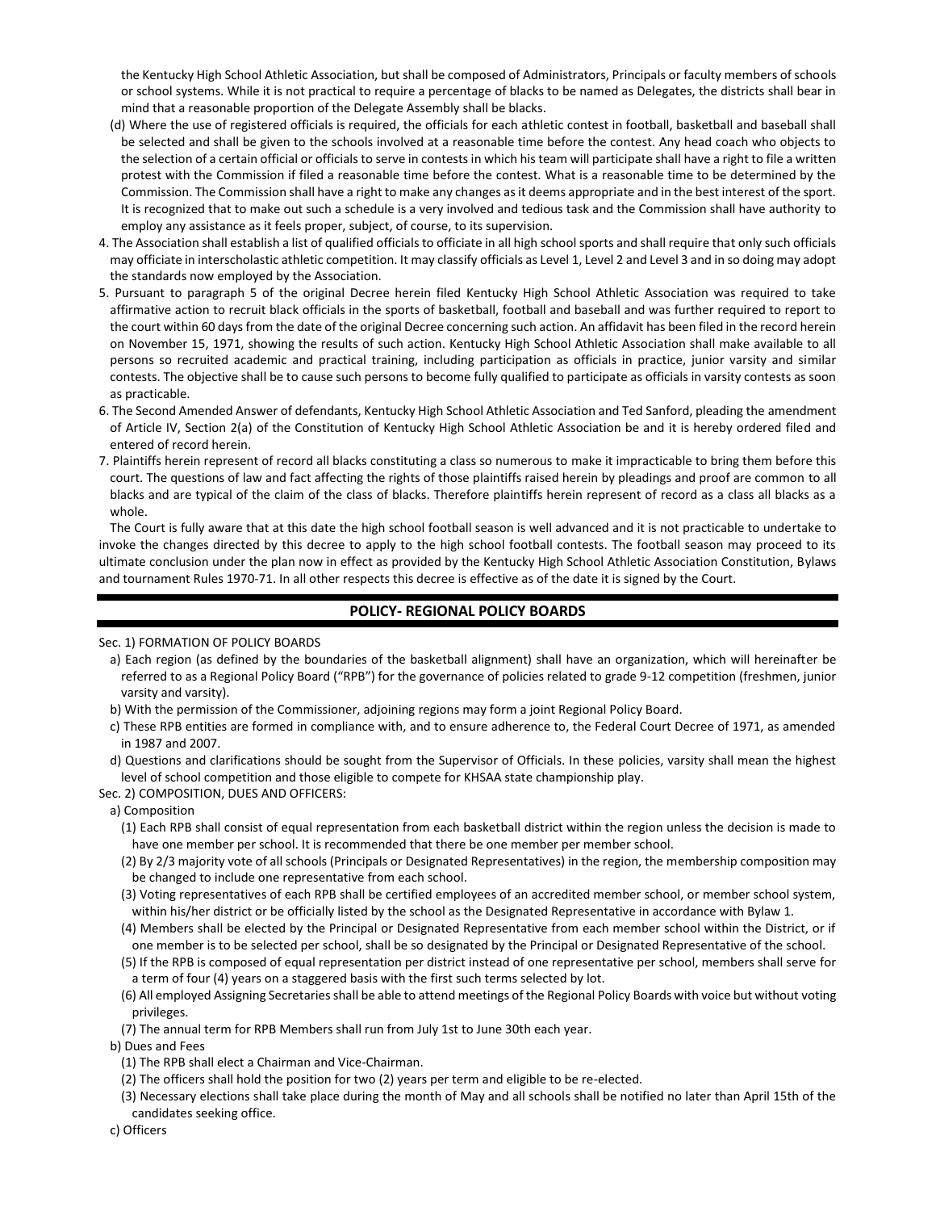the Kentucky High School Athletic Association, but shall be composed of Administrators, Principals or faculty members of schools or school systems. While it is not practical to require a percentage of blacks to be named as Delegates, the districts shall bear in mind that a reasonable proportion of the Delegate Assembly shall be blacks.

(d) Where the use of registered officials is required, the officials for each athletic contest in football, basketball and baseball shall be selected and shall be given to the schools involved at a reasonable time before the contest. Any head coach who objects to the selection of a certain official or officials to serve in contests in which his team will participate shall have a right to file a written protest with the Commission if filed a reasonable time before the contest. What is a reasonable time to be determined by the Commission. The Commission shall have a right to make any changes as it deems appropriate and in the best interest of the sport. It is recognized that to make out such a schedule is a very involved and tedious task and the Commission shall have authority to employ any assistance as it feels proper, subject, of course, to its supervision.

4. The Association shall establish a list of qualified officials to officiate in all high school sports and shall require that only such officials may officiate in interscholastic athletic competition. It may classify officials as Level 1, Level 2 and Level 3 and in so doing may adopt the standards now employed by the Association.

5. Pursuant to paragraph 5 of the original Decree herein filed Kentucky High School Athletic Association was required to take affirmative action to recruit black officials in the sports of basketball, football and baseball and was further required to report to the court within 60 days from the date of the original Decree concerning such action. An affidavit has been filed in the record herein on November 15, 1971, showing the results of such action. Kentucky High School Athletic Association shall make available to all persons so recruited academic and practical training, including participation as officials in practice, junior varsity and similar contests. The objective shall be to cause such persons to become fully qualified to participate as officials in varsity contests as soon as practicable.

6. The Second Amended Answer of defendants, Kentucky High School Athletic Association and Ted Sanford, pleading the amendment of Article IV, Section 2(a) of the Constitution of Kentucky High School Athletic Association be and it is hereby ordered filed and entered of record herein.

7. Plaintiffs herein represent of record all blacks constituting a class so numerous to make it impracticable to bring them before this court. The questions of law and fact affecting the rights of those plaintiffs raised herein by pleadings and proof are common to all blacks and are typical of the claim of the class of blacks. Therefore plaintiffs herein represent of record as a class all blacks as a whole.

The Court is fully aware that at this date the high school football season is well advanced and it is not practicable to undertake to invoke the changes directed by this decree to apply to the high school football contests. The football season may proceed to its ultimate conclusion under the plan now in effect as provided by the Kentucky High School Athletic Association Constitution, Bylaws and tournament Rules 1970-71. In all other respects this decree is effective as of the date it is signed by the Court.

## POLICY- REGIONAL POLICY BOARDS

Sec. 1) FORMATION OF POLICY BOARDS

a) Each region (as defined by the boundaries of the basketball alignment) shall have an organization, which will hereinafter be referred to as a Regional Policy Board ("RPB") for the governance of policies related to grade 9-12 competition (freshmen, junior varsity and varsity).

b) With the permission of the Commissioner, adjoining regions may form a joint Regional Policy Board.

c) These RPB entities are formed in compliance with, and to ensure adherence to, the Federal Court Decree of 1971, as amended in 1987 and 2007.

d) Questions and clarifications should be sought from the Supervisor of Officials. In these policies, varsity shall mean the highest level of school competition and those eligible to compete for KHSAA state championship play.

Sec. 2) COMPOSITION, DUES AND OFFICERS:

a) Composition

(1) Each RPB shall consist of equal representation from each basketball district within the region unless the decision is made to have one member per school. It is recommended that there be one member per member school.

(2) By 2/3 majority vote of all schools (Principals or Designated Representatives) in the region, the membership composition may be changed to include one representative from each school.

(3) Voting representatives of each RPB shall be certified employees of an accredited member school, or member school system, within his/her district or be officially listed by the school as the Designated Representative in accordance with Bylaw 1.

(4) Members shall be elected by the Principal or Designated Representative from each member school within the District, or if one member is to be selected per school, shall be so designated by the Principal or Designated Representative of the school.

(5) If the RPB is composed of equal representation per district instead of one representative per school, members shall serve for a term of four (4) years on a staggered basis with the first such terms selected by lot.

(6) All employed Assigning Secretaries shall be able to attend meetings of the Regional Policy Boards with voice but without voting privileges.

(7) The annual term for RPB Members shall run from July 1st to June 30th each year.

b) Dues and Fees

(1) The RPB shall elect a Chairman and Vice-Chairman.

(2) The officers shall hold the position for two (2) years per term and eligible to be re-elected.

(3) Necessary elections shall take place during the month of May and all schools shall be notified no later than April 15th of the candidates seeking office.

c) Officers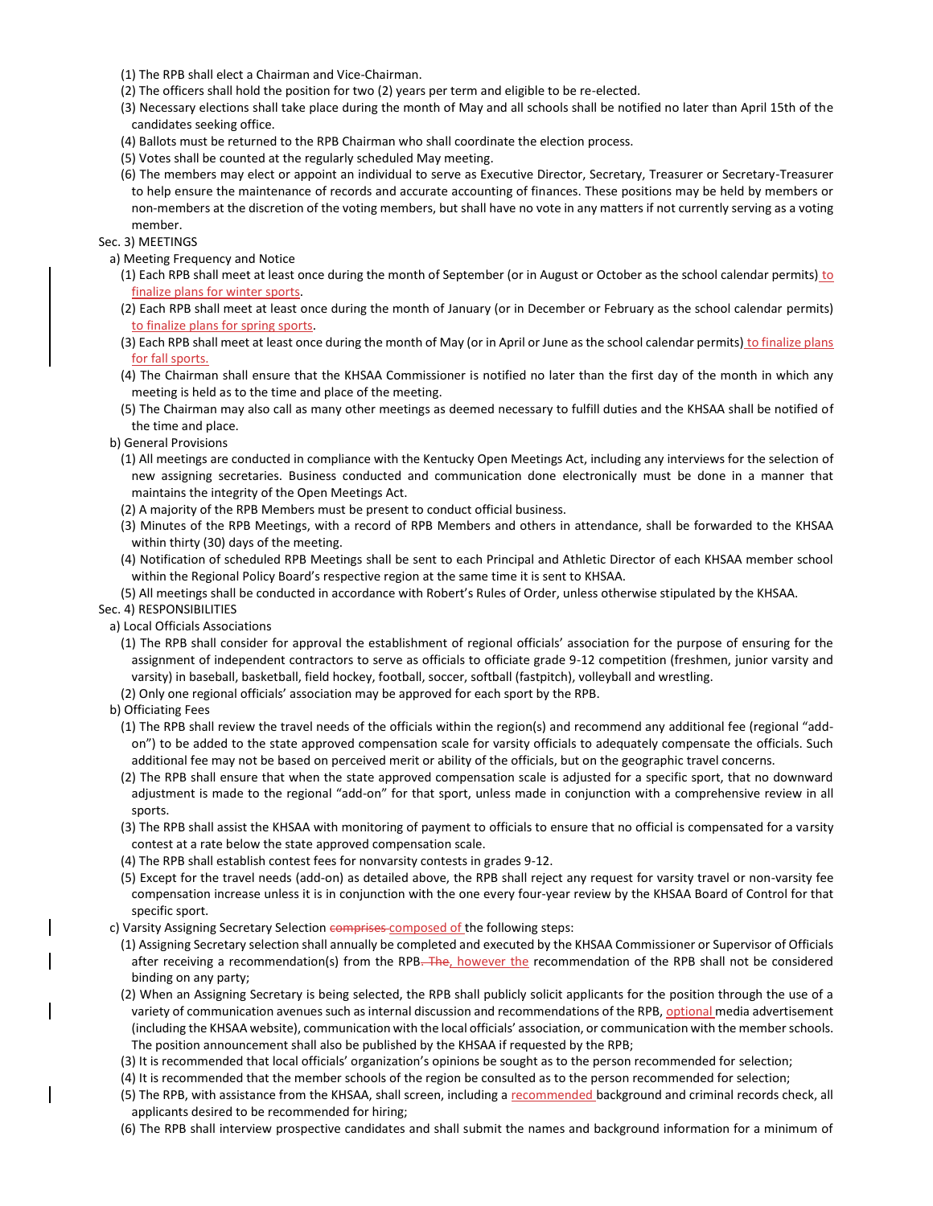(1) The RPB shall elect a Chairman and Vice-Chairman.

(2) The officers shall hold the position for two (2) years per term and eligible to be re-elected.

(3) Necessary elections shall take place during the month of May and all schools shall be notified no later than April 15th of the candidates seeking office.

(4) Ballots must be returned to the RPB Chairman who shall coordinate the election process.

(5) Votes shall be counted at the regularly scheduled May meeting.

(6) The members may elect or appoint an individual to serve as Executive Director, Secretary, Treasurer or Secretary-Treasurer to help ensure the maintenance of records and accurate accounting of finances. These positions may be held by members or non-members at the discretion of the voting members, but shall have no vote in any matters if not currently serving as a voting member.

Sec. 3) MEETINGS

a) Meeting Frequency and Notice

(1) Each RPB shall meet at least once during the month of September (or in August or October as the school calendar permits) to finalize plans for winter sports.

(2) Each RPB shall meet at least once during the month of January (or in December or February as the school calendar permits) to finalize plans for spring sports.

(3) Each RPB shall meet at least once during the month of May (or in April or June as the school calendar permits) to finalize plans for fall sports.

(4) The Chairman shall ensure that the KHSAA Commissioner is notified no later than the first day of the month in which any meeting is held as to the time and place of the meeting.

(5) The Chairman may also call as many other meetings as deemed necessary to fulfill duties and the KHSAA shall be notified of the time and place.

b) General Provisions

(1) All meetings are conducted in compliance with the Kentucky Open Meetings Act, including any interviews for the selection of new assigning secretaries. Business conducted and communication done electronically must be done in a manner that maintains the integrity of the Open Meetings Act.

(2) A majority of the RPB Members must be present to conduct official business.

(3) Minutes of the RPB Meetings, with a record of RPB Members and others in attendance, shall be forwarded to the KHSAA within thirty (30) days of the meeting.

(4) Notification of scheduled RPB Meetings shall be sent to each Principal and Athletic Director of each KHSAA member school within the Regional Policy Board's respective region at the same time it is sent to KHSAA.

(5) All meetings shall be conducted in accordance with Robert's Rules of Order, unless otherwise stipulated by the KHSAA.

Sec. 4) RESPONSIBILITIES

a) Local Officials Associations

(1) The RPB shall consider for approval the establishment of regional officials' association for the purpose of ensuring for the assignment of independent contractors to serve as officials to officiate grade 9-12 competition (freshmen, junior varsity and varsity) in baseball, basketball, field hockey, football, soccer, softball (fastpitch), volleyball and wrestling.

(2) Only one regional officials' association may be approved for each sport by the RPB.

b) Officiating Fees

(1) The RPB shall review the travel needs of the officials within the region(s) and recommend any additional fee (regional "add-on") to be added to the state approved compensation scale for varsity officials to adequately compensate the officials. Such additional fee may not be based on perceived merit or ability of the officials, but on the geographic travel concerns.

(2) The RPB shall ensure that when the state approved compensation scale is adjusted for a specific sport, that no downward adjustment is made to the regional "add-on" for that sport, unless made in conjunction with a comprehensive review in all sports.

(3) The RPB shall assist the KHSAA with monitoring of payment to officials to ensure that no official is compensated for a varsity contest at a rate below the state approved compensation scale.

(4) The RPB shall establish contest fees for nonvarsity contests in grades 9-12.

(5) Except for the travel needs (add-on) as detailed above, the RPB shall reject any request for varsity travel or non-varsity fee compensation increase unless it is in conjunction with the one every four-year review by the KHSAA Board of Control for that specific sport.

c) Varsity Assigning Secretary Selection ~~comprises~~ composed of the following steps:

(1) Assigning Secretary selection shall annually be completed and executed by the KHSAA Commissioner or Supervisor of Officials after receiving a recommendation(s) from the RPB~~. The~~, however the recommendation of the RPB shall not be considered binding on any party;

(2) When an Assigning Secretary is being selected, the RPB shall publicly solicit applicants for the position through the use of a variety of communication avenues such as internal discussion and recommendations of the RPB, optional media advertisement (including the KHSAA website), communication with the local officials' association, or communication with the member schools. The position announcement shall also be published by the KHSAA if requested by the RPB;

(3) It is recommended that local officials' organization's opinions be sought as to the person recommended for selection;

(4) It is recommended that the member schools of the region be consulted as to the person recommended for selection;

(5) The RPB, with assistance from the KHSAA, shall screen, including a recommended background and criminal records check, all applicants desired to be recommended for hiring;

(6) The RPB shall interview prospective candidates and shall submit the names and background information for a minimum of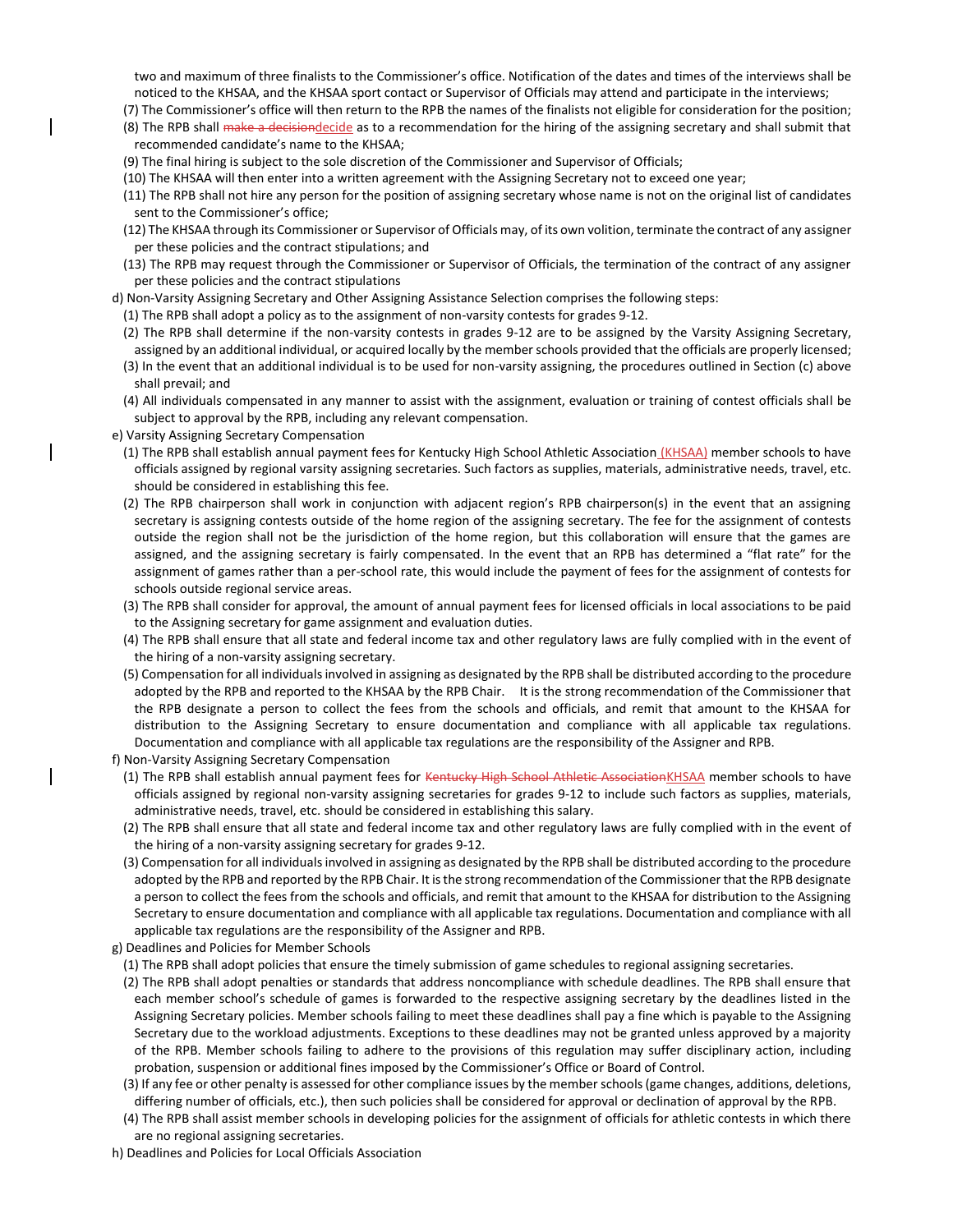two and maximum of three finalists to the Commissioner's office. Notification of the dates and times of the interviews shall be noticed to the KHSAA, and the KHSAA sport contact or Supervisor of Officials may attend and participate in the interviews;

(7) The Commissioner's office will then return to the RPB the names of the finalists not eligible for consideration for the position;

(8) The RPB shall ~~make a decision~~decide as to a recommendation for the hiring of the assigning secretary and shall submit that recommended candidate's name to the KHSAA;

(9) The final hiring is subject to the sole discretion of the Commissioner and Supervisor of Officials;

(10) The KHSAA will then enter into a written agreement with the Assigning Secretary not to exceed one year;

(11) The RPB shall not hire any person for the position of assigning secretary whose name is not on the original list of candidates sent to the Commissioner's office;

(12) The KHSAA through its Commissioner or Supervisor of Officials may, of its own volition, terminate the contract of any assigner per these policies and the contract stipulations; and

(13) The RPB may request through the Commissioner or Supervisor of Officials, the termination of the contract of any assigner per these policies and the contract stipulations

d) Non-Varsity Assigning Secretary and Other Assigning Assistance Selection comprises the following steps:

(1) The RPB shall adopt a policy as to the assignment of non-varsity contests for grades 9-12.

(2) The RPB shall determine if the non-varsity contests in grades 9-12 are to be assigned by the Varsity Assigning Secretary, assigned by an additional individual, or acquired locally by the member schools provided that the officials are properly licensed;

(3) In the event that an additional individual is to be used for non-varsity assigning, the procedures outlined in Section (c) above shall prevail; and

(4) All individuals compensated in any manner to assist with the assignment, evaluation or training of contest officials shall be subject to approval by the RPB, including any relevant compensation.

e) Varsity Assigning Secretary Compensation

(1) The RPB shall establish annual payment fees for Kentucky High School Athletic Association (KHSAA) member schools to have officials assigned by regional varsity assigning secretaries. Such factors as supplies, materials, administrative needs, travel, etc. should be considered in establishing this fee.

(2) The RPB chairperson shall work in conjunction with adjacent region's RPB chairperson(s) in the event that an assigning secretary is assigning contests outside of the home region of the assigning secretary. The fee for the assignment of contests outside the region shall not be the jurisdiction of the home region, but this collaboration will ensure that the games are assigned, and the assigning secretary is fairly compensated. In the event that an RPB has determined a "flat rate" for the assignment of games rather than a per-school rate, this would include the payment of fees for the assignment of contests for schools outside regional service areas.

(3) The RPB shall consider for approval, the amount of annual payment fees for licensed officials in local associations to be paid to the Assigning secretary for game assignment and evaluation duties.

(4) The RPB shall ensure that all state and federal income tax and other regulatory laws are fully complied with in the event of the hiring of a non-varsity assigning secretary.

(5) Compensation for all individuals involved in assigning as designated by the RPB shall be distributed according to the procedure adopted by the RPB and reported to the KHSAA by the RPB Chair. It is the strong recommendation of the Commissioner that the RPB designate a person to collect the fees from the schools and officials, and remit that amount to the KHSAA for distribution to the Assigning Secretary to ensure documentation and compliance with all applicable tax regulations. Documentation and compliance with all applicable tax regulations are the responsibility of the Assigner and RPB.

f) Non-Varsity Assigning Secretary Compensation

(1) The RPB shall establish annual payment fees for ~~Kentucky High School Athletic Association~~KHSAA member schools to have officials assigned by regional non-varsity assigning secretaries for grades 9-12 to include such factors as supplies, materials, administrative needs, travel, etc. should be considered in establishing this salary.

(2) The RPB shall ensure that all state and federal income tax and other regulatory laws are fully complied with in the event of the hiring of a non-varsity assigning secretary for grades 9-12.

(3) Compensation for all individuals involved in assigning as designated by the RPB shall be distributed according to the procedure adopted by the RPB and reported by the RPB Chair. It is the strong recommendation of the Commissioner that the RPB designate a person to collect the fees from the schools and officials, and remit that amount to the KHSAA for distribution to the Assigning Secretary to ensure documentation and compliance with all applicable tax regulations. Documentation and compliance with all applicable tax regulations are the responsibility of the Assigner and RPB.

g) Deadlines and Policies for Member Schools

(1) The RPB shall adopt policies that ensure the timely submission of game schedules to regional assigning secretaries.

(2) The RPB shall adopt penalties or standards that address noncompliance with schedule deadlines. The RPB shall ensure that each member school's schedule of games is forwarded to the respective assigning secretary by the deadlines listed in the Assigning Secretary policies. Member schools failing to meet these deadlines shall pay a fine which is payable to the Assigning Secretary due to the workload adjustments. Exceptions to these deadlines may not be granted unless approved by a majority of the RPB. Member schools failing to adhere to the provisions of this regulation may suffer disciplinary action, including probation, suspension or additional fines imposed by the Commissioner's Office or Board of Control.

(3) If any fee or other penalty is assessed for other compliance issues by the member schools (game changes, additions, deletions, differing number of officials, etc.), then such policies shall be considered for approval or declination of approval by the RPB.

(4) The RPB shall assist member schools in developing policies for the assignment of officials for athletic contests in which there are no regional assigning secretaries.

h) Deadlines and Policies for Local Officials Association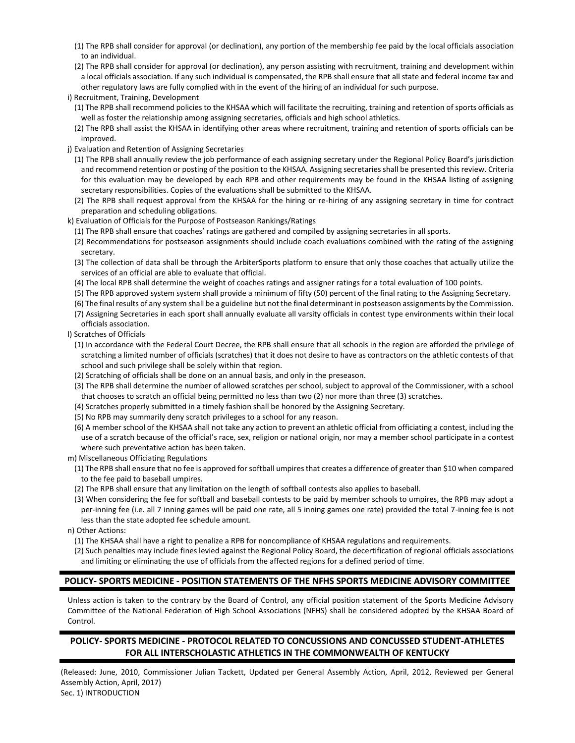(1) The RPB shall consider for approval (or declination), any portion of the membership fee paid by the local officials association to an individual.

(2) The RPB shall consider for approval (or declination), any person assisting with recruitment, training and development within a local officials association. If any such individual is compensated, the RPB shall ensure that all state and federal income tax and other regulatory laws are fully complied with in the event of the hiring of an individual for such purpose.

i) Recruitment, Training, Development

(1) The RPB shall recommend policies to the KHSAA which will facilitate the recruiting, training and retention of sports officials as well as foster the relationship among assigning secretaries, officials and high school athletics.

(2) The RPB shall assist the KHSAA in identifying other areas where recruitment, training and retention of sports officials can be improved.

j) Evaluation and Retention of Assigning Secretaries

(1) The RPB shall annually review the job performance of each assigning secretary under the Regional Policy Board's jurisdiction and recommend retention or posting of the position to the KHSAA. Assigning secretaries shall be presented this review. Criteria for this evaluation may be developed by each RPB and other requirements may be found in the KHSAA listing of assigning secretary responsibilities. Copies of the evaluations shall be submitted to the KHSAA.

(2) The RPB shall request approval from the KHSAA for the hiring or re-hiring of any assigning secretary in time for contract preparation and scheduling obligations.

k) Evaluation of Officials for the Purpose of Postseason Rankings/Ratings

(1) The RPB shall ensure that coaches' ratings are gathered and compiled by assigning secretaries in all sports.

(2) Recommendations for postseason assignments should include coach evaluations combined with the rating of the assigning secretary.

(3) The collection of data shall be through the ArbiterSports platform to ensure that only those coaches that actually utilize the services of an official are able to evaluate that official.

(4) The local RPB shall determine the weight of coaches ratings and assigner ratings for a total evaluation of 100 points.

(5) The RPB approved system system shall provide a minimum of fifty (50) percent of the final rating to the Assigning Secretary.

(6) The final results of any system shall be a guideline but not the final determinant in postseason assignments by the Commission.

(7) Assigning Secretaries in each sport shall annually evaluate all varsity officials in contest type environments within their local officials association.

l) Scratches of Officials

(1) In accordance with the Federal Court Decree, the RPB shall ensure that all schools in the region are afforded the privilege of scratching a limited number of officials (scratches) that it does not desire to have as contractors on the athletic contests of that school and such privilege shall be solely within that region.

(2) Scratching of officials shall be done on an annual basis, and only in the preseason.

(3) The RPB shall determine the number of allowed scratches per school, subject to approval of the Commissioner, with a school that chooses to scratch an official being permitted no less than two (2) nor more than three (3) scratches.

(4) Scratches properly submitted in a timely fashion shall be honored by the Assigning Secretary.

(5) No RPB may summarily deny scratch privileges to a school for any reason.

(6) A member school of the KHSAA shall not take any action to prevent an athletic official from officiating a contest, including the use of a scratch because of the official's race, sex, religion or national origin, nor may a member school participate in a contest where such preventative action has been taken.

m) Miscellaneous Officiating Regulations

(1) The RPB shall ensure that no fee is approved for softball umpires that creates a difference of greater than $10 when compared to the fee paid to baseball umpires.

(2) The RPB shall ensure that any limitation on the length of softball contests also applies to baseball.

(3) When considering the fee for softball and baseball contests to be paid by member schools to umpires, the RPB may adopt a per-inning fee (i.e. all 7 inning games will be paid one rate, all 5 inning games one rate) provided the total 7-inning fee is not less than the state adopted fee schedule amount.

n) Other Actions:

(1) The KHSAA shall have a right to penalize a RPB for noncompliance of KHSAA regulations and requirements.

(2) Such penalties may include fines levied against the Regional Policy Board, the decertification of regional officials associations and limiting or eliminating the use of officials from the affected regions for a defined period of time.

## POLICY- SPORTS MEDICINE - POSITION STATEMENTS OF THE NFHS SPORTS MEDICINE ADVISORY COMMITTEE

Unless action is taken to the contrary by the Board of Control, any official position statement of the Sports Medicine Advisory Committee of the National Federation of High School Associations (NFHS) shall be considered adopted by the KHSAA Board of Control.

## POLICY- SPORTS MEDICINE - PROTOCOL RELATED TO CONCUSSIONS AND CONCUSSED STUDENT-ATHLETES FOR ALL INTERSCHOLASTIC ATHLETICS IN THE COMMONWEALTH OF KENTUCKY

(Released: June, 2010, Commissioner Julian Tackett, Updated per General Assembly Action, April, 2012, Reviewed per General Assembly Action, April, 2017)

Sec. 1) INTRODUCTION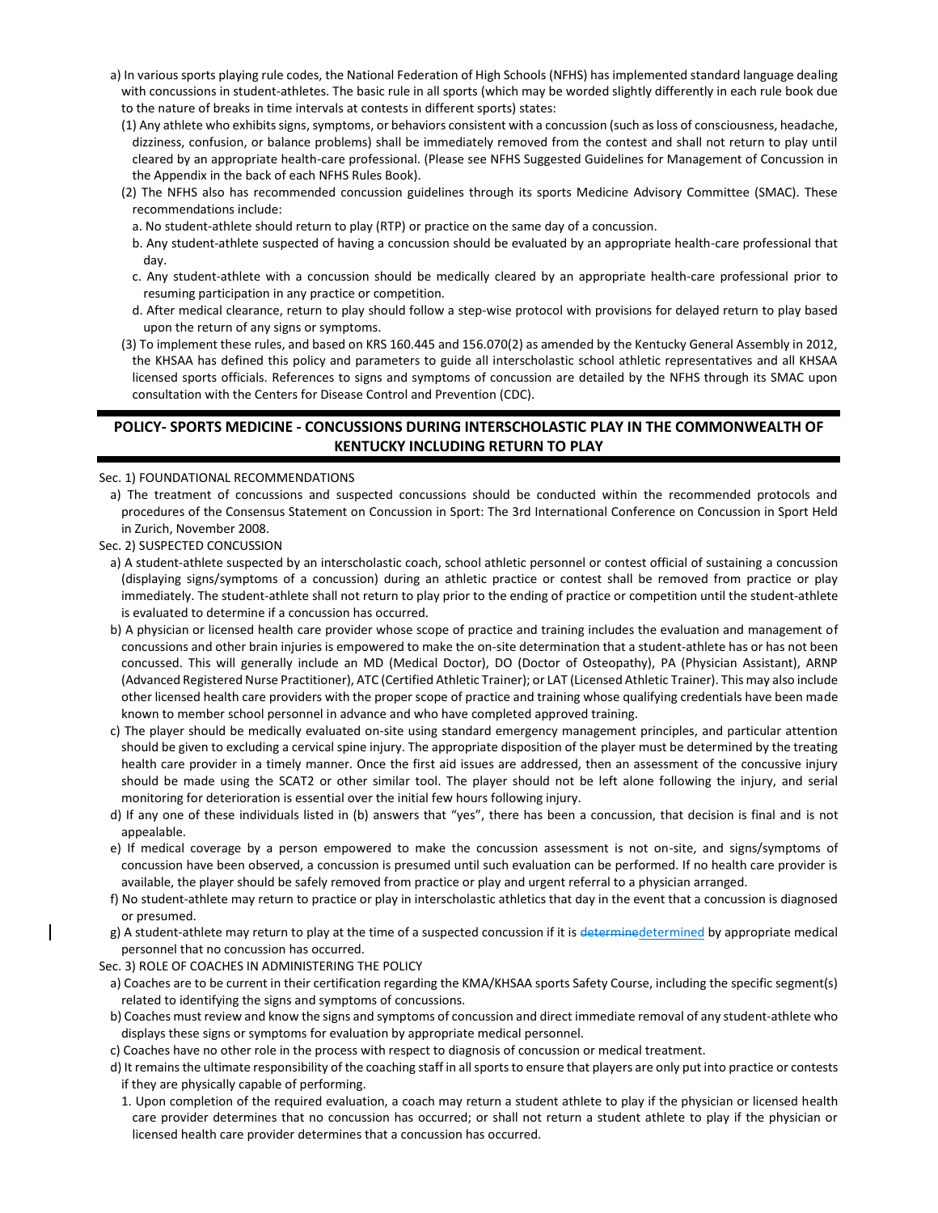a) In various sports playing rule codes, the National Federation of High Schools (NFHS) has implemented standard language dealing with concussions in student-athletes. The basic rule in all sports (which may be worded slightly differently in each rule book due to the nature of breaks in time intervals at contests in different sports) states:

(1) Any athlete who exhibits signs, symptoms, or behaviors consistent with a concussion (such as loss of consciousness, headache, dizziness, confusion, or balance problems) shall be immediately removed from the contest and shall not return to play until cleared by an appropriate health-care professional. (Please see NFHS Suggested Guidelines for Management of Concussion in the Appendix in the back of each NFHS Rules Book).

(2) The NFHS also has recommended concussion guidelines through its sports Medicine Advisory Committee (SMAC). These recommendations include:

a. No student-athlete should return to play (RTP) or practice on the same day of a concussion.

b. Any student-athlete suspected of having a concussion should be evaluated by an appropriate health-care professional that day.

c. Any student-athlete with a concussion should be medically cleared by an appropriate health-care professional prior to resuming participation in any practice or competition.

d. After medical clearance, return to play should follow a step-wise protocol with provisions for delayed return to play based upon the return of any signs or symptoms.

(3) To implement these rules, and based on KRS 160.445 and 156.070(2) as amended by the Kentucky General Assembly in 2012, the KHSAA has defined this policy and parameters to guide all interscholastic school athletic representatives and all KHSAA licensed sports officials. References to signs and symptoms of concussion are detailed by the NFHS through its SMAC upon consultation with the Centers for Disease Control and Prevention (CDC).

## POLICY- SPORTS MEDICINE - CONCUSSIONS DURING INTERSCHOLASTIC PLAY IN THE COMMONWEALTH OF KENTUCKY INCLUDING RETURN TO PLAY

Sec. 1) FOUNDATIONAL RECOMMENDATIONS

a) The treatment of concussions and suspected concussions should be conducted within the recommended protocols and procedures of the Consensus Statement on Concussion in Sport: The 3rd International Conference on Concussion in Sport Held in Zurich, November 2008.

Sec. 2) SUSPECTED CONCUSSION

a) A student-athlete suspected by an interscholastic coach, school athletic personnel or contest official of sustaining a concussion (displaying signs/symptoms of a concussion) during an athletic practice or contest shall be removed from practice or play immediately. The student-athlete shall not return to play prior to the ending of practice or competition until the student-athlete is evaluated to determine if a concussion has occurred.

b) A physician or licensed health care provider whose scope of practice and training includes the evaluation and management of concussions and other brain injuries is empowered to make the on-site determination that a student-athlete has or has not been concussed. This will generally include an MD (Medical Doctor), DO (Doctor of Osteopathy), PA (Physician Assistant), ARNP (Advanced Registered Nurse Practitioner), ATC (Certified Athletic Trainer); or LAT (Licensed Athletic Trainer). This may also include other licensed health care providers with the proper scope of practice and training whose qualifying credentials have been made known to member school personnel in advance and who have completed approved training.

c) The player should be medically evaluated on-site using standard emergency management principles, and particular attention should be given to excluding a cervical spine injury. The appropriate disposition of the player must be determined by the treating health care provider in a timely manner. Once the first aid issues are addressed, then an assessment of the concussive injury should be made using the SCAT2 or other similar tool. The player should not be left alone following the injury, and serial monitoring for deterioration is essential over the initial few hours following injury.

d) If any one of these individuals listed in (b) answers that "yes", there has been a concussion, that decision is final and is not appealable.

e) If medical coverage by a person empowered to make the concussion assessment is not on-site, and signs/symptoms of concussion have been observed, a concussion is presumed until such evaluation can be performed. If no health care provider is available, the player should be safely removed from practice or play and urgent referral to a physician arranged.

f) No student-athlete may return to practice or play in interscholastic athletics that day in the event that a concussion is diagnosed or presumed.

g) A student-athlete may return to play at the time of a suspected concussion if it is ~~determine~~determined by appropriate medical personnel that no concussion has occurred.

Sec. 3) ROLE OF COACHES IN ADMINISTERING THE POLICY

a) Coaches are to be current in their certification regarding the KMA/KHSAA sports Safety Course, including the specific segment(s) related to identifying the signs and symptoms of concussions.

b) Coaches must review and know the signs and symptoms of concussion and direct immediate removal of any student-athlete who displays these signs or symptoms for evaluation by appropriate medical personnel.

c) Coaches have no other role in the process with respect to diagnosis of concussion or medical treatment.

d) It remains the ultimate responsibility of the coaching staff in all sports to ensure that players are only put into practice or contests if they are physically capable of performing.

1. Upon completion of the required evaluation, a coach may return a student athlete to play if the physician or licensed health care provider determines that no concussion has occurred; or shall not return a student athlete to play if the physician or licensed health care provider determines that a concussion has occurred.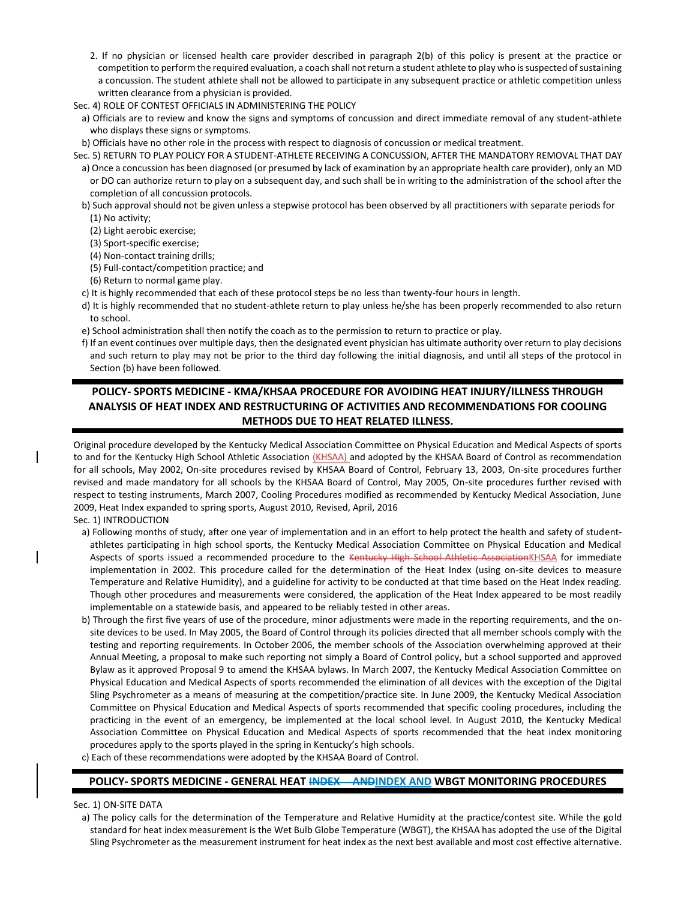2. If no physician or licensed health care provider described in paragraph 2(b) of this policy is present at the practice or competition to perform the required evaluation, a coach shall not return a student athlete to play who is suspected of sustaining a concussion. The student athlete shall not be allowed to participate in any subsequent practice or athletic competition unless written clearance from a physician is provided.

Sec. 4) ROLE OF CONTEST OFFICIALS IN ADMINISTERING THE POLICY

a) Officials are to review and know the signs and symptoms of concussion and direct immediate removal of any student-athlete who displays these signs or symptoms.

b) Officials have no other role in the process with respect to diagnosis of concussion or medical treatment.

Sec. 5) RETURN TO PLAY POLICY FOR A STUDENT-ATHLETE RECEIVING A CONCUSSION, AFTER THE MANDATORY REMOVAL THAT DAY

a) Once a concussion has been diagnosed (or presumed by lack of examination by an appropriate health care provider), only an MD or DO can authorize return to play on a subsequent day, and such shall be in writing to the administration of the school after the completion of all concussion protocols.

b) Such approval should not be given unless a stepwise protocol has been observed by all practitioners with separate periods for

(1) No activity;
(2) Light aerobic exercise;
(3) Sport-specific exercise;
(4) Non-contact training drills;
(5) Full-contact/competition practice; and
(6) Return to normal game play.

c) It is highly recommended that each of these protocol steps be no less than twenty-four hours in length.

d) It is highly recommended that no student-athlete return to play unless he/she has been properly recommended to also return to school.

e) School administration shall then notify the coach as to the permission to return to practice or play.

f) If an event continues over multiple days, then the designated event physician has ultimate authority over return to play decisions and such return to play may not be prior to the third day following the initial diagnosis, and until all steps of the protocol in Section (b) have been followed.

## POLICY- SPORTS MEDICINE - KMA/KHSAA PROCEDURE FOR AVOIDING HEAT INJURY/ILLNESS THROUGH ANALYSIS OF HEAT INDEX AND RESTRUCTURING OF ACTIVITIES AND RECOMMENDATIONS FOR COOLING METHODS DUE TO HEAT RELATED ILLNESS.

Original procedure developed by the Kentucky Medical Association Committee on Physical Education and Medical Aspects of sports to and for the Kentucky High School Athletic Association (KHSAA) and adopted by the KHSAA Board of Control as recommendation for all schools, May 2002, On-site procedures revised by KHSAA Board of Control, February 13, 2003, On-site procedures further revised and made mandatory for all schools by the KHSAA Board of Control, May 2005, On-site procedures further revised with respect to testing instruments, March 2007, Cooling Procedures modified as recommended by Kentucky Medical Association, June 2009, Heat Index expanded to spring sports, August 2010, Revised, April, 2016

Sec. 1) INTRODUCTION

a) Following months of study, after one year of implementation and in an effort to help protect the health and safety of student-athletes participating in high school sports, the Kentucky Medical Association Committee on Physical Education and Medical Aspects of sports issued a recommended procedure to the ~~Kentucky High School Athletic Association~~KHSAA for immediate implementation in 2002. This procedure called for the determination of the Heat Index (using on-site devices to measure Temperature and Relative Humidity), and a guideline for activity to be conducted at that time based on the Heat Index reading. Though other procedures and measurements were considered, the application of the Heat Index appeared to be most readily implementable on a statewide basis, and appeared to be reliably tested in other areas.

b) Through the first five years of use of the procedure, minor adjustments were made in the reporting requirements, and the on-site devices to be used. In May 2005, the Board of Control through its policies directed that all member schools comply with the testing and reporting requirements. In October 2006, the member schools of the Association overwhelming approved at their Annual Meeting, a proposal to make such reporting not simply a Board of Control policy, but a school supported and approved Bylaw as it approved Proposal 9 to amend the KHSAA bylaws. In March 2007, the Kentucky Medical Association Committee on Physical Education and Medical Aspects of sports recommended the elimination of all devices with the exception of the Digital Sling Psychrometer as a means of measuring at the competition/practice site. In June 2009, the Kentucky Medical Association Committee on Physical Education and Medical Aspects of sports recommended that specific cooling procedures, including the practicing in the event of an emergency, be implemented at the local school level. In August 2010, the Kentucky Medical Association Committee on Physical Education and Medical Aspects of sports recommended that the heat index monitoring procedures apply to the sports played in the spring in Kentucky's high schools.

c) Each of these recommendations were adopted by the KHSAA Board of Control.

## POLICY- SPORTS MEDICINE - GENERAL HEAT ~~INDEX AND~~INDEX AND WBGT MONITORING PROCEDURES

Sec. 1) ON-SITE DATA

a) The policy calls for the determination of the Temperature and Relative Humidity at the practice/contest site. While the gold standard for heat index measurement is the Wet Bulb Globe Temperature (WBGT), the KHSAA has adopted the use of the Digital Sling Psychrometer as the measurement instrument for heat index as the next best available and most cost effective alternative.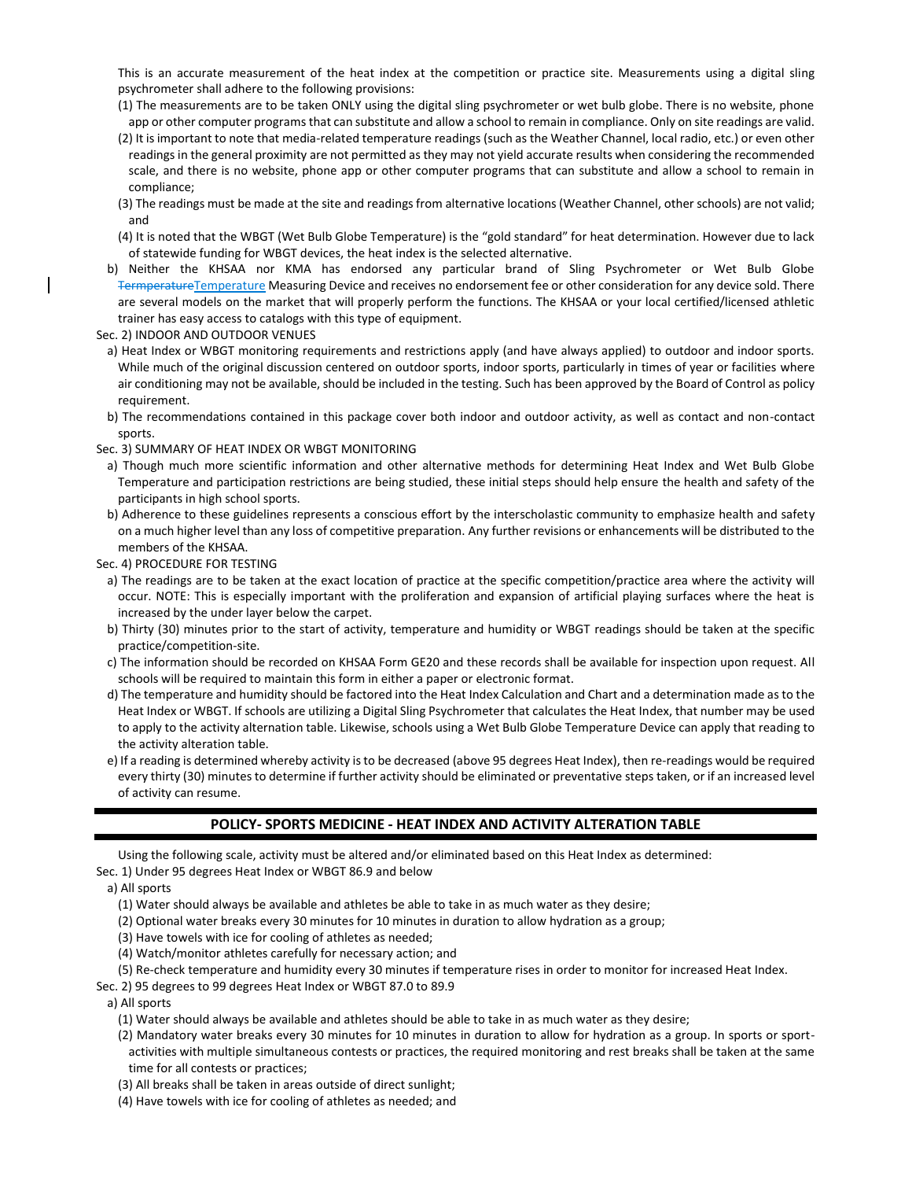This is an accurate measurement of the heat index at the competition or practice site. Measurements using a digital sling psychrometer shall adhere to the following provisions:

(1) The measurements are to be taken ONLY using the digital sling psychrometer or wet bulb globe. There is no website, phone app or other computer programs that can substitute and allow a school to remain in compliance. Only on site readings are valid.

(2) It is important to note that media-related temperature readings (such as the Weather Channel, local radio, etc.) or even other readings in the general proximity are not permitted as they may not yield accurate results when considering the recommended scale, and there is no website, phone app or other computer programs that can substitute and allow a school to remain in compliance;

(3) The readings must be made at the site and readings from alternative locations (Weather Channel, other schools) are not valid; and

(4) It is noted that the WBGT (Wet Bulb Globe Temperature) is the "gold standard" for heat determination. However due to lack of statewide funding for WBGT devices, the heat index is the selected alternative.

b) Neither the KHSAA nor KMA has endorsed any particular brand of Sling Psychrometer or Wet Bulb Globe ~~Termperature~~Temperature Measuring Device and receives no endorsement fee or other consideration for any device sold. There are several models on the market that will properly perform the functions. The KHSAA or your local certified/licensed athletic trainer has easy access to catalogs with this type of equipment.

Sec. 2) INDOOR AND OUTDOOR VENUES

a) Heat Index or WBGT monitoring requirements and restrictions apply (and have always applied) to outdoor and indoor sports. While much of the original discussion centered on outdoor sports, indoor sports, particularly in times of year or facilities where air conditioning may not be available, should be included in the testing. Such has been approved by the Board of Control as policy requirement.

b) The recommendations contained in this package cover both indoor and outdoor activity, as well as contact and non-contact sports.

Sec. 3) SUMMARY OF HEAT INDEX OR WBGT MONITORING

a) Though much more scientific information and other alternative methods for determining Heat Index and Wet Bulb Globe Temperature and participation restrictions are being studied, these initial steps should help ensure the health and safety of the participants in high school sports.

b) Adherence to these guidelines represents a conscious effort by the interscholastic community to emphasize health and safety on a much higher level than any loss of competitive preparation. Any further revisions or enhancements will be distributed to the members of the KHSAA.

Sec. 4) PROCEDURE FOR TESTING

a) The readings are to be taken at the exact location of practice at the specific competition/practice area where the activity will occur. NOTE: This is especially important with the proliferation and expansion of artificial playing surfaces where the heat is increased by the under layer below the carpet.

b) Thirty (30) minutes prior to the start of activity, temperature and humidity or WBGT readings should be taken at the specific practice/competition-site.

c) The information should be recorded on KHSAA Form GE20 and these records shall be available for inspection upon request. All schools will be required to maintain this form in either a paper or electronic format.

d) The temperature and humidity should be factored into the Heat Index Calculation and Chart and a determination made as to the Heat Index or WBGT. If schools are utilizing a Digital Sling Psychrometer that calculates the Heat Index, that number may be used to apply to the activity alternation table. Likewise, schools using a Wet Bulb Globe Temperature Device can apply that reading to the activity alteration table.

e) If a reading is determined whereby activity is to be decreased (above 95 degrees Heat Index), then re-readings would be required every thirty (30) minutes to determine if further activity should be eliminated or preventative steps taken, or if an increased level of activity can resume.

## POLICY- SPORTS MEDICINE - HEAT INDEX AND ACTIVITY ALTERATION TABLE

Using the following scale, activity must be altered and/or eliminated based on this Heat Index as determined:

Sec. 1) Under 95 degrees Heat Index or WBGT 86.9 and below

a) All sports

(1) Water should always be available and athletes be able to take in as much water as they desire;

(2) Optional water breaks every 30 minutes for 10 minutes in duration to allow hydration as a group;

(3) Have towels with ice for cooling of athletes as needed;

(4) Watch/monitor athletes carefully for necessary action; and

(5) Re-check temperature and humidity every 30 minutes if temperature rises in order to monitor for increased Heat Index.

Sec. 2) 95 degrees to 99 degrees Heat Index or WBGT 87.0 to 89.9

a) All sports

(1) Water should always be available and athletes should be able to take in as much water as they desire;

(2) Mandatory water breaks every 30 minutes for 10 minutes in duration to allow for hydration as a group. In sports or sport-activities with multiple simultaneous contests or practices, the required monitoring and rest breaks shall be taken at the same time for all contests or practices;

(3) All breaks shall be taken in areas outside of direct sunlight;

(4) Have towels with ice for cooling of athletes as needed; and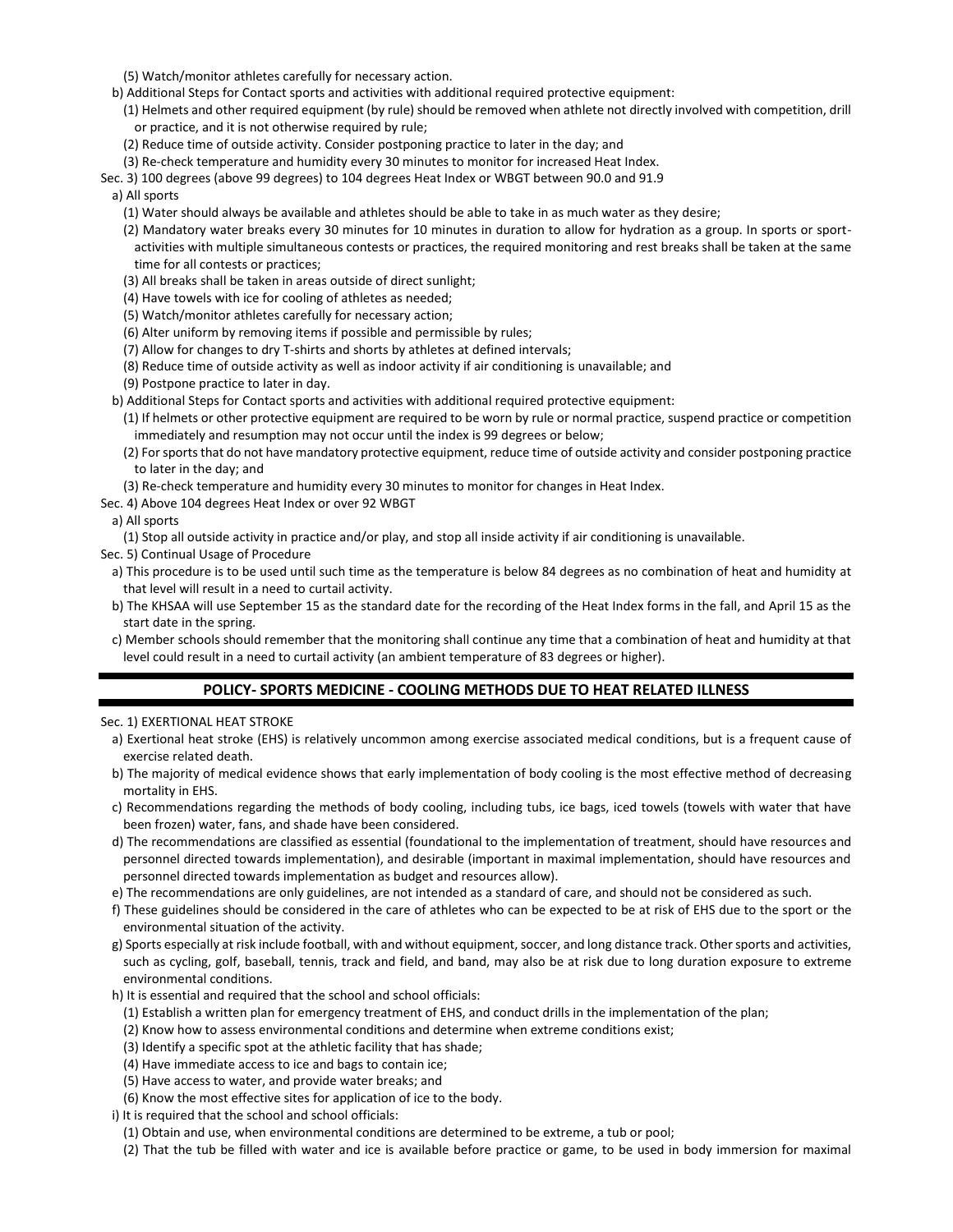(5) Watch/monitor athletes carefully for necessary action.

b) Additional Steps for Contact sports and activities with additional required protective equipment:

(1) Helmets and other required equipment (by rule) should be removed when athlete not directly involved with competition, drill or practice, and it is not otherwise required by rule;

(2) Reduce time of outside activity. Consider postponing practice to later in the day; and

(3) Re-check temperature and humidity every 30 minutes to monitor for increased Heat Index.

Sec. 3) 100 degrees (above 99 degrees) to 104 degrees Heat Index or WBGT between 90.0 and 91.9

a) All sports

(1) Water should always be available and athletes should be able to take in as much water as they desire;

(2) Mandatory water breaks every 30 minutes for 10 minutes in duration to allow for hydration as a group. In sports or sport-activities with multiple simultaneous contests or practices, the required monitoring and rest breaks shall be taken at the same time for all contests or practices;

(3) All breaks shall be taken in areas outside of direct sunlight;

(4) Have towels with ice for cooling of athletes as needed;

(5) Watch/monitor athletes carefully for necessary action;

(6) Alter uniform by removing items if possible and permissible by rules;

(7) Allow for changes to dry T-shirts and shorts by athletes at defined intervals;

(8) Reduce time of outside activity as well as indoor activity if air conditioning is unavailable; and

(9) Postpone practice to later in day.

b) Additional Steps for Contact sports and activities with additional required protective equipment:

(1) If helmets or other protective equipment are required to be worn by rule or normal practice, suspend practice or competition immediately and resumption may not occur until the index is 99 degrees or below;

(2) For sports that do not have mandatory protective equipment, reduce time of outside activity and consider postponing practice to later in the day; and

(3) Re-check temperature and humidity every 30 minutes to monitor for changes in Heat Index.

Sec. 4) Above 104 degrees Heat Index or over 92 WBGT

a) All sports

(1) Stop all outside activity in practice and/or play, and stop all inside activity if air conditioning is unavailable.

Sec. 5) Continual Usage of Procedure

a) This procedure is to be used until such time as the temperature is below 84 degrees as no combination of heat and humidity at that level will result in a need to curtail activity.

b) The KHSAA will use September 15 as the standard date for the recording of the Heat Index forms in the fall, and April 15 as the start date in the spring.

c) Member schools should remember that the monitoring shall continue any time that a combination of heat and humidity at that level could result in a need to curtail activity (an ambient temperature of 83 degrees or higher).

## POLICY- SPORTS MEDICINE - COOLING METHODS DUE TO HEAT RELATED ILLNESS

Sec. 1) EXERTIONAL HEAT STROKE

a) Exertional heat stroke (EHS) is relatively uncommon among exercise associated medical conditions, but is a frequent cause of exercise related death.

b) The majority of medical evidence shows that early implementation of body cooling is the most effective method of decreasing mortality in EHS.

c) Recommendations regarding the methods of body cooling, including tubs, ice bags, iced towels (towels with water that have been frozen) water, fans, and shade have been considered.

d) The recommendations are classified as essential (foundational to the implementation of treatment, should have resources and personnel directed towards implementation), and desirable (important in maximal implementation, should have resources and personnel directed towards implementation as budget and resources allow).

e) The recommendations are only guidelines, are not intended as a standard of care, and should not be considered as such.

f) These guidelines should be considered in the care of athletes who can be expected to be at risk of EHS due to the sport or the environmental situation of the activity.

g) Sports especially at risk include football, with and without equipment, soccer, and long distance track. Other sports and activities, such as cycling, golf, baseball, tennis, track and field, and band, may also be at risk due to long duration exposure to extreme environmental conditions.

h) It is essential and required that the school and school officials:

(1) Establish a written plan for emergency treatment of EHS, and conduct drills in the implementation of the plan;

(2) Know how to assess environmental conditions and determine when extreme conditions exist;

(3) Identify a specific spot at the athletic facility that has shade;

(4) Have immediate access to ice and bags to contain ice;

(5) Have access to water, and provide water breaks; and

(6) Know the most effective sites for application of ice to the body.

i) It is required that the school and school officials:

(1) Obtain and use, when environmental conditions are determined to be extreme, a tub or pool;

(2) That the tub be filled with water and ice is available before practice or game, to be used in body immersion for maximal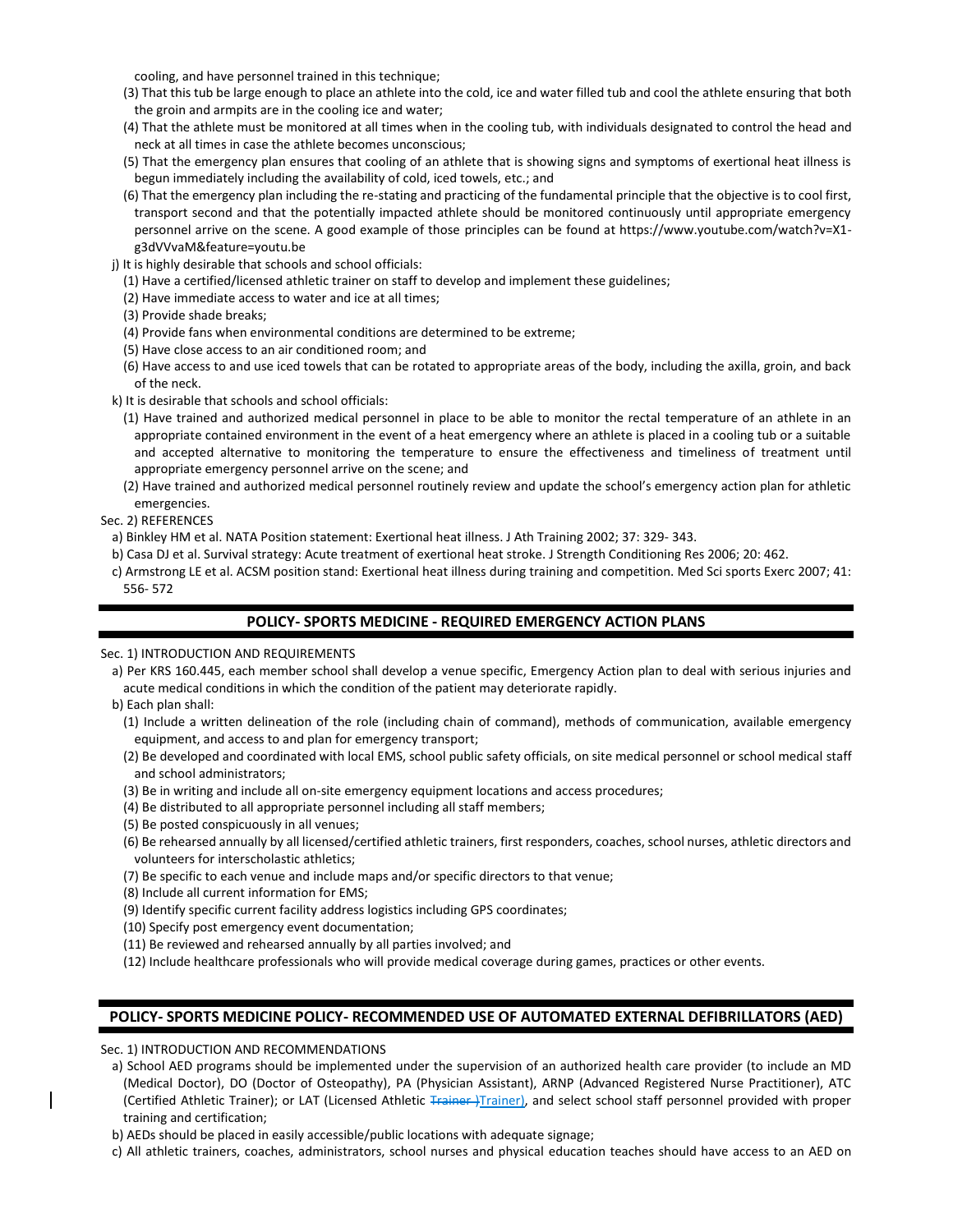cooling, and have personnel trained in this technique;

(3) That this tub be large enough to place an athlete into the cold, ice and water filled tub and cool the athlete ensuring that both the groin and armpits are in the cooling ice and water;

(4) That the athlete must be monitored at all times when in the cooling tub, with individuals designated to control the head and neck at all times in case the athlete becomes unconscious;

(5) That the emergency plan ensures that cooling of an athlete that is showing signs and symptoms of exertional heat illness is begun immediately including the availability of cold, iced towels, etc.; and

(6) That the emergency plan including the re-stating and practicing of the fundamental principle that the objective is to cool first, transport second and that the potentially impacted athlete should be monitored continuously until appropriate emergency personnel arrive on the scene. A good example of those principles can be found at https://www.youtube.com/watch?v=X1-g3dVVvaM&feature=youtu.be

j) It is highly desirable that schools and school officials:

(1) Have a certified/licensed athletic trainer on staff to develop and implement these guidelines;

(2) Have immediate access to water and ice at all times;

(3) Provide shade breaks;

(4) Provide fans when environmental conditions are determined to be extreme;

(5) Have close access to an air conditioned room; and

(6) Have access to and use iced towels that can be rotated to appropriate areas of the body, including the axilla, groin, and back of the neck.

k) It is desirable that schools and school officials:

(1) Have trained and authorized medical personnel in place to be able to monitor the rectal temperature of an athlete in an appropriate contained environment in the event of a heat emergency where an athlete is placed in a cooling tub or a suitable and accepted alternative to monitoring the temperature to ensure the effectiveness and timeliness of treatment until appropriate emergency personnel arrive on the scene; and

(2) Have trained and authorized medical personnel routinely review and update the school's emergency action plan for athletic emergencies.

Sec. 2) REFERENCES

a) Binkley HM et al. NATA Position statement: Exertional heat illness. J Ath Training 2002; 37: 329- 343.

b) Casa DJ et al. Survival strategy: Acute treatment of exertional heat stroke. J Strength Conditioning Res 2006; 20: 462.

c) Armstrong LE et al. ACSM position stand: Exertional heat illness during training and competition. Med Sci sports Exerc 2007; 41: 556- 572

## POLICY- SPORTS MEDICINE - REQUIRED EMERGENCY ACTION PLANS

Sec. 1) INTRODUCTION AND REQUIREMENTS

a) Per KRS 160.445, each member school shall develop a venue specific, Emergency Action plan to deal with serious injuries and acute medical conditions in which the condition of the patient may deteriorate rapidly.

b) Each plan shall:

(1) Include a written delineation of the role (including chain of command), methods of communication, available emergency equipment, and access to and plan for emergency transport;

(2) Be developed and coordinated with local EMS, school public safety officials, on site medical personnel or school medical staff and school administrators;

(3) Be in writing and include all on-site emergency equipment locations and access procedures;

(4) Be distributed to all appropriate personnel including all staff members;

(5) Be posted conspicuously in all venues;

(6) Be rehearsed annually by all licensed/certified athletic trainers, first responders, coaches, school nurses, athletic directors and volunteers for interscholastic athletics;

(7) Be specific to each venue and include maps and/or specific directors to that venue;

(8) Include all current information for EMS;

(9) Identify specific current facility address logistics including GPS coordinates;

(10) Specify post emergency event documentation;

(11) Be reviewed and rehearsed annually by all parties involved; and

(12) Include healthcare professionals who will provide medical coverage during games, practices or other events.

## POLICY- SPORTS MEDICINE POLICY- RECOMMENDED USE OF AUTOMATED EXTERNAL DEFIBRILLATORS (AED)

Sec. 1) INTRODUCTION AND RECOMMENDATIONS

a) School AED programs should be implemented under the supervision of an authorized health care provider (to include an MD (Medical Doctor), DO (Doctor of Osteopathy), PA (Physician Assistant), ARNP (Advanced Registered Nurse Practitioner), ATC (Certified Athletic Trainer); or LAT (Licensed Athletic ~~Trainer )~~Trainer), and select school staff personnel provided with proper training and certification;

b) AEDs should be placed in easily accessible/public locations with adequate signage;

c) All athletic trainers, coaches, administrators, school nurses and physical education teaches should have access to an AED on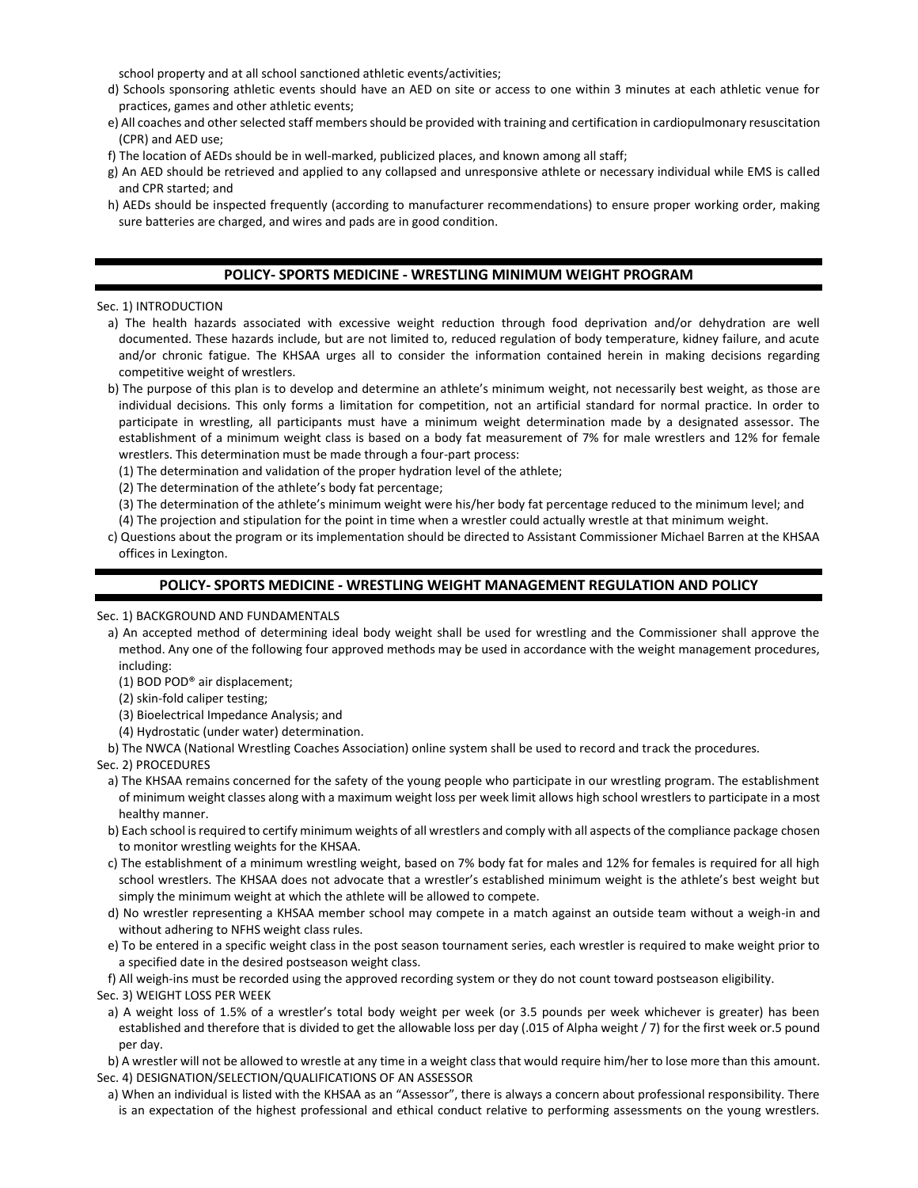school property and at all school sanctioned athletic events/activities;

d) Schools sponsoring athletic events should have an AED on site or access to one within 3 minutes at each athletic venue for practices, games and other athletic events;

e) All coaches and other selected staff members should be provided with training and certification in cardiopulmonary resuscitation (CPR) and AED use;

f) The location of AEDs should be in well-marked, publicized places, and known among all staff;

g) An AED should be retrieved and applied to any collapsed and unresponsive athlete or necessary individual while EMS is called and CPR started; and

h) AEDs should be inspected frequently (according to manufacturer recommendations) to ensure proper working order, making sure batteries are charged, and wires and pads are in good condition.

## POLICY- SPORTS MEDICINE - WRESTLING MINIMUM WEIGHT PROGRAM

Sec. 1) INTRODUCTION

a) The health hazards associated with excessive weight reduction through food deprivation and/or dehydration are well documented. These hazards include, but are not limited to, reduced regulation of body temperature, kidney failure, and acute and/or chronic fatigue. The KHSAA urges all to consider the information contained herein in making decisions regarding competitive weight of wrestlers.

b) The purpose of this plan is to develop and determine an athlete's minimum weight, not necessarily best weight, as those are individual decisions. This only forms a limitation for competition, not an artificial standard for normal practice. In order to participate in wrestling, all participants must have a minimum weight determination made by a designated assessor. The establishment of a minimum weight class is based on a body fat measurement of 7% for male wrestlers and 12% for female wrestlers. This determination must be made through a four-part process:

(1) The determination and validation of the proper hydration level of the athlete;
(2) The determination of the athlete's body fat percentage;
(3) The determination of the athlete's minimum weight were his/her body fat percentage reduced to the minimum level; and
(4) The projection and stipulation for the point in time when a wrestler could actually wrestle at that minimum weight.

c) Questions about the program or its implementation should be directed to Assistant Commissioner Michael Barren at the KHSAA offices in Lexington.

## POLICY- SPORTS MEDICINE - WRESTLING WEIGHT MANAGEMENT REGULATION AND POLICY

Sec. 1) BACKGROUND AND FUNDAMENTALS

a) An accepted method of determining ideal body weight shall be used for wrestling and the Commissioner shall approve the method. Any one of the following four approved methods may be used in accordance with the weight management procedures, including:

(1) BOD POD® air displacement;
(2) skin-fold caliper testing;
(3) Bioelectrical Impedance Analysis; and
(4) Hydrostatic (under water) determination.

b) The NWCA (National Wrestling Coaches Association) online system shall be used to record and track the procedures.

Sec. 2) PROCEDURES

a) The KHSAA remains concerned for the safety of the young people who participate in our wrestling program. The establishment of minimum weight classes along with a maximum weight loss per week limit allows high school wrestlers to participate in a most healthy manner.

b) Each school is required to certify minimum weights of all wrestlers and comply with all aspects of the compliance package chosen to monitor wrestling weights for the KHSAA.

c) The establishment of a minimum wrestling weight, based on 7% body fat for males and 12% for females is required for all high school wrestlers. The KHSAA does not advocate that a wrestler's established minimum weight is the athlete's best weight but simply the minimum weight at which the athlete will be allowed to compete.

d) No wrestler representing a KHSAA member school may compete in a match against an outside team without a weigh-in and without adhering to NFHS weight class rules.

e) To be entered in a specific weight class in the post season tournament series, each wrestler is required to make weight prior to a specified date in the desired postseason weight class.

f) All weigh-ins must be recorded using the approved recording system or they do not count toward postseason eligibility.

Sec. 3) WEIGHT LOSS PER WEEK

a) A weight loss of 1.5% of a wrestler's total body weight per week (or 3.5 pounds per week whichever is greater) has been established and therefore that is divided to get the allowable loss per day (.015 of Alpha weight / 7) for the first week or.5 pound per day.

b) A wrestler will not be allowed to wrestle at any time in a weight class that would require him/her to lose more than this amount.

Sec. 4) DESIGNATION/SELECTION/QUALIFICATIONS OF AN ASSESSOR

a) When an individual is listed with the KHSAA as an "Assessor", there is always a concern about professional responsibility. There is an expectation of the highest professional and ethical conduct relative to performing assessments on the young wrestlers.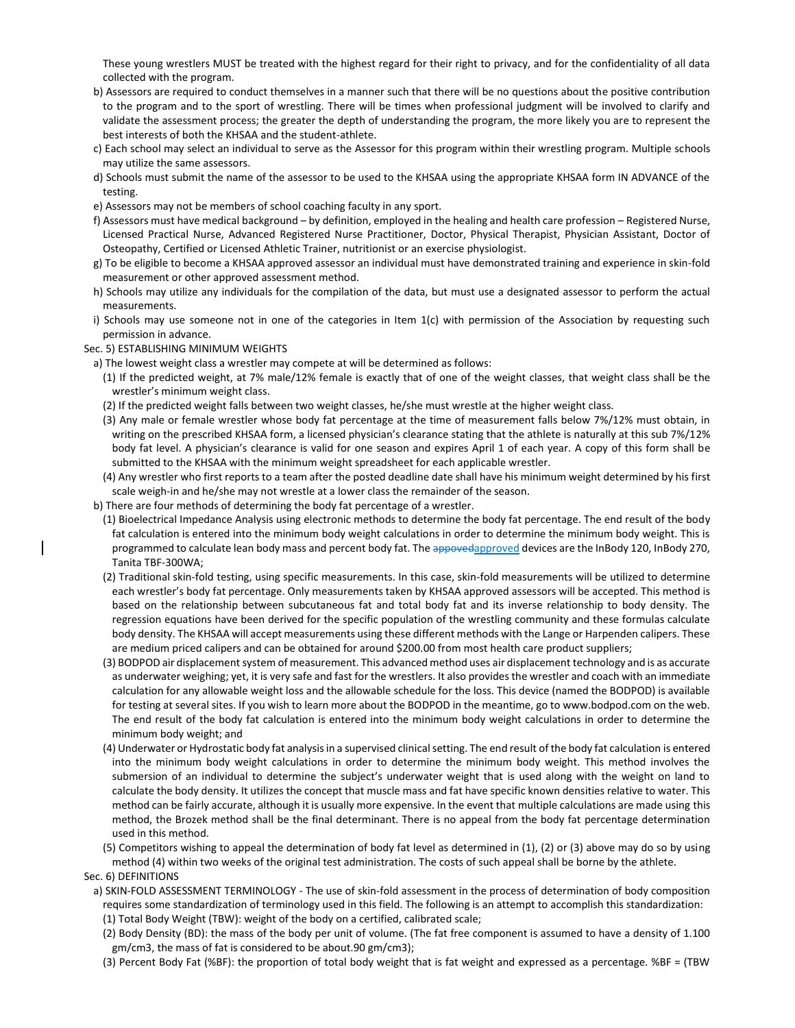These young wrestlers MUST be treated with the highest regard for their right to privacy, and for the confidentiality of all data collected with the program.

b) Assessors are required to conduct themselves in a manner such that there will be no questions about the positive contribution to the program and to the sport of wrestling. There will be times when professional judgment will be involved to clarify and validate the assessment process; the greater the depth of understanding the program, the more likely you are to represent the best interests of both the KHSAA and the student-athlete.

c) Each school may select an individual to serve as the Assessor for this program within their wrestling program. Multiple schools may utilize the same assessors.

d) Schools must submit the name of the assessor to be used to the KHSAA using the appropriate KHSAA form IN ADVANCE of the testing.

e) Assessors may not be members of school coaching faculty in any sport.

f) Assessors must have medical background – by definition, employed in the healing and health care profession – Registered Nurse, Licensed Practical Nurse, Advanced Registered Nurse Practitioner, Doctor, Physical Therapist, Physician Assistant, Doctor of Osteopathy, Certified or Licensed Athletic Trainer, nutritionist or an exercise physiologist.

g) To be eligible to become a KHSAA approved assessor an individual must have demonstrated training and experience in skin-fold measurement or other approved assessment method.

h) Schools may utilize any individuals for the compilation of the data, but must use a designated assessor to perform the actual measurements.

i) Schools may use someone not in one of the categories in Item 1(c) with permission of the Association by requesting such permission in advance.

Sec. 5) ESTABLISHING MINIMUM WEIGHTS

a) The lowest weight class a wrestler may compete at will be determined as follows:

(1) If the predicted weight, at 7% male/12% female is exactly that of one of the weight classes, that weight class shall be the wrestler's minimum weight class.

(2) If the predicted weight falls between two weight classes, he/she must wrestle at the higher weight class.

(3) Any male or female wrestler whose body fat percentage at the time of measurement falls below 7%/12% must obtain, in writing on the prescribed KHSAA form, a licensed physician's clearance stating that the athlete is naturally at this sub 7%/12% body fat level. A physician's clearance is valid for one season and expires April 1 of each year. A copy of this form shall be submitted to the KHSAA with the minimum weight spreadsheet for each applicable wrestler.

(4) Any wrestler who first reports to a team after the posted deadline date shall have his minimum weight determined by his first scale weigh-in and he/she may not wrestle at a lower class the remainder of the season.

b) There are four methods of determining the body fat percentage of a wrestler.

(1) Bioelectrical Impedance Analysis using electronic methods to determine the body fat percentage. The end result of the body fat calculation is entered into the minimum body weight calculations in order to determine the minimum body weight. This is programmed to calculate lean body mass and percent body fat. The ~~appoved~~approved devices are the InBody 120, InBody 270, Tanita TBF-300WA;

(2) Traditional skin-fold testing, using specific measurements. In this case, skin-fold measurements will be utilized to determine each wrestler's body fat percentage. Only measurements taken by KHSAA approved assessors will be accepted. This method is based on the relationship between subcutaneous fat and total body fat and its inverse relationship to body density. The regression equations have been derived for the specific population of the wrestling community and these formulas calculate body density. The KHSAA will accept measurements using these different methods with the Lange or Harpenden calipers. These are medium priced calipers and can be obtained for around $200.00 from most health care product suppliers;

(3) BODPOD air displacement system of measurement. This advanced method uses air displacement technology and is as accurate as underwater weighing; yet, it is very safe and fast for the wrestlers. It also provides the wrestler and coach with an immediate calculation for any allowable weight loss and the allowable schedule for the loss. This device (named the BODPOD) is available for testing at several sites. If you wish to learn more about the BODPOD in the meantime, go to www.bodpod.com on the web. The end result of the body fat calculation is entered into the minimum body weight calculations in order to determine the minimum body weight; and

(4) Underwater or Hydrostatic body fat analysis in a supervised clinical setting. The end result of the body fat calculation is entered into the minimum body weight calculations in order to determine the minimum body weight. This method involves the submersion of an individual to determine the subject's underwater weight that is used along with the weight on land to calculate the body density. It utilizes the concept that muscle mass and fat have specific known densities relative to water. This method can be fairly accurate, although it is usually more expensive. In the event that multiple calculations are made using this method, the Brozek method shall be the final determinant. There is no appeal from the body fat percentage determination used in this method.

(5) Competitors wishing to appeal the determination of body fat level as determined in (1), (2) or (3) above may do so by using method (4) within two weeks of the original test administration. The costs of such appeal shall be borne by the athlete.

Sec. 6) DEFINITIONS

a) SKIN-FOLD ASSESSMENT TERMINOLOGY - The use of skin-fold assessment in the process of determination of body composition requires some standardization of terminology used in this field. The following is an attempt to accomplish this standardization:

(1) Total Body Weight (TBW): weight of the body on a certified, calibrated scale;

(2) Body Density (BD): the mass of the body per unit of volume. (The fat free component is assumed to have a density of 1.100 gm/cm3, the mass of fat is considered to be about.90 gm/cm3);

(3) Percent Body Fat (%BF): the proportion of total body weight that is fat weight and expressed as a percentage. %BF = (TBW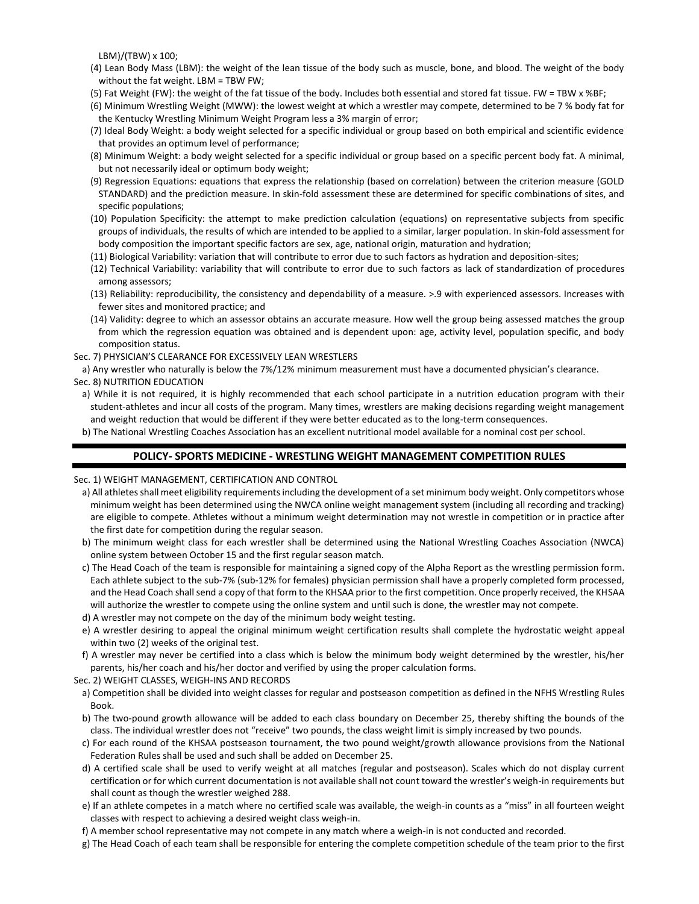LBM)/(TBW) x 100;

(4) Lean Body Mass (LBM): the weight of the lean tissue of the body such as muscle, bone, and blood. The weight of the body without the fat weight. LBM = TBW FW;

(5) Fat Weight (FW): the weight of the fat tissue of the body. Includes both essential and stored fat tissue. FW = TBW x %BF;

(6) Minimum Wrestling Weight (MWW): the lowest weight at which a wrestler may compete, determined to be 7 % body fat for the Kentucky Wrestling Minimum Weight Program less a 3% margin of error;

(7) Ideal Body Weight: a body weight selected for a specific individual or group based on both empirical and scientific evidence that provides an optimum level of performance;

(8) Minimum Weight: a body weight selected for a specific individual or group based on a specific percent body fat. A minimal, but not necessarily ideal or optimum body weight;

(9) Regression Equations: equations that express the relationship (based on correlation) between the criterion measure (GOLD STANDARD) and the prediction measure. In skin-fold assessment these are determined for specific combinations of sites, and specific populations;

(10) Population Specificity: the attempt to make prediction calculation (equations) on representative subjects from specific groups of individuals, the results of which are intended to be applied to a similar, larger population. In skin-fold assessment for body composition the important specific factors are sex, age, national origin, maturation and hydration;

(11) Biological Variability: variation that will contribute to error due to such factors as hydration and deposition-sites;

(12) Technical Variability: variability that will contribute to error due to such factors as lack of standardization of procedures among assessors;

(13) Reliability: reproducibility, the consistency and dependability of a measure. >.9 with experienced assessors. Increases with fewer sites and monitored practice; and

(14) Validity: degree to which an assessor obtains an accurate measure. How well the group being assessed matches the group from which the regression equation was obtained and is dependent upon: age, activity level, population specific, and body composition status.

Sec. 7) PHYSICIAN'S CLEARANCE FOR EXCESSIVELY LEAN WRESTLERS

a) Any wrestler who naturally is below the 7%/12% minimum measurement must have a documented physician's clearance.

Sec. 8) NUTRITION EDUCATION

a) While it is not required, it is highly recommended that each school participate in a nutrition education program with their student-athletes and incur all costs of the program. Many times, wrestlers are making decisions regarding weight management and weight reduction that would be different if they were better educated as to the long-term consequences.

b) The National Wrestling Coaches Association has an excellent nutritional model available for a nominal cost per school.

## POLICY- SPORTS MEDICINE - WRESTLING WEIGHT MANAGEMENT COMPETITION RULES

Sec. 1) WEIGHT MANAGEMENT, CERTIFICATION AND CONTROL

a) All athletes shall meet eligibility requirements including the development of a set minimum body weight. Only competitors whose minimum weight has been determined using the NWCA online weight management system (including all recording and tracking) are eligible to compete. Athletes without a minimum weight determination may not wrestle in competition or in practice after the first date for competition during the regular season.

b) The minimum weight class for each wrestler shall be determined using the National Wrestling Coaches Association (NWCA) online system between October 15 and the first regular season match.

c) The Head Coach of the team is responsible for maintaining a signed copy of the Alpha Report as the wrestling permission form. Each athlete subject to the sub-7% (sub-12% for females) physician permission shall have a properly completed form processed, and the Head Coach shall send a copy of that form to the KHSAA prior to the first competition. Once properly received, the KHSAA will authorize the wrestler to compete using the online system and until such is done, the wrestler may not compete.

d) A wrestler may not compete on the day of the minimum body weight testing.

e) A wrestler desiring to appeal the original minimum weight certification results shall complete the hydrostatic weight appeal within two (2) weeks of the original test.

f) A wrestler may never be certified into a class which is below the minimum body weight determined by the wrestler, his/her parents, his/her coach and his/her doctor and verified by using the proper calculation forms.

Sec. 2) WEIGHT CLASSES, WEIGH-INS AND RECORDS

a) Competition shall be divided into weight classes for regular and postseason competition as defined in the NFHS Wrestling Rules Book.

b) The two-pound growth allowance will be added to each class boundary on December 25, thereby shifting the bounds of the class. The individual wrestler does not "receive" two pounds, the class weight limit is simply increased by two pounds.

c) For each round of the KHSAA postseason tournament, the two pound weight/growth allowance provisions from the National Federation Rules shall be used and such shall be added on December 25.

d) A certified scale shall be used to verify weight at all matches (regular and postseason). Scales which do not display current certification or for which current documentation is not available shall not count toward the wrestler's weigh-in requirements but shall count as though the wrestler weighed 288.

e) If an athlete competes in a match where no certified scale was available, the weigh-in counts as a "miss" in all fourteen weight classes with respect to achieving a desired weight class weigh-in.

f) A member school representative may not compete in any match where a weigh-in is not conducted and recorded.

g) The Head Coach of each team shall be responsible for entering the complete competition schedule of the team prior to the first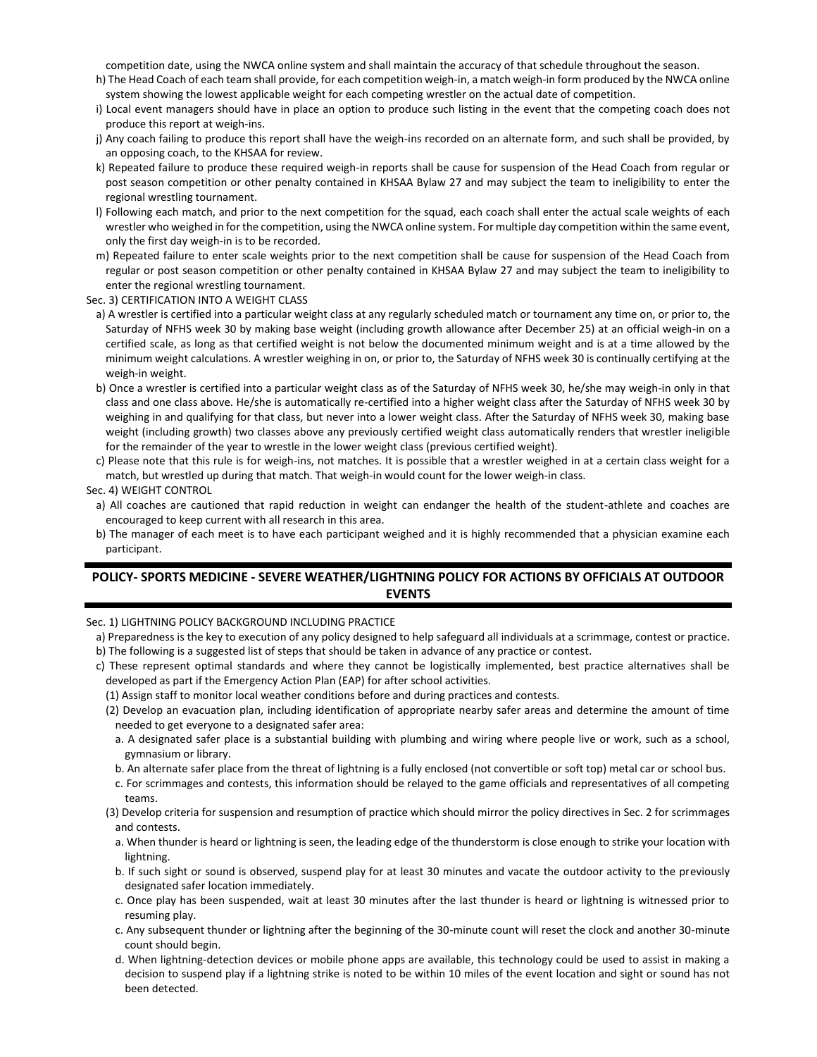competition date, using the NWCA online system and shall maintain the accuracy of that schedule throughout the season.

h) The Head Coach of each team shall provide, for each competition weigh-in, a match weigh-in form produced by the NWCA online system showing the lowest applicable weight for each competing wrestler on the actual date of competition.

i) Local event managers should have in place an option to produce such listing in the event that the competing coach does not produce this report at weigh-ins.

j) Any coach failing to produce this report shall have the weigh-ins recorded on an alternate form, and such shall be provided, by an opposing coach, to the KHSAA for review.

k) Repeated failure to produce these required weigh-in reports shall be cause for suspension of the Head Coach from regular or post season competition or other penalty contained in KHSAA Bylaw 27 and may subject the team to ineligibility to enter the regional wrestling tournament.

l) Following each match, and prior to the next competition for the squad, each coach shall enter the actual scale weights of each wrestler who weighed in for the competition, using the NWCA online system. For multiple day competition within the same event, only the first day weigh-in is to be recorded.

m) Repeated failure to enter scale weights prior to the next competition shall be cause for suspension of the Head Coach from regular or post season competition or other penalty contained in KHSAA Bylaw 27 and may subject the team to ineligibility to enter the regional wrestling tournament.

Sec. 3) CERTIFICATION INTO A WEIGHT CLASS

a) A wrestler is certified into a particular weight class at any regularly scheduled match or tournament any time on, or prior to, the Saturday of NFHS week 30 by making base weight (including growth allowance after December 25) at an official weigh-in on a certified scale, as long as that certified weight is not below the documented minimum weight and is at a time allowed by the minimum weight calculations. A wrestler weighing in on, or prior to, the Saturday of NFHS week 30 is continually certifying at the weigh-in weight.

b) Once a wrestler is certified into a particular weight class as of the Saturday of NFHS week 30, he/she may weigh-in only in that class and one class above. He/she is automatically re-certified into a higher weight class after the Saturday of NFHS week 30 by weighing in and qualifying for that class, but never into a lower weight class. After the Saturday of NFHS week 30, making base weight (including growth) two classes above any previously certified weight class automatically renders that wrestler ineligible for the remainder of the year to wrestle in the lower weight class (previous certified weight).

c) Please note that this rule is for weigh-ins, not matches. It is possible that a wrestler weighed in at a certain class weight for a match, but wrestled up during that match. That weigh-in would count for the lower weigh-in class.

Sec. 4) WEIGHT CONTROL

a) All coaches are cautioned that rapid reduction in weight can endanger the health of the student-athlete and coaches are encouraged to keep current with all research in this area.

b) The manager of each meet is to have each participant weighed and it is highly recommended that a physician examine each participant.

## POLICY- SPORTS MEDICINE - SEVERE WEATHER/LIGHTNING POLICY FOR ACTIONS BY OFFICIALS AT OUTDOOR EVENTS

Sec. 1) LIGHTNING POLICY BACKGROUND INCLUDING PRACTICE

a) Preparedness is the key to execution of any policy designed to help safeguard all individuals at a scrimmage, contest or practice.

b) The following is a suggested list of steps that should be taken in advance of any practice or contest.

c) These represent optimal standards and where they cannot be logistically implemented, best practice alternatives shall be developed as part if the Emergency Action Plan (EAP) for after school activities.

(1) Assign staff to monitor local weather conditions before and during practices and contests.

(2) Develop an evacuation plan, including identification of appropriate nearby safer areas and determine the amount of time needed to get everyone to a designated safer area:

a. A designated safer place is a substantial building with plumbing and wiring where people live or work, such as a school, gymnasium or library.

b. An alternate safer place from the threat of lightning is a fully enclosed (not convertible or soft top) metal car or school bus.

c. For scrimmages and contests, this information should be relayed to the game officials and representatives of all competing teams.

(3) Develop criteria for suspension and resumption of practice which should mirror the policy directives in Sec. 2 for scrimmages and contests.

a. When thunder is heard or lightning is seen, the leading edge of the thunderstorm is close enough to strike your location with lightning.

b. If such sight or sound is observed, suspend play for at least 30 minutes and vacate the outdoor activity to the previously designated safer location immediately.

c. Once play has been suspended, wait at least 30 minutes after the last thunder is heard or lightning is witnessed prior to resuming play.

c. Any subsequent thunder or lightning after the beginning of the 30-minute count will reset the clock and another 30-minute count should begin.

d. When lightning-detection devices or mobile phone apps are available, this technology could be used to assist in making a decision to suspend play if a lightning strike is noted to be within 10 miles of the event location and sight or sound has not been detected.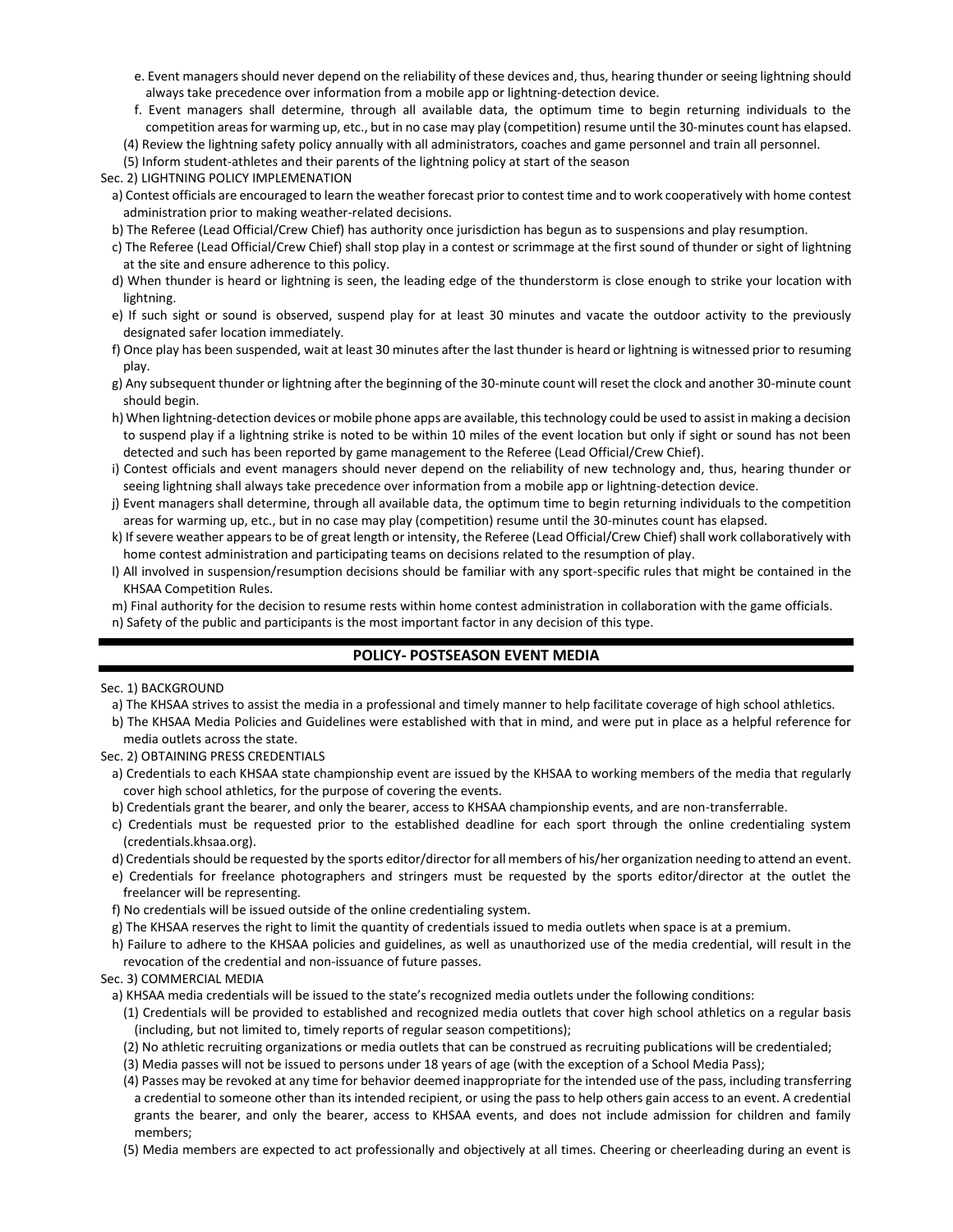e. Event managers should never depend on the reliability of these devices and, thus, hearing thunder or seeing lightning should always take precedence over information from a mobile app or lightning-detection device.

f. Event managers shall determine, through all available data, the optimum time to begin returning individuals to the competition areas for warming up, etc., but in no case may play (competition) resume until the 30-minutes count has elapsed.

(4) Review the lightning safety policy annually with all administrators, coaches and game personnel and train all personnel.

(5) Inform student-athletes and their parents of the lightning policy at start of the season

Sec. 2) LIGHTNING POLICY IMPLEMENATION

a) Contest officials are encouraged to learn the weather forecast prior to contest time and to work cooperatively with home contest administration prior to making weather-related decisions.

b) The Referee (Lead Official/Crew Chief) has authority once jurisdiction has begun as to suspensions and play resumption.

c) The Referee (Lead Official/Crew Chief) shall stop play in a contest or scrimmage at the first sound of thunder or sight of lightning at the site and ensure adherence to this policy.

d) When thunder is heard or lightning is seen, the leading edge of the thunderstorm is close enough to strike your location with lightning.

e) If such sight or sound is observed, suspend play for at least 30 minutes and vacate the outdoor activity to the previously designated safer location immediately.

f) Once play has been suspended, wait at least 30 minutes after the last thunder is heard or lightning is witnessed prior to resuming play.

g) Any subsequent thunder or lightning after the beginning of the 30-minute count will reset the clock and another 30-minute count should begin.

h) When lightning-detection devices or mobile phone apps are available, this technology could be used to assist in making a decision to suspend play if a lightning strike is noted to be within 10 miles of the event location but only if sight or sound has not been detected and such has been reported by game management to the Referee (Lead Official/Crew Chief).

i) Contest officials and event managers should never depend on the reliability of new technology and, thus, hearing thunder or seeing lightning shall always take precedence over information from a mobile app or lightning-detection device.

j) Event managers shall determine, through all available data, the optimum time to begin returning individuals to the competition areas for warming up, etc., but in no case may play (competition) resume until the 30-minutes count has elapsed.

k) If severe weather appears to be of great length or intensity, the Referee (Lead Official/Crew Chief) shall work collaboratively with home contest administration and participating teams on decisions related to the resumption of play.

l) All involved in suspension/resumption decisions should be familiar with any sport-specific rules that might be contained in the KHSAA Competition Rules.

m) Final authority for the decision to resume rests within home contest administration in collaboration with the game officials.

n) Safety of the public and participants is the most important factor in any decision of this type.

## POLICY- POSTSEASON EVENT MEDIA

Sec. 1) BACKGROUND

a) The KHSAA strives to assist the media in a professional and timely manner to help facilitate coverage of high school athletics.

b) The KHSAA Media Policies and Guidelines were established with that in mind, and were put in place as a helpful reference for media outlets across the state.

Sec. 2) OBTAINING PRESS CREDENTIALS

a) Credentials to each KHSAA state championship event are issued by the KHSAA to working members of the media that regularly cover high school athletics, for the purpose of covering the events.

b) Credentials grant the bearer, and only the bearer, access to KHSAA championship events, and are non-transferrable.

c) Credentials must be requested prior to the established deadline for each sport through the online credentialing system (credentials.khsaa.org).

d) Credentials should be requested by the sports editor/director for all members of his/her organization needing to attend an event.

e) Credentials for freelance photographers and stringers must be requested by the sports editor/director at the outlet the freelancer will be representing.

f) No credentials will be issued outside of the online credentialing system.

g) The KHSAA reserves the right to limit the quantity of credentials issued to media outlets when space is at a premium.

h) Failure to adhere to the KHSAA policies and guidelines, as well as unauthorized use of the media credential, will result in the revocation of the credential and non-issuance of future passes.

Sec. 3) COMMERCIAL MEDIA

a) KHSAA media credentials will be issued to the state's recognized media outlets under the following conditions:

(1) Credentials will be provided to established and recognized media outlets that cover high school athletics on a regular basis (including, but not limited to, timely reports of regular season competitions);

(2) No athletic recruiting organizations or media outlets that can be construed as recruiting publications will be credentialed;

(3) Media passes will not be issued to persons under 18 years of age (with the exception of a School Media Pass);

(4) Passes may be revoked at any time for behavior deemed inappropriate for the intended use of the pass, including transferring a credential to someone other than its intended recipient, or using the pass to help others gain access to an event. A credential grants the bearer, and only the bearer, access to KHSAA events, and does not include admission for children and family members;

(5) Media members are expected to act professionally and objectively at all times. Cheering or cheerleading during an event is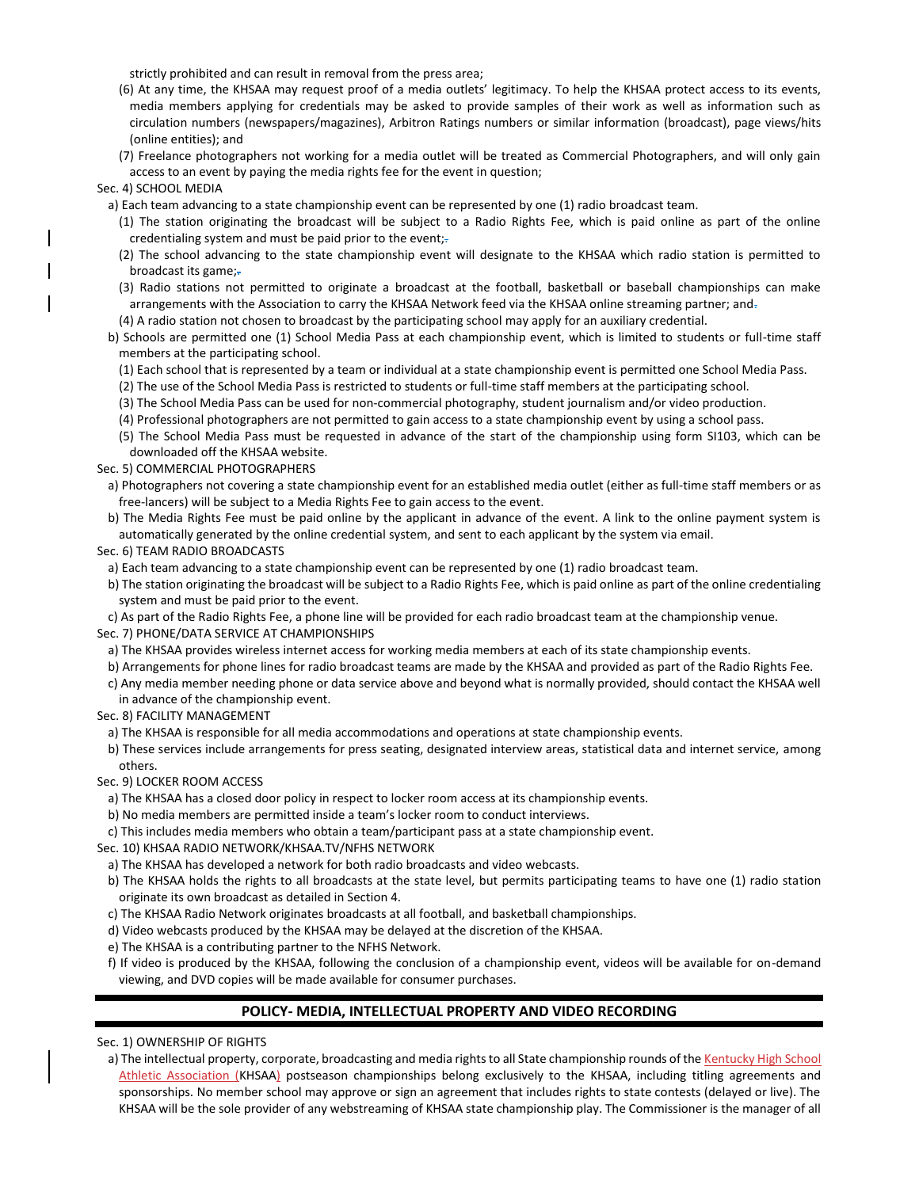strictly prohibited and can result in removal from the press area;

(6) At any time, the KHSAA may request proof of a media outlets' legitimacy. To help the KHSAA protect access to its events, media members applying for credentials may be asked to provide samples of their work as well as information such as circulation numbers (newspapers/magazines), Arbitron Ratings numbers or similar information (broadcast), page views/hits (online entities); and

(7) Freelance photographers not working for a media outlet will be treated as Commercial Photographers, and will only gain access to an event by paying the media rights fee for the event in question;

Sec. 4) SCHOOL MEDIA

a) Each team advancing to a state championship event can be represented by one (1) radio broadcast team.

(1) The station originating the broadcast will be subject to a Radio Rights Fee, which is paid online as part of the online credentialing system and must be paid prior to the event;

(2) The school advancing to the state championship event will designate to the KHSAA which radio station is permitted to broadcast its game;

(3) Radio stations not permitted to originate a broadcast at the football, basketball or baseball championships can make arrangements with the Association to carry the KHSAA Network feed via the KHSAA online streaming partner; and

(4) A radio station not chosen to broadcast by the participating school may apply for an auxiliary credential.

b) Schools are permitted one (1) School Media Pass at each championship event, which is limited to students or full-time staff members at the participating school.

(1) Each school that is represented by a team or individual at a state championship event is permitted one School Media Pass.

(2) The use of the School Media Pass is restricted to students or full-time staff members at the participating school.

(3) The School Media Pass can be used for non-commercial photography, student journalism and/or video production.

(4) Professional photographers are not permitted to gain access to a state championship event by using a school pass.

(5) The School Media Pass must be requested in advance of the start of the championship using form SI103, which can be downloaded off the KHSAA website.

Sec. 5) COMMERCIAL PHOTOGRAPHERS

a) Photographers not covering a state championship event for an established media outlet (either as full-time staff members or as free-lancers) will be subject to a Media Rights Fee to gain access to the event.

b) The Media Rights Fee must be paid online by the applicant in advance of the event. A link to the online payment system is automatically generated by the online credential system, and sent to each applicant by the system via email.

Sec. 6) TEAM RADIO BROADCASTS

a) Each team advancing to a state championship event can be represented by one (1) radio broadcast team.

b) The station originating the broadcast will be subject to a Radio Rights Fee, which is paid online as part of the online credentialing system and must be paid prior to the event.

c) As part of the Radio Rights Fee, a phone line will be provided for each radio broadcast team at the championship venue.

Sec. 7) PHONE/DATA SERVICE AT CHAMPIONSHIPS

a) The KHSAA provides wireless internet access for working media members at each of its state championship events.

b) Arrangements for phone lines for radio broadcast teams are made by the KHSAA and provided as part of the Radio Rights Fee.

c) Any media member needing phone or data service above and beyond what is normally provided, should contact the KHSAA well in advance of the championship event.

Sec. 8) FACILITY MANAGEMENT

a) The KHSAA is responsible for all media accommodations and operations at state championship events.

b) These services include arrangements for press seating, designated interview areas, statistical data and internet service, among others.

Sec. 9) LOCKER ROOM ACCESS

a) The KHSAA has a closed door policy in respect to locker room access at its championship events.

b) No media members are permitted inside a team's locker room to conduct interviews.

c) This includes media members who obtain a team/participant pass at a state championship event.

Sec. 10) KHSAA RADIO NETWORK/KHSAA.TV/NFHS NETWORK

a) The KHSAA has developed a network for both radio broadcasts and video webcasts.

b) The KHSAA holds the rights to all broadcasts at the state level, but permits participating teams to have one (1) radio station originate its own broadcast as detailed in Section 4.

c) The KHSAA Radio Network originates broadcasts at all football, and basketball championships.

d) Video webcasts produced by the KHSAA may be delayed at the discretion of the KHSAA.

e) The KHSAA is a contributing partner to the NFHS Network.

f) If video is produced by the KHSAA, following the conclusion of a championship event, videos will be available for on-demand viewing, and DVD copies will be made available for consumer purchases.

## POLICY- MEDIA, INTELLECTUAL PROPERTY AND VIDEO RECORDING

Sec. 1) OWNERSHIP OF RIGHTS

a) The intellectual property, corporate, broadcasting and media rights to all State championship rounds of the Kentucky High School Athletic Association (KHSAA) postseason championships belong exclusively to the KHSAA, including titling agreements and sponsorships. No member school may approve or sign an agreement that includes rights to state contests (delayed or live). The KHSAA will be the sole provider of any webstreaming of KHSAA state championship play. The Commissioner is the manager of all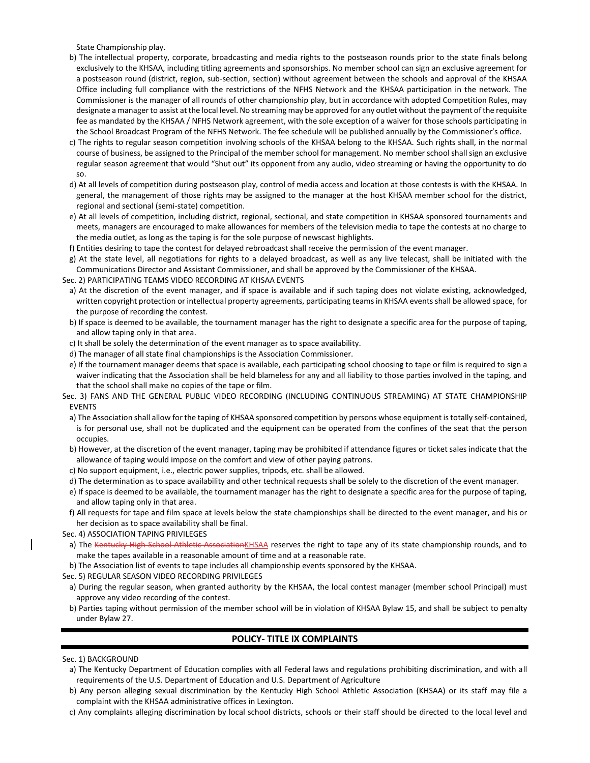State Championship play.

b) The intellectual property, corporate, broadcasting and media rights to the postseason rounds prior to the state finals belong exclusively to the KHSAA, including titling agreements and sponsorships. No member school can sign an exclusive agreement for a postseason round (district, region, sub-section, section) without agreement between the schools and approval of the KHSAA Office including full compliance with the restrictions of the NFHS Network and the KHSAA participation in the network. The Commissioner is the manager of all rounds of other championship play, but in accordance with adopted Competition Rules, may designate a manager to assist at the local level. No streaming may be approved for any outlet without the payment of the requisite fee as mandated by the KHSAA / NFHS Network agreement, with the sole exception of a waiver for those schools participating in the School Broadcast Program of the NFHS Network. The fee schedule will be published annually by the Commissioner's office.

c) The rights to regular season competition involving schools of the KHSAA belong to the KHSAA. Such rights shall, in the normal course of business, be assigned to the Principal of the member school for management. No member school shall sign an exclusive regular season agreement that would "Shut out" its opponent from any audio, video streaming or having the opportunity to do so.

d) At all levels of competition during postseason play, control of media access and location at those contests is with the KHSAA. In general, the management of those rights may be assigned to the manager at the host KHSAA member school for the district, regional and sectional (semi-state) competition.

e) At all levels of competition, including district, regional, sectional, and state competition in KHSAA sponsored tournaments and meets, managers are encouraged to make allowances for members of the television media to tape the contests at no charge to the media outlet, as long as the taping is for the sole purpose of newscast highlights.

f) Entities desiring to tape the contest for delayed rebroadcast shall receive the permission of the event manager.

g) At the state level, all negotiations for rights to a delayed broadcast, as well as any live telecast, shall be initiated with the Communications Director and Assistant Commissioner, and shall be approved by the Commissioner of the KHSAA.

Sec. 2) PARTICIPATING TEAMS VIDEO RECORDING AT KHSAA EVENTS

a) At the discretion of the event manager, and if space is available and if such taping does not violate existing, acknowledged, written copyright protection or intellectual property agreements, participating teams in KHSAA events shall be allowed space, for the purpose of recording the contest.

b) If space is deemed to be available, the tournament manager has the right to designate a specific area for the purpose of taping, and allow taping only in that area.

c) It shall be solely the determination of the event manager as to space availability.

d) The manager of all state final championships is the Association Commissioner.

e) If the tournament manager deems that space is available, each participating school choosing to tape or film is required to sign a waiver indicating that the Association shall be held blameless for any and all liability to those parties involved in the taping, and that the school shall make no copies of the tape or film.

Sec. 3) FANS AND THE GENERAL PUBLIC VIDEO RECORDING (INCLUDING CONTINUOUS STREAMING) AT STATE CHAMPIONSHIP EVENTS

a) The Association shall allow for the taping of KHSAA sponsored competition by persons whose equipment is totally self-contained, is for personal use, shall not be duplicated and the equipment can be operated from the confines of the seat that the person occupies.

b) However, at the discretion of the event manager, taping may be prohibited if attendance figures or ticket sales indicate that the allowance of taping would impose on the comfort and view of other paying patrons.

c) No support equipment, i.e., electric power supplies, tripods, etc. shall be allowed.

d) The determination as to space availability and other technical requests shall be solely to the discretion of the event manager.

e) If space is deemed to be available, the tournament manager has the right to designate a specific area for the purpose of taping, and allow taping only in that area.

f) All requests for tape and film space at levels below the state championships shall be directed to the event manager, and his or her decision as to space availability shall be final.

Sec. 4) ASSOCIATION TAPING PRIVILEGES

a) The ~~Kentucky High School Athletic Association~~KHSAA reserves the right to tape any of its state championship rounds, and to make the tapes available in a reasonable amount of time and at a reasonable rate.

b) The Association list of events to tape includes all championship events sponsored by the KHSAA.

Sec. 5) REGULAR SEASON VIDEO RECORDING PRIVILEGES

a) During the regular season, when granted authority by the KHSAA, the local contest manager (member school Principal) must approve any video recording of the contest.

b) Parties taping without permission of the member school will be in violation of KHSAA Bylaw 15, and shall be subject to penalty under Bylaw 27.

## POLICY- TITLE IX COMPLAINTS

Sec. 1) BACKGROUND

a) The Kentucky Department of Education complies with all Federal laws and regulations prohibiting discrimination, and with all requirements of the U.S. Department of Education and U.S. Department of Agriculture

b) Any person alleging sexual discrimination by the Kentucky High School Athletic Association (KHSAA) or its staff may file a complaint with the KHSAA administrative offices in Lexington.

c) Any complaints alleging discrimination by local school districts, schools or their staff should be directed to the local level and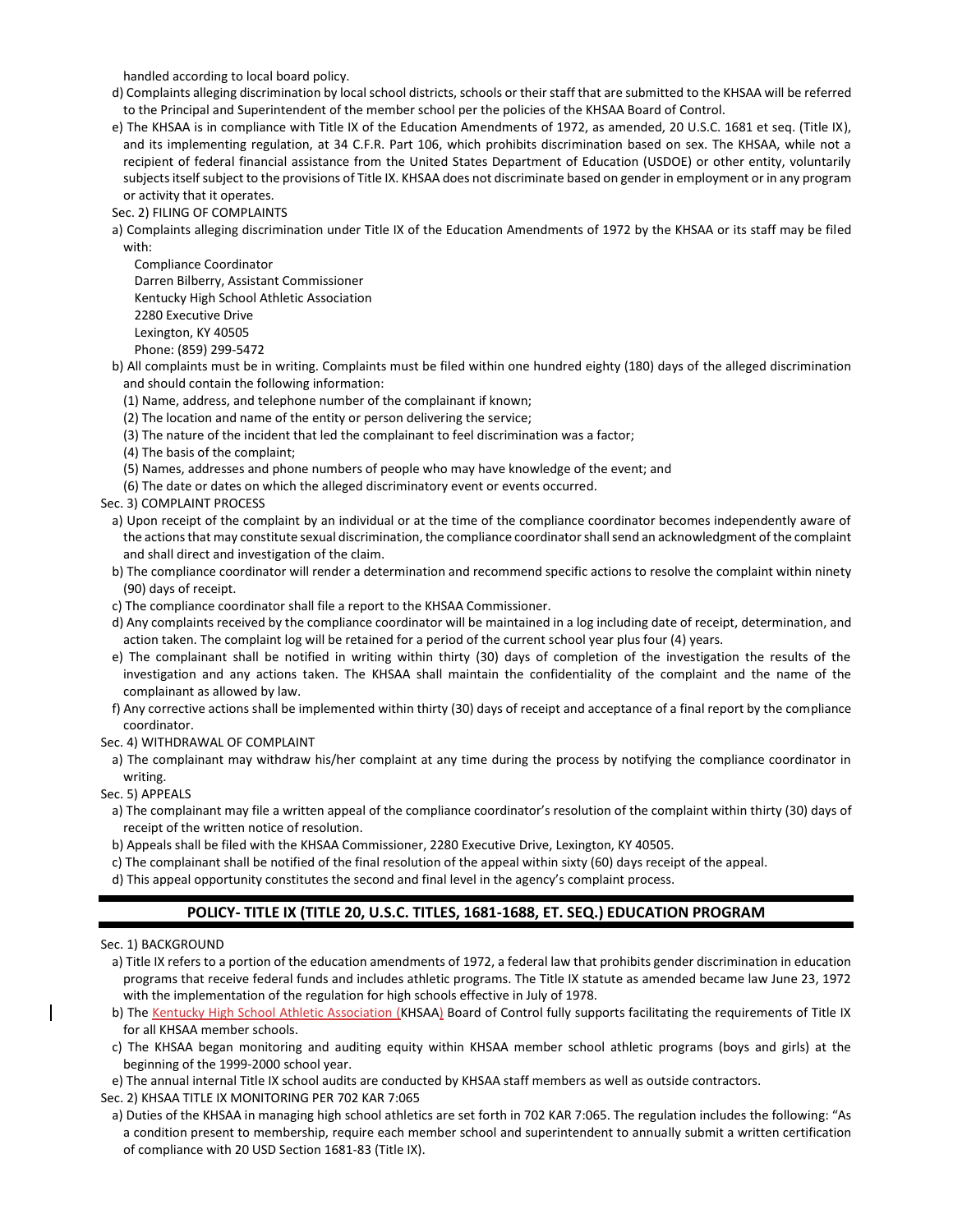handled according to local board policy.

d) Complaints alleging discrimination by local school districts, schools or their staff that are submitted to the KHSAA will be referred to the Principal and Superintendent of the member school per the policies of the KHSAA Board of Control.

e) The KHSAA is in compliance with Title IX of the Education Amendments of 1972, as amended, 20 U.S.C. 1681 et seq. (Title IX), and its implementing regulation, at 34 C.F.R. Part 106, which prohibits discrimination based on sex. The KHSAA, while not a recipient of federal financial assistance from the United States Department of Education (USDOE) or other entity, voluntarily subjects itself subject to the provisions of Title IX. KHSAA does not discriminate based on gender in employment or in any program or activity that it operates.

Sec. 2) FILING OF COMPLAINTS

a) Complaints alleging discrimination under Title IX of the Education Amendments of 1972 by the KHSAA or its staff may be filed with:

Compliance Coordinator
Darren Bilberry, Assistant Commissioner
Kentucky High School Athletic Association
2280 Executive Drive
Lexington, KY 40505
Phone: (859) 299-5472

b) All complaints must be in writing. Complaints must be filed within one hundred eighty (180) days of the alleged discrimination and should contain the following information:

(1) Name, address, and telephone number of the complainant if known;
(2) The location and name of the entity or person delivering the service;
(3) The nature of the incident that led the complainant to feel discrimination was a factor;
(4) The basis of the complaint;
(5) Names, addresses and phone numbers of people who may have knowledge of the event; and
(6) The date or dates on which the alleged discriminatory event or events occurred.

Sec. 3) COMPLAINT PROCESS

a) Upon receipt of the complaint by an individual or at the time of the compliance coordinator becomes independently aware of the actions that may constitute sexual discrimination, the compliance coordinator shall send an acknowledgment of the complaint and shall direct and investigation of the claim.

b) The compliance coordinator will render a determination and recommend specific actions to resolve the complaint within ninety (90) days of receipt.

c) The compliance coordinator shall file a report to the KHSAA Commissioner.

d) Any complaints received by the compliance coordinator will be maintained in a log including date of receipt, determination, and action taken. The complaint log will be retained for a period of the current school year plus four (4) years.

e) The complainant shall be notified in writing within thirty (30) days of completion of the investigation the results of the investigation and any actions taken. The KHSAA shall maintain the confidentiality of the complaint and the name of the complainant as allowed by law.

f) Any corrective actions shall be implemented within thirty (30) days of receipt and acceptance of a final report by the compliance coordinator.

Sec. 4) WITHDRAWAL OF COMPLAINT

a) The complainant may withdraw his/her complaint at any time during the process by notifying the compliance coordinator in writing.

Sec. 5) APPEALS

a) The complainant may file a written appeal of the compliance coordinator's resolution of the complaint within thirty (30) days of receipt of the written notice of resolution.

b) Appeals shall be filed with the KHSAA Commissioner, 2280 Executive Drive, Lexington, KY 40505.

c) The complainant shall be notified of the final resolution of the appeal within sixty (60) days receipt of the appeal.

d) This appeal opportunity constitutes the second and final level in the agency's complaint process.

## POLICY- TITLE IX (TITLE 20, U.S.C. TITLES, 1681-1688, ET. SEQ.) EDUCATION PROGRAM

Sec. 1) BACKGROUND

a) Title IX refers to a portion of the education amendments of 1972, a federal law that prohibits gender discrimination in education programs that receive federal funds and includes athletic programs. The Title IX statute as amended became law June 23, 1972 with the implementation of the regulation for high schools effective in July of 1978.

b) The Kentucky High School Athletic Association (KHSAA) Board of Control fully supports facilitating the requirements of Title IX for all KHSAA member schools.

c) The KHSAA began monitoring and auditing equity within KHSAA member school athletic programs (boys and girls) at the beginning of the 1999-2000 school year.

e) The annual internal Title IX school audits are conducted by KHSAA staff members as well as outside contractors.

Sec. 2) KHSAA TITLE IX MONITORING PER 702 KAR 7:065

a) Duties of the KHSAA in managing high school athletics are set forth in 702 KAR 7:065. The regulation includes the following: "As a condition present to membership, require each member school and superintendent to annually submit a written certification of compliance with 20 USD Section 1681-83 (Title IX).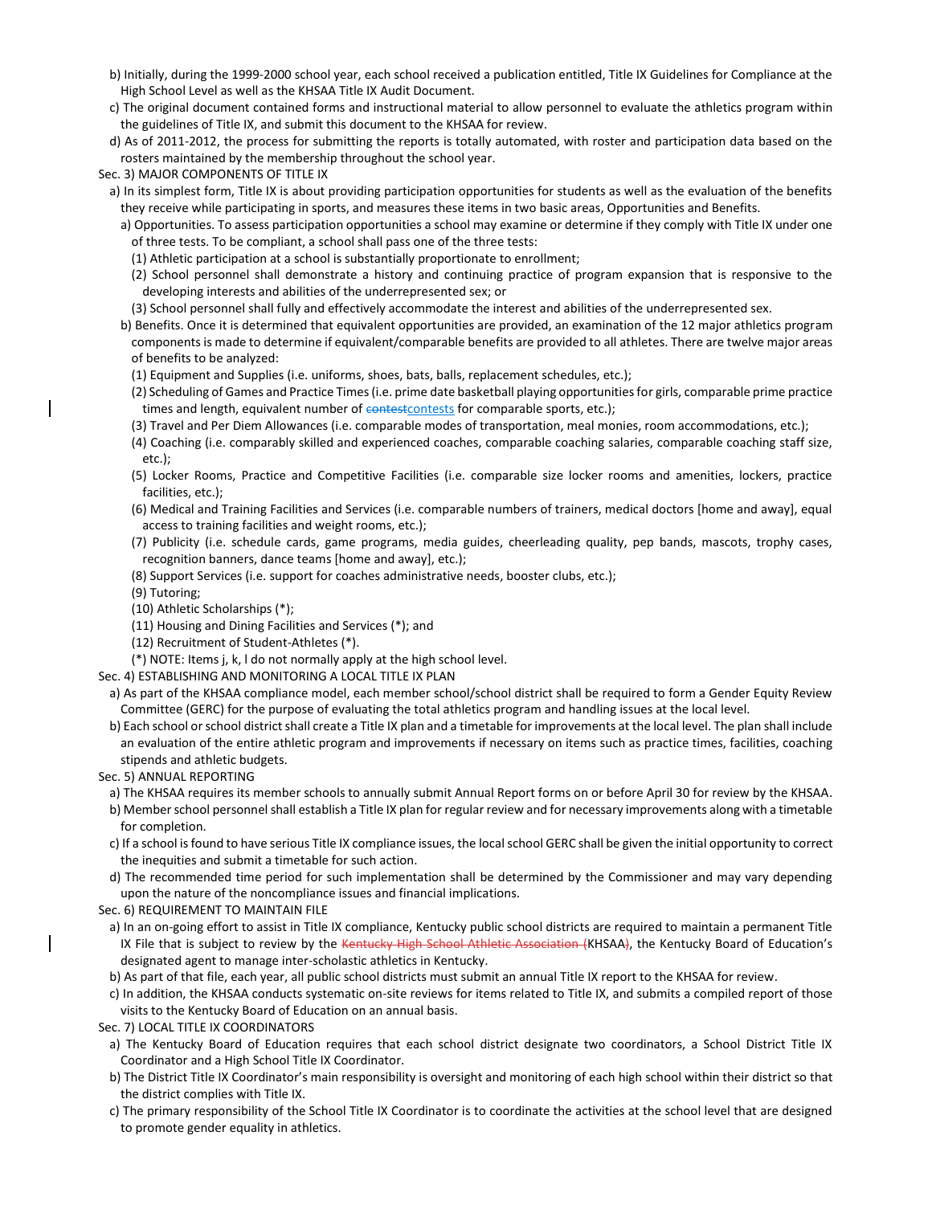b) Initially, during the 1999-2000 school year, each school received a publication entitled, Title IX Guidelines for Compliance at the High School Level as well as the KHSAA Title IX Audit Document.

c) The original document contained forms and instructional material to allow personnel to evaluate the athletics program within the guidelines of Title IX, and submit this document to the KHSAA for review.

d) As of 2011-2012, the process for submitting the reports is totally automated, with roster and participation data based on the rosters maintained by the membership throughout the school year.

Sec. 3) MAJOR COMPONENTS OF TITLE IX

a) In its simplest form, Title IX is about providing participation opportunities for students as well as the evaluation of the benefits they receive while participating in sports, and measures these items in two basic areas, Opportunities and Benefits.

a) Opportunities. To assess participation opportunities a school may examine or determine if they comply with Title IX under one of three tests. To be compliant, a school shall pass one of the three tests:

(1) Athletic participation at a school is substantially proportionate to enrollment;

(2) School personnel shall demonstrate a history and continuing practice of program expansion that is responsive to the developing interests and abilities of the underrepresented sex; or

(3) School personnel shall fully and effectively accommodate the interest and abilities of the underrepresented sex.

b) Benefits. Once it is determined that equivalent opportunities are provided, an examination of the 12 major athletics program components is made to determine if equivalent/comparable benefits are provided to all athletes. There are twelve major areas of benefits to be analyzed:

(1) Equipment and Supplies (i.e. uniforms, shoes, bats, balls, replacement schedules, etc.);

(2) Scheduling of Games and Practice Times (i.e. prime date basketball playing opportunities for girls, comparable prime practice times and length, equivalent number of ~~contest~~contests for comparable sports, etc.);

(3) Travel and Per Diem Allowances (i.e. comparable modes of transportation, meal monies, room accommodations, etc.);

(4) Coaching (i.e. comparably skilled and experienced coaches, comparable coaching salaries, comparable coaching staff size, etc.);

(5) Locker Rooms, Practice and Competitive Facilities (i.e. comparable size locker rooms and amenities, lockers, practice facilities, etc.);

(6) Medical and Training Facilities and Services (i.e. comparable numbers of trainers, medical doctors [home and away], equal access to training facilities and weight rooms, etc.);

(7) Publicity (i.e. schedule cards, game programs, media guides, cheerleading quality, pep bands, mascots, trophy cases, recognition banners, dance teams [home and away], etc.);

(8) Support Services (i.e. support for coaches administrative needs, booster clubs, etc.);

(9) Tutoring;

(10) Athletic Scholarships (*);

(11) Housing and Dining Facilities and Services (*); and

(12) Recruitment of Student-Athletes (*).

(*) NOTE: Items j, k, l do not normally apply at the high school level.

Sec. 4) ESTABLISHING AND MONITORING A LOCAL TITLE IX PLAN

a) As part of the KHSAA compliance model, each member school/school district shall be required to form a Gender Equity Review Committee (GERC) for the purpose of evaluating the total athletics program and handling issues at the local level.

b) Each school or school district shall create a Title IX plan and a timetable for improvements at the local level. The plan shall include an evaluation of the entire athletic program and improvements if necessary on items such as practice times, facilities, coaching stipends and athletic budgets.

Sec. 5) ANNUAL REPORTING

a) The KHSAA requires its member schools to annually submit Annual Report forms on or before April 30 for review by the KHSAA.

b) Member school personnel shall establish a Title IX plan for regular review and for necessary improvements along with a timetable for completion.

c) If a school is found to have serious Title IX compliance issues, the local school GERC shall be given the initial opportunity to correct the inequities and submit a timetable for such action.

d) The recommended time period for such implementation shall be determined by the Commissioner and may vary depending upon the nature of the noncompliance issues and financial implications.

Sec. 6) REQUIREMENT TO MAINTAIN FILE

a) In an on-going effort to assist in Title IX compliance, Kentucky public school districts are required to maintain a permanent Title IX File that is subject to review by the ~~Kentucky High School Athletic Association (~~KHSAA~~)~~, the Kentucky Board of Education's designated agent to manage inter-scholastic athletics in Kentucky.

b) As part of that file, each year, all public school districts must submit an annual Title IX report to the KHSAA for review.

c) In addition, the KHSAA conducts systematic on-site reviews for items related to Title IX, and submits a compiled report of those visits to the Kentucky Board of Education on an annual basis.

Sec. 7) LOCAL TITLE IX COORDINATORS

a) The Kentucky Board of Education requires that each school district designate two coordinators, a School District Title IX Coordinator and a High School Title IX Coordinator.

b) The District Title IX Coordinator's main responsibility is oversight and monitoring of each high school within their district so that the district complies with Title IX.

c) The primary responsibility of the School Title IX Coordinator is to coordinate the activities at the school level that are designed to promote gender equality in athletics.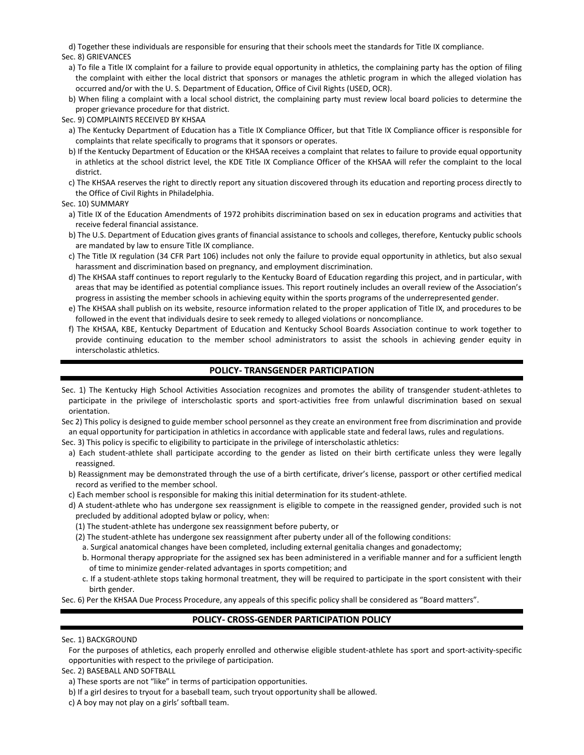d) Together these individuals are responsible for ensuring that their schools meet the standards for Title IX compliance.

Sec. 8) GRIEVANCES

a) To file a Title IX complaint for a failure to provide equal opportunity in athletics, the complaining party has the option of filing the complaint with either the local district that sponsors or manages the athletic program in which the alleged violation has occurred and/or with the U. S. Department of Education, Office of Civil Rights (USED, OCR).

b) When filing a complaint with a local school district, the complaining party must review local board policies to determine the proper grievance procedure for that district.

Sec. 9) COMPLAINTS RECEIVED BY KHSAA

a) The Kentucky Department of Education has a Title IX Compliance Officer, but that Title IX Compliance officer is responsible for complaints that relate specifically to programs that it sponsors or operates.

b) If the Kentucky Department of Education or the KHSAA receives a complaint that relates to failure to provide equal opportunity in athletics at the school district level, the KDE Title IX Compliance Officer of the KHSAA will refer the complaint to the local district.

c) The KHSAA reserves the right to directly report any situation discovered through its education and reporting process directly to the Office of Civil Rights in Philadelphia.

Sec. 10) SUMMARY

a) Title IX of the Education Amendments of 1972 prohibits discrimination based on sex in education programs and activities that receive federal financial assistance.

b) The U.S. Department of Education gives grants of financial assistance to schools and colleges, therefore, Kentucky public schools are mandated by law to ensure Title IX compliance.

c) The Title IX regulation (34 CFR Part 106) includes not only the failure to provide equal opportunity in athletics, but also sexual harassment and discrimination based on pregnancy, and employment discrimination.

d) The KHSAA staff continues to report regularly to the Kentucky Board of Education regarding this project, and in particular, with areas that may be identified as potential compliance issues. This report routinely includes an overall review of the Association's progress in assisting the member schools in achieving equity within the sports programs of the underrepresented gender.

e) The KHSAA shall publish on its website, resource information related to the proper application of Title IX, and procedures to be followed in the event that individuals desire to seek remedy to alleged violations or noncompliance.

f) The KHSAA, KBE, Kentucky Department of Education and Kentucky School Boards Association continue to work together to provide continuing education to the member school administrators to assist the schools in achieving gender equity in interscholastic athletics.

## POLICY- TRANSGENDER PARTICIPATION

Sec. 1) The Kentucky High School Activities Association recognizes and promotes the ability of transgender student-athletes to participate in the privilege of interscholastic sports and sport-activities free from unlawful discrimination based on sexual orientation.

Sec 2) This policy is designed to guide member school personnel as they create an environment free from discrimination and provide an equal opportunity for participation in athletics in accordance with applicable state and federal laws, rules and regulations.

Sec. 3) This policy is specific to eligibility to participate in the privilege of interscholastic athletics:

a) Each student-athlete shall participate according to the gender as listed on their birth certificate unless they were legally reassigned.

b) Reassignment may be demonstrated through the use of a birth certificate, driver's license, passport or other certified medical record as verified to the member school.

c) Each member school is responsible for making this initial determination for its student-athlete.

d) A student-athlete who has undergone sex reassignment is eligible to compete in the reassigned gender, provided such is not precluded by additional adopted bylaw or policy, when:

(1) The student-athlete has undergone sex reassignment before puberty, or

(2) The student-athlete has undergone sex reassignment after puberty under all of the following conditions:

a. Surgical anatomical changes have been completed, including external genitalia changes and gonadectomy;

b. Hormonal therapy appropriate for the assigned sex has been administered in a verifiable manner and for a sufficient length of time to minimize gender-related advantages in sports competition; and

c. If a student-athlete stops taking hormonal treatment, they will be required to participate in the sport consistent with their birth gender.

Sec. 6) Per the KHSAA Due Process Procedure, any appeals of this specific policy shall be considered as "Board matters".

## POLICY- CROSS-GENDER PARTICIPATION POLICY

Sec. 1) BACKGROUND

For the purposes of athletics, each properly enrolled and otherwise eligible student-athlete has sport and sport-activity-specific opportunities with respect to the privilege of participation.

Sec. 2) BASEBALL AND SOFTBALL

a) These sports are not "like" in terms of participation opportunities.

b) If a girl desires to tryout for a baseball team, such tryout opportunity shall be allowed.

c) A boy may not play on a girls' softball team.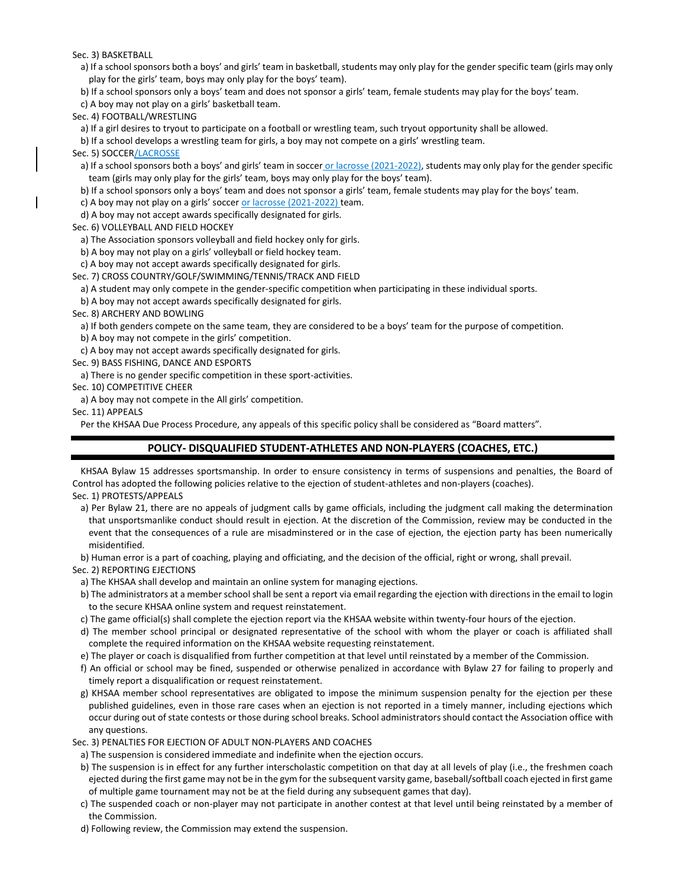Sec. 3) BASKETBALL

a) If a school sponsors both a boys' and girls' team in basketball, students may only play for the gender specific team (girls may only play for the girls' team, boys may only play for the boys' team).

b) If a school sponsors only a boys' team and does not sponsor a girls' team, female students may play for the boys' team.

c) A boy may not play on a girls' basketball team.

Sec. 4) FOOTBALL/WRESTLING

a) If a girl desires to tryout to participate on a football or wrestling team, such tryout opportunity shall be allowed.

b) If a school develops a wrestling team for girls, a boy may not compete on a girls' wrestling team.

Sec. 5) SOCCER/LACROSSE

a) If a school sponsors both a boys' and girls' team in soccer or lacrosse (2021-2022), students may only play for the gender specific team (girls may only play for the girls' team, boys may only play for the boys' team).

b) If a school sponsors only a boys' team and does not sponsor a girls' team, female students may play for the boys' team.

c) A boy may not play on a girls' soccer or lacrosse (2021-2022) team.

d) A boy may not accept awards specifically designated for girls.

Sec. 6) VOLLEYBALL AND FIELD HOCKEY

a) The Association sponsors volleyball and field hockey only for girls.

b) A boy may not play on a girls' volleyball or field hockey team.

c) A boy may not accept awards specifically designated for girls.

Sec. 7) CROSS COUNTRY/GOLF/SWIMMING/TENNIS/TRACK AND FIELD

a) A student may only compete in the gender-specific competition when participating in these individual sports.

b) A boy may not accept awards specifically designated for girls.

Sec. 8) ARCHERY AND BOWLING

a) If both genders compete on the same team, they are considered to be a boys' team for the purpose of competition.

b) A boy may not compete in the girls' competition.

c) A boy may not accept awards specifically designated for girls.

Sec. 9) BASS FISHING, DANCE AND ESPORTS

a) There is no gender specific competition in these sport-activities.

Sec. 10) COMPETITIVE CHEER

a) A boy may not compete in the All girls' competition.

Sec. 11) APPEALS

Per the KHSAA Due Process Procedure, any appeals of this specific policy shall be considered as "Board matters".

## POLICY- DISQUALIFIED STUDENT-ATHLETES AND NON-PLAYERS (COACHES, ETC.)

KHSAA Bylaw 15 addresses sportsmanship. In order to ensure consistency in terms of suspensions and penalties, the Board of Control has adopted the following policies relative to the ejection of student-athletes and non-players (coaches).

Sec. 1) PROTESTS/APPEALS

a) Per Bylaw 21, there are no appeals of judgment calls by game officials, including the judgment call making the determination that unsportsmanlike conduct should result in ejection. At the discretion of the Commission, review may be conducted in the event that the consequences of a rule are misadminstered or in the case of ejection, the ejection party has been numerically misidentified.

b) Human error is a part of coaching, playing and officiating, and the decision of the official, right or wrong, shall prevail.

Sec. 2) REPORTING EJECTIONS

a) The KHSAA shall develop and maintain an online system for managing ejections.

b) The administrators at a member school shall be sent a report via email regarding the ejection with directions in the email to login to the secure KHSAA online system and request reinstatement.

c) The game official(s) shall complete the ejection report via the KHSAA website within twenty-four hours of the ejection.

d) The member school principal or designated representative of the school with whom the player or coach is affiliated shall complete the required information on the KHSAA website requesting reinstatement.

e) The player or coach is disqualified from further competition at that level until reinstated by a member of the Commission.

f) An official or school may be fined, suspended or otherwise penalized in accordance with Bylaw 27 for failing to properly and timely report a disqualification or request reinstatement.

g) KHSAA member school representatives are obligated to impose the minimum suspension penalty for the ejection per these published guidelines, even in those rare cases when an ejection is not reported in a timely manner, including ejections which occur during out of state contests or those during school breaks. School administrators should contact the Association office with any questions.

Sec. 3) PENALTIES FOR EJECTION OF ADULT NON-PLAYERS AND COACHES

a) The suspension is considered immediate and indefinite when the ejection occurs.

b) The suspension is in effect for any further interscholastic competition on that day at all levels of play (i.e., the freshmen coach ejected during the first game may not be in the gym for the subsequent varsity game, baseball/softball coach ejected in first game of multiple game tournament may not be at the field during any subsequent games that day).

c) The suspended coach or non-player may not participate in another contest at that level until being reinstated by a member of the Commission.

d) Following review, the Commission may extend the suspension.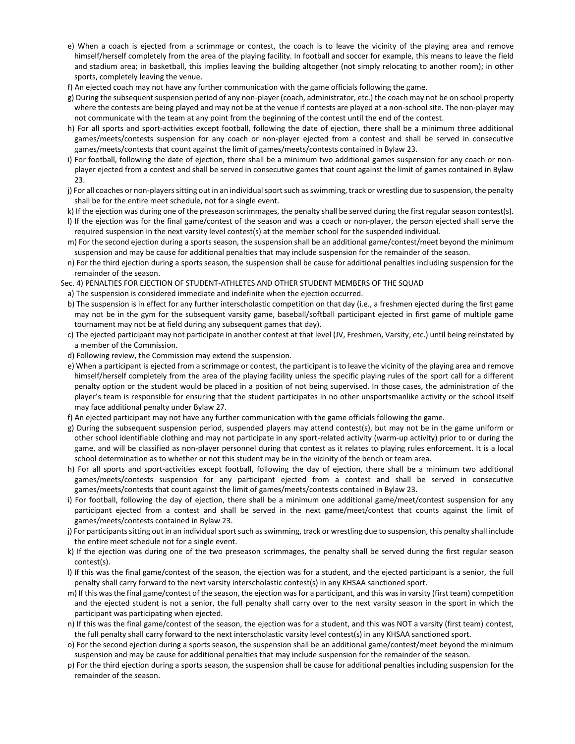e) When a coach is ejected from a scrimmage or contest, the coach is to leave the vicinity of the playing area and remove himself/herself completely from the area of the playing facility. In football and soccer for example, this means to leave the field and stadium area; in basketball, this implies leaving the building altogether (not simply relocating to another room); in other sports, completely leaving the venue.

f) An ejected coach may not have any further communication with the game officials following the game.

g) During the subsequent suspension period of any non-player (coach, administrator, etc.) the coach may not be on school property where the contests are being played and may not be at the venue if contests are played at a non-school site. The non-player may not communicate with the team at any point from the beginning of the contest until the end of the contest.

h) For all sports and sport-activities except football, following the date of ejection, there shall be a minimum three additional games/meets/contests suspension for any coach or non-player ejected from a contest and shall be served in consecutive games/meets/contests that count against the limit of games/meets/contests contained in Bylaw 23.

i) For football, following the date of ejection, there shall be a minimum two additional games suspension for any coach or non-player ejected from a contest and shall be served in consecutive games that count against the limit of games contained in Bylaw 23.

j) For all coaches or non-players sitting out in an individual sport such as swimming, track or wrestling due to suspension, the penalty shall be for the entire meet schedule, not for a single event.

k) If the ejection was during one of the preseason scrimmages, the penalty shall be served during the first regular season contest(s).

l) If the ejection was for the final game/contest of the season and was a coach or non-player, the person ejected shall serve the required suspension in the next varsity level contest(s) at the member school for the suspended individual.

m) For the second ejection during a sports season, the suspension shall be an additional game/contest/meet beyond the minimum suspension and may be cause for additional penalties that may include suspension for the remainder of the season.

n) For the third ejection during a sports season, the suspension shall be cause for additional penalties including suspension for the remainder of the season.

Sec. 4) PENALTIES FOR EJECTION OF STUDENT-ATHLETES AND OTHER STUDENT MEMBERS OF THE SQUAD

a) The suspension is considered immediate and indefinite when the ejection occurred.

b) The suspension is in effect for any further interscholastic competition on that day (i.e., a freshmen ejected during the first game may not be in the gym for the subsequent varsity game, baseball/softball participant ejected in first game of multiple game tournament may not be at field during any subsequent games that day).

c) The ejected participant may not participate in another contest at that level (JV, Freshmen, Varsity, etc.) until being reinstated by a member of the Commission.

d) Following review, the Commission may extend the suspension.

e) When a participant is ejected from a scrimmage or contest, the participant is to leave the vicinity of the playing area and remove himself/herself completely from the area of the playing facility unless the specific playing rules of the sport call for a different penalty option or the student would be placed in a position of not being supervised. In those cases, the administration of the player's team is responsible for ensuring that the student participates in no other unsportsmanlike activity or the school itself may face additional penalty under Bylaw 27.

f) An ejected participant may not have any further communication with the game officials following the game.

g) During the subsequent suspension period, suspended players may attend contest(s), but may not be in the game uniform or other school identifiable clothing and may not participate in any sport-related activity (warm-up activity) prior to or during the game, and will be classified as non-player personnel during that contest as it relates to playing rules enforcement. It is a local school determination as to whether or not this student may be in the vicinity of the bench or team area.

h) For all sports and sport-activities except football, following the day of ejection, there shall be a minimum two additional games/meets/contests suspension for any participant ejected from a contest and shall be served in consecutive games/meets/contests that count against the limit of games/meets/contests contained in Bylaw 23.

i) For football, following the day of ejection, there shall be a minimum one additional game/meet/contest suspension for any participant ejected from a contest and shall be served in the next game/meet/contest that counts against the limit of games/meets/contests contained in Bylaw 23.

j) For participants sitting out in an individual sport such as swimming, track or wrestling due to suspension, this penalty shall include the entire meet schedule not for a single event.

k) If the ejection was during one of the two preseason scrimmages, the penalty shall be served during the first regular season contest(s).

l) If this was the final game/contest of the season, the ejection was for a student, and the ejected participant is a senior, the full penalty shall carry forward to the next varsity interscholastic contest(s) in any KHSAA sanctioned sport.

m) If this was the final game/contest of the season, the ejection was for a participant, and this was in varsity (first team) competition and the ejected student is not a senior, the full penalty shall carry over to the next varsity season in the sport in which the participant was participating when ejected.

n) If this was the final game/contest of the season, the ejection was for a student, and this was NOT a varsity (first team) contest, the full penalty shall carry forward to the next interscholastic varsity level contest(s) in any KHSAA sanctioned sport.

o) For the second ejection during a sports season, the suspension shall be an additional game/contest/meet beyond the minimum suspension and may be cause for additional penalties that may include suspension for the remainder of the season.

p) For the third ejection during a sports season, the suspension shall be cause for additional penalties including suspension for the remainder of the season.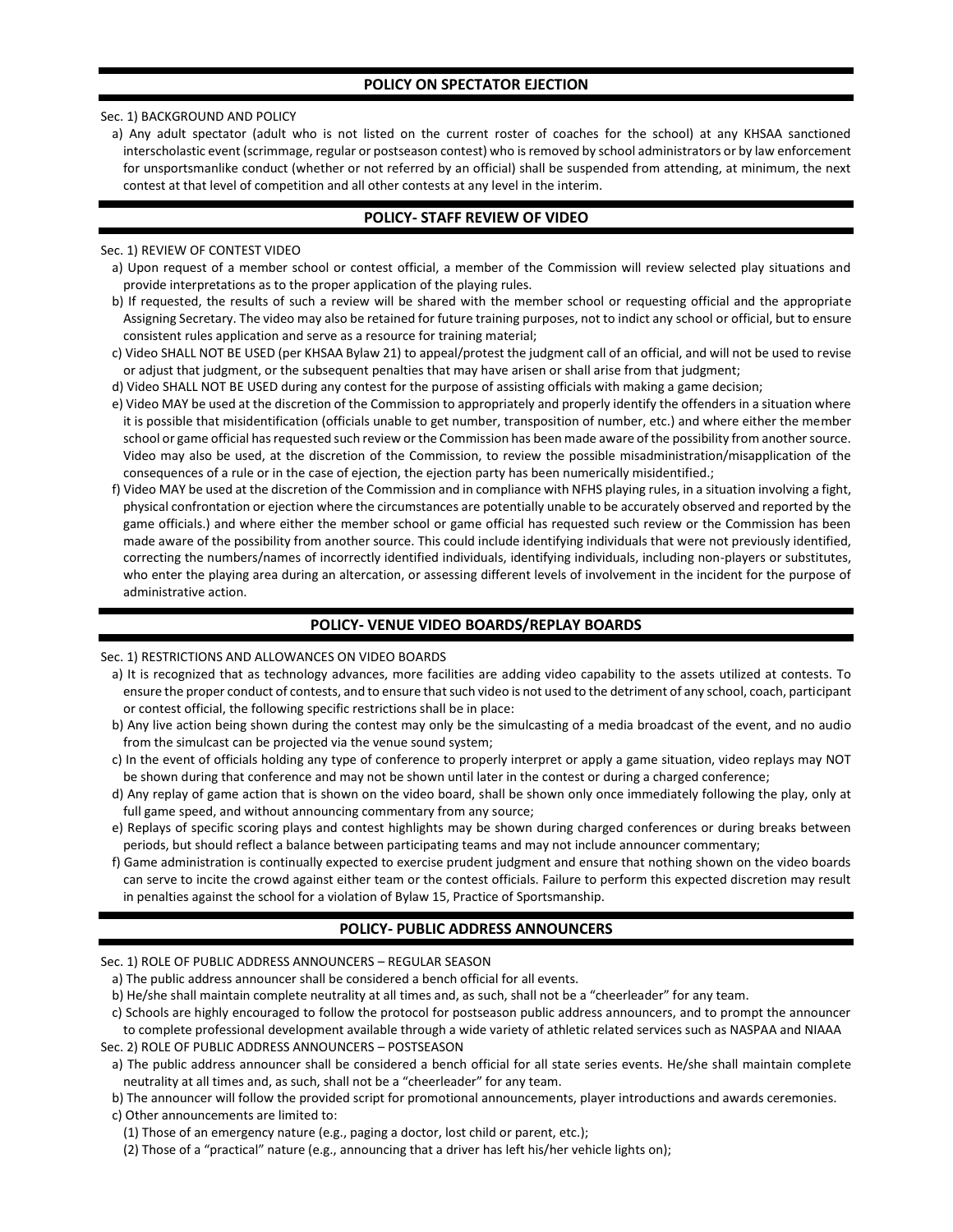## POLICY ON SPECTATOR EJECTION

Sec. 1) BACKGROUND AND POLICY

a) Any adult spectator (adult who is not listed on the current roster of coaches for the school) at any KHSAA sanctioned interscholastic event (scrimmage, regular or postseason contest) who is removed by school administrators or by law enforcement for unsportsmanlike conduct (whether or not referred by an official) shall be suspended from attending, at minimum, the next contest at that level of competition and all other contests at any level in the interim.

## POLICY- STAFF REVIEW OF VIDEO

Sec. 1) REVIEW OF CONTEST VIDEO

a) Upon request of a member school or contest official, a member of the Commission will review selected play situations and provide interpretations as to the proper application of the playing rules.

b) If requested, the results of such a review will be shared with the member school or requesting official and the appropriate Assigning Secretary. The video may also be retained for future training purposes, not to indict any school or official, but to ensure consistent rules application and serve as a resource for training material;

c) Video SHALL NOT BE USED (per KHSAA Bylaw 21) to appeal/protest the judgment call of an official, and will not be used to revise or adjust that judgment, or the subsequent penalties that may have arisen or shall arise from that judgment;

d) Video SHALL NOT BE USED during any contest for the purpose of assisting officials with making a game decision;

e) Video MAY be used at the discretion of the Commission to appropriately and properly identify the offenders in a situation where it is possible that misidentification (officials unable to get number, transposition of number, etc.) and where either the member school or game official has requested such review or the Commission has been made aware of the possibility from another source. Video may also be used, at the discretion of the Commission, to review the possible misadministration/misapplication of the consequences of a rule or in the case of ejection, the ejection party has been numerically misidentified.;

f) Video MAY be used at the discretion of the Commission and in compliance with NFHS playing rules, in a situation involving a fight, physical confrontation or ejection where the circumstances are potentially unable to be accurately observed and reported by the game officials.) and where either the member school or game official has requested such review or the Commission has been made aware of the possibility from another source. This could include identifying individuals that were not previously identified, correcting the numbers/names of incorrectly identified individuals, identifying individuals, including non-players or substitutes, who enter the playing area during an altercation, or assessing different levels of involvement in the incident for the purpose of administrative action.

## POLICY- VENUE VIDEO BOARDS/REPLAY BOARDS

Sec. 1) RESTRICTIONS AND ALLOWANCES ON VIDEO BOARDS

a) It is recognized that as technology advances, more facilities are adding video capability to the assets utilized at contests. To ensure the proper conduct of contests, and to ensure that such video is not used to the detriment of any school, coach, participant or contest official, the following specific restrictions shall be in place:

b) Any live action being shown during the contest may only be the simulcasting of a media broadcast of the event, and no audio from the simulcast can be projected via the venue sound system;

c) In the event of officials holding any type of conference to properly interpret or apply a game situation, video replays may NOT be shown during that conference and may not be shown until later in the contest or during a charged conference;

d) Any replay of game action that is shown on the video board, shall be shown only once immediately following the play, only at full game speed, and without announcing commentary from any source;

e) Replays of specific scoring plays and contest highlights may be shown during charged conferences or during breaks between periods, but should reflect a balance between participating teams and may not include announcer commentary;

f) Game administration is continually expected to exercise prudent judgment and ensure that nothing shown on the video boards can serve to incite the crowd against either team or the contest officials. Failure to perform this expected discretion may result in penalties against the school for a violation of Bylaw 15, Practice of Sportsmanship.

## POLICY- PUBLIC ADDRESS ANNOUNCERS

Sec. 1) ROLE OF PUBLIC ADDRESS ANNOUNCERS – REGULAR SEASON

a) The public address announcer shall be considered a bench official for all events.

b) He/she shall maintain complete neutrality at all times and, as such, shall not be a "cheerleader" for any team.

c) Schools are highly encouraged to follow the protocol for postseason public address announcers, and to prompt the announcer to complete professional development available through a wide variety of athletic related services such as NASPAA and NIAAA

Sec. 2) ROLE OF PUBLIC ADDRESS ANNOUNCERS – POSTSEASON

a) The public address announcer shall be considered a bench official for all state series events. He/she shall maintain complete neutrality at all times and, as such, shall not be a "cheerleader" for any team.

b) The announcer will follow the provided script for promotional announcements, player introductions and awards ceremonies.

c) Other announcements are limited to:

(1) Those of an emergency nature (e.g., paging a doctor, lost child or parent, etc.);

(2) Those of a "practical" nature (e.g., announcing that a driver has left his/her vehicle lights on);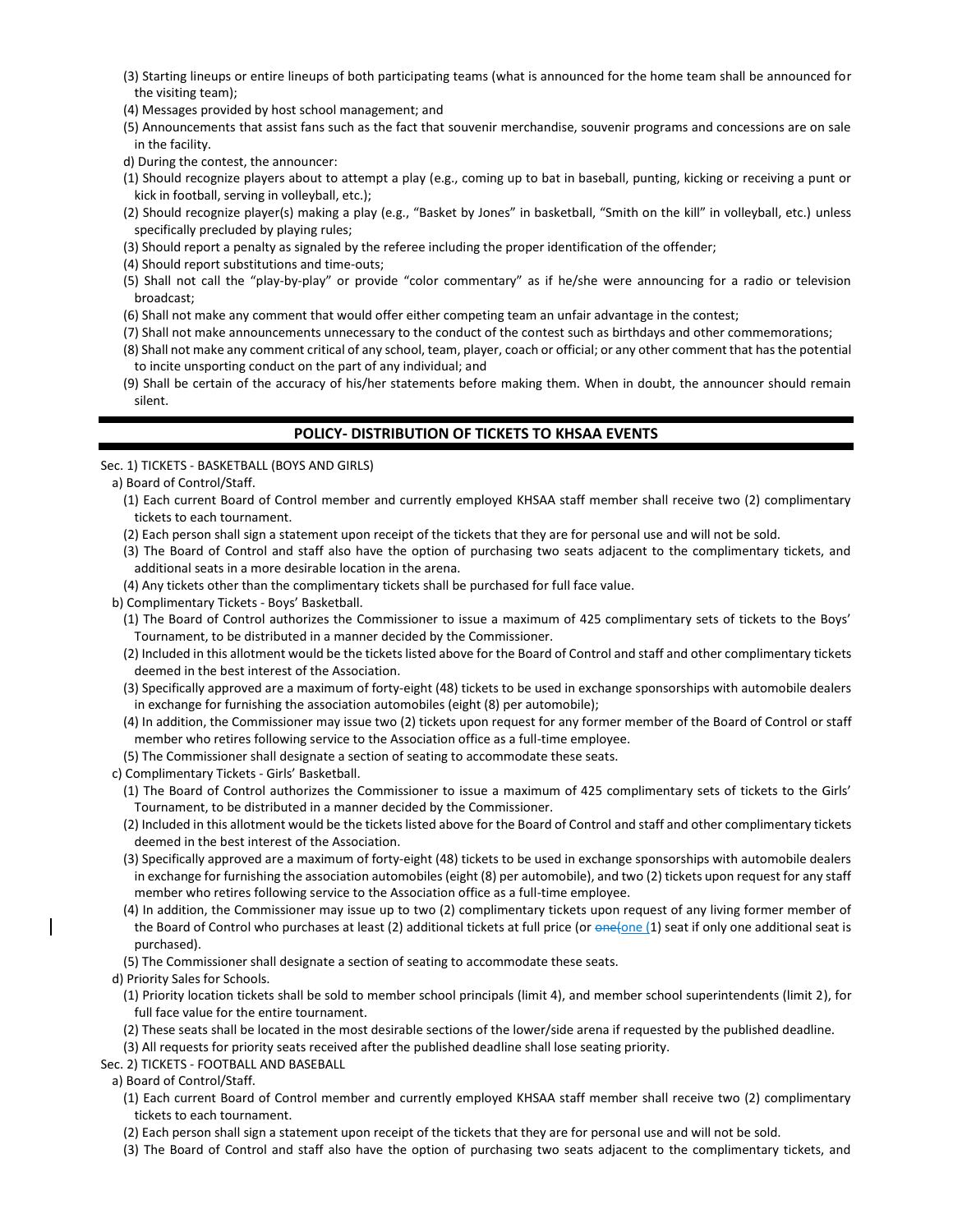(3) Starting lineups or entire lineups of both participating teams (what is announced for the home team shall be announced for the visiting team);

(4) Messages provided by host school management; and

(5) Announcements that assist fans such as the fact that souvenir merchandise, souvenir programs and concessions are on sale in the facility.

d) During the contest, the announcer:

(1) Should recognize players about to attempt a play (e.g., coming up to bat in baseball, punting, kicking or receiving a punt or kick in football, serving in volleyball, etc.);

(2) Should recognize player(s) making a play (e.g., "Basket by Jones" in basketball, "Smith on the kill" in volleyball, etc.) unless specifically precluded by playing rules;

(3) Should report a penalty as signaled by the referee including the proper identification of the offender;

(4) Should report substitutions and time-outs;

(5) Shall not call the "play-by-play" or provide "color commentary" as if he/she were announcing for a radio or television broadcast;

(6) Shall not make any comment that would offer either competing team an unfair advantage in the contest;

(7) Shall not make announcements unnecessary to the conduct of the contest such as birthdays and other commemorations;

(8) Shall not make any comment critical of any school, team, player, coach or official; or any other comment that has the potential to incite unsporting conduct on the part of any individual; and

(9) Shall be certain of the accuracy of his/her statements before making them. When in doubt, the announcer should remain silent.

## POLICY- DISTRIBUTION OF TICKETS TO KHSAA EVENTS

Sec. 1) TICKETS - BASKETBALL (BOYS AND GIRLS)

a) Board of Control/Staff.

(1) Each current Board of Control member and currently employed KHSAA staff member shall receive two (2) complimentary tickets to each tournament.

(2) Each person shall sign a statement upon receipt of the tickets that they are for personal use and will not be sold.

(3) The Board of Control and staff also have the option of purchasing two seats adjacent to the complimentary tickets, and additional seats in a more desirable location in the arena.

(4) Any tickets other than the complimentary tickets shall be purchased for full face value.

b) Complimentary Tickets - Boys' Basketball.

(1) The Board of Control authorizes the Commissioner to issue a maximum of 425 complimentary sets of tickets to the Boys' Tournament, to be distributed in a manner decided by the Commissioner.

(2) Included in this allotment would be the tickets listed above for the Board of Control and staff and other complimentary tickets deemed in the best interest of the Association.

(3) Specifically approved are a maximum of forty-eight (48) tickets to be used in exchange sponsorships with automobile dealers in exchange for furnishing the association automobiles (eight (8) per automobile);

(4) In addition, the Commissioner may issue two (2) tickets upon request for any former member of the Board of Control or staff member who retires following service to the Association office as a full-time employee.

(5) The Commissioner shall designate a section of seating to accommodate these seats.

c) Complimentary Tickets - Girls' Basketball.

(1) The Board of Control authorizes the Commissioner to issue a maximum of 425 complimentary sets of tickets to the Girls' Tournament, to be distributed in a manner decided by the Commissioner.

(2) Included in this allotment would be the tickets listed above for the Board of Control and staff and other complimentary tickets deemed in the best interest of the Association.

(3) Specifically approved are a maximum of forty-eight (48) tickets to be used in exchange sponsorships with automobile dealers in exchange for furnishing the association automobiles (eight (8) per automobile), and two (2) tickets upon request for any staff member who retires following service to the Association office as a full-time employee.

(4) In addition, the Commissioner may issue up to two (2) complimentary tickets upon request of any living former member of the Board of Control who purchases at least (2) additional tickets at full price (or ~~one(~~one (1) seat if only one additional seat is purchased).

(5) The Commissioner shall designate a section of seating to accommodate these seats.

d) Priority Sales for Schools.

(1) Priority location tickets shall be sold to member school principals (limit 4), and member school superintendents (limit 2), for full face value for the entire tournament.

(2) These seats shall be located in the most desirable sections of the lower/side arena if requested by the published deadline.

(3) All requests for priority seats received after the published deadline shall lose seating priority.

Sec. 2) TICKETS - FOOTBALL AND BASEBALL

a) Board of Control/Staff.

(1) Each current Board of Control member and currently employed KHSAA staff member shall receive two (2) complimentary tickets to each tournament.

(2) Each person shall sign a statement upon receipt of the tickets that they are for personal use and will not be sold.

(3) The Board of Control and staff also have the option of purchasing two seats adjacent to the complimentary tickets, and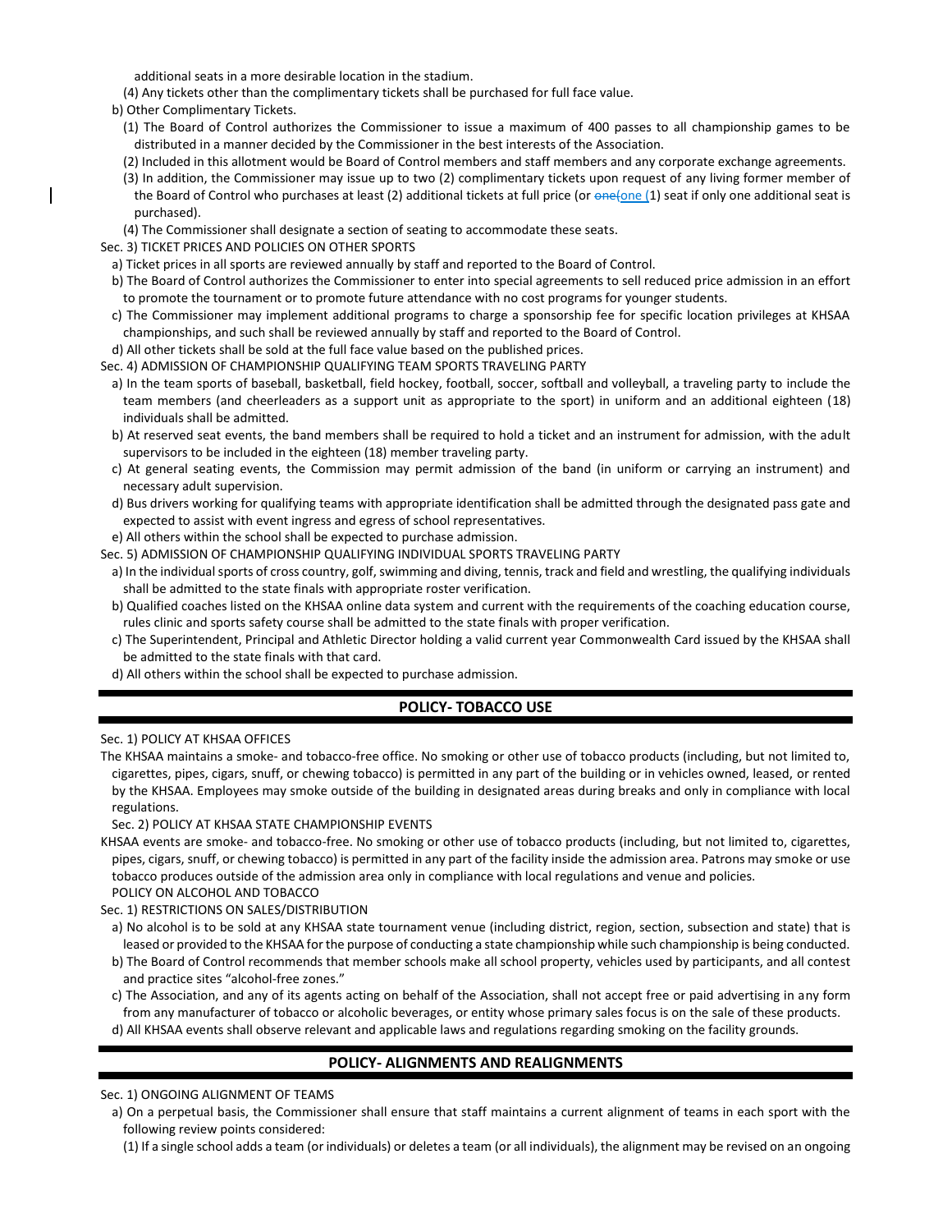additional seats in a more desirable location in the stadium.

(4) Any tickets other than the complimentary tickets shall be purchased for full face value.

b) Other Complimentary Tickets.

(1) The Board of Control authorizes the Commissioner to issue a maximum of 400 passes to all championship games to be distributed in a manner decided by the Commissioner in the best interests of the Association.

(2) Included in this allotment would be Board of Control members and staff members and any corporate exchange agreements.

(3) In addition, the Commissioner may issue up to two (2) complimentary tickets upon request of any living former member of the Board of Control who purchases at least (2) additional tickets at full price (or ~~one(~~one (1) seat if only one additional seat is purchased).

(4) The Commissioner shall designate a section of seating to accommodate these seats.

Sec. 3) TICKET PRICES AND POLICIES ON OTHER SPORTS

a) Ticket prices in all sports are reviewed annually by staff and reported to the Board of Control.

b) The Board of Control authorizes the Commissioner to enter into special agreements to sell reduced price admission in an effort to promote the tournament or to promote future attendance with no cost programs for younger students.

c) The Commissioner may implement additional programs to charge a sponsorship fee for specific location privileges at KHSAA championships, and such shall be reviewed annually by staff and reported to the Board of Control.

d) All other tickets shall be sold at the full face value based on the published prices.

Sec. 4) ADMISSION OF CHAMPIONSHIP QUALIFYING TEAM SPORTS TRAVELING PARTY

a) In the team sports of baseball, basketball, field hockey, football, soccer, softball and volleyball, a traveling party to include the team members (and cheerleaders as a support unit as appropriate to the sport) in uniform and an additional eighteen (18) individuals shall be admitted.

b) At reserved seat events, the band members shall be required to hold a ticket and an instrument for admission, with the adult supervisors to be included in the eighteen (18) member traveling party.

c) At general seating events, the Commission may permit admission of the band (in uniform or carrying an instrument) and necessary adult supervision.

d) Bus drivers working for qualifying teams with appropriate identification shall be admitted through the designated pass gate and expected to assist with event ingress and egress of school representatives.

e) All others within the school shall be expected to purchase admission.

Sec. 5) ADMISSION OF CHAMPIONSHIP QUALIFYING INDIVIDUAL SPORTS TRAVELING PARTY

a) In the individual sports of cross country, golf, swimming and diving, tennis, track and field and wrestling, the qualifying individuals shall be admitted to the state finals with appropriate roster verification.

b) Qualified coaches listed on the KHSAA online data system and current with the requirements of the coaching education course, rules clinic and sports safety course shall be admitted to the state finals with proper verification.

c) The Superintendent, Principal and Athletic Director holding a valid current year Commonwealth Card issued by the KHSAA shall be admitted to the state finals with that card.

d) All others within the school shall be expected to purchase admission.

## POLICY- TOBACCO USE

Sec. 1) POLICY AT KHSAA OFFICES

The KHSAA maintains a smoke- and tobacco-free office. No smoking or other use of tobacco products (including, but not limited to, cigarettes, pipes, cigars, snuff, or chewing tobacco) is permitted in any part of the building or in vehicles owned, leased, or rented by the KHSAA. Employees may smoke outside of the building in designated areas during breaks and only in compliance with local regulations.

Sec. 2) POLICY AT KHSAA STATE CHAMPIONSHIP EVENTS

KHSAA events are smoke- and tobacco-free. No smoking or other use of tobacco products (including, but not limited to, cigarettes, pipes, cigars, snuff, or chewing tobacco) is permitted in any part of the facility inside the admission area. Patrons may smoke or use tobacco produces outside of the admission area only in compliance with local regulations and venue and policies.

POLICY ON ALCOHOL AND TOBACCO

Sec. 1) RESTRICTIONS ON SALES/DISTRIBUTION

a) No alcohol is to be sold at any KHSAA state tournament venue (including district, region, section, subsection and state) that is leased or provided to the KHSAA for the purpose of conducting a state championship while such championship is being conducted.

b) The Board of Control recommends that member schools make all school property, vehicles used by participants, and all contest and practice sites "alcohol-free zones."

c) The Association, and any of its agents acting on behalf of the Association, shall not accept free or paid advertising in any form from any manufacturer of tobacco or alcoholic beverages, or entity whose primary sales focus is on the sale of these products.

d) All KHSAA events shall observe relevant and applicable laws and regulations regarding smoking on the facility grounds.

## POLICY- ALIGNMENTS AND REALIGNMENTS

Sec. 1) ONGOING ALIGNMENT OF TEAMS

a) On a perpetual basis, the Commissioner shall ensure that staff maintains a current alignment of teams in each sport with the following review points considered:

(1) If a single school adds a team (or individuals) or deletes a team (or all individuals), the alignment may be revised on an ongoing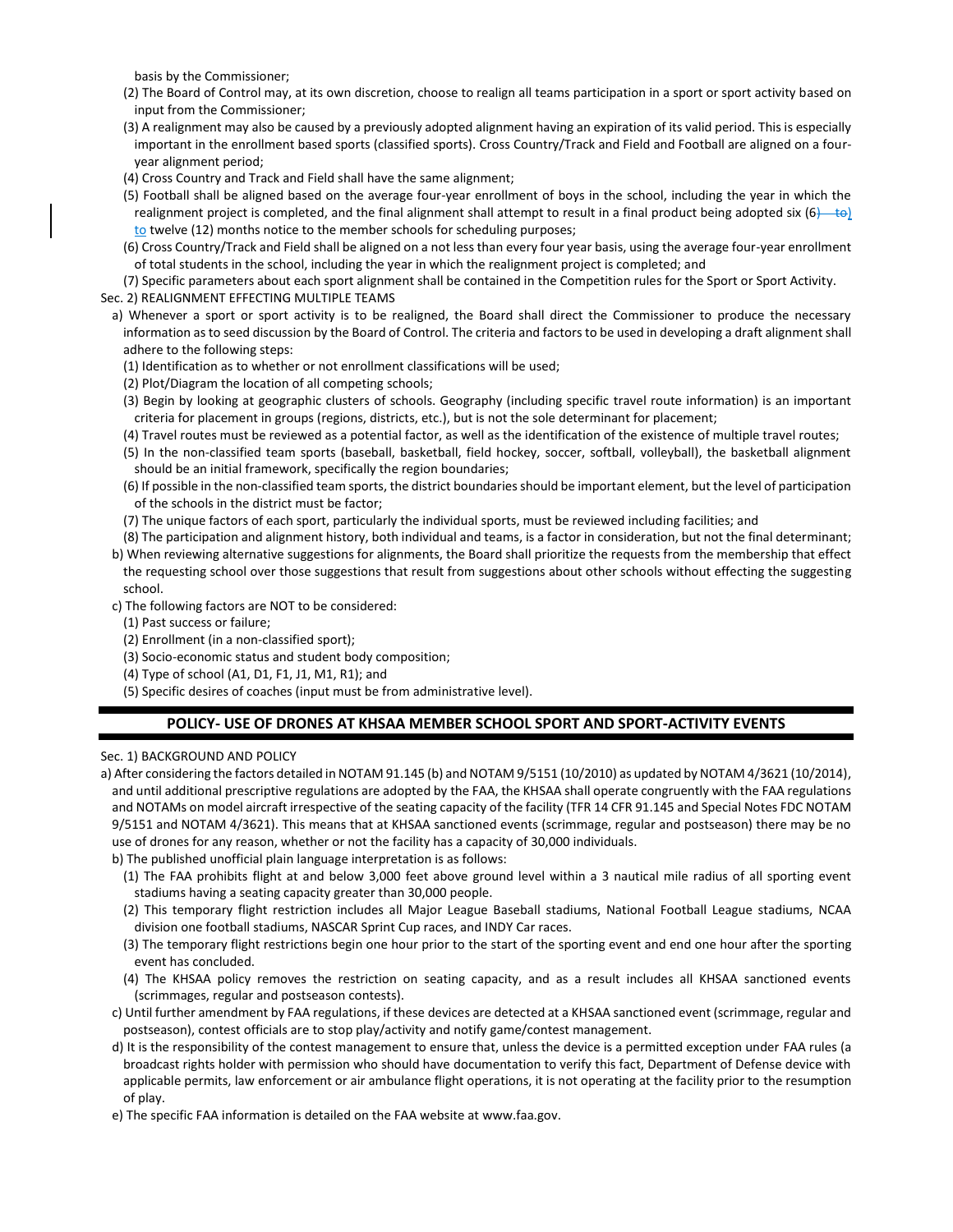basis by the Commissioner;

(2) The Board of Control may, at its own discretion, choose to realign all teams participation in a sport or sport activity based on input from the Commissioner;

(3) A realignment may also be caused by a previously adopted alignment having an expiration of its valid period. This is especially important in the enrollment based sports (classified sports). Cross Country/Track and Field and Football are aligned on a four-year alignment period;

(4) Cross Country and Track and Field shall have the same alignment;

(5) Football shall be aligned based on the average four-year enrollment of boys in the school, including the year in which the realignment project is completed, and the final alignment shall attempt to result in a final product being adopted six (6) to twelve (12) months notice to the member schools for scheduling purposes;

(6) Cross Country/Track and Field shall be aligned on a not less than every four year basis, using the average four-year enrollment of total students in the school, including the year in which the realignment project is completed; and

(7) Specific parameters about each sport alignment shall be contained in the Competition rules for the Sport or Sport Activity.

Sec. 2) REALIGNMENT EFFECTING MULTIPLE TEAMS

a) Whenever a sport or sport activity is to be realigned, the Board shall direct the Commissioner to produce the necessary information as to seed discussion by the Board of Control. The criteria and factors to be used in developing a draft alignment shall adhere to the following steps:

(1) Identification as to whether or not enrollment classifications will be used;

(2) Plot/Diagram the location of all competing schools;

(3) Begin by looking at geographic clusters of schools. Geography (including specific travel route information) is an important criteria for placement in groups (regions, districts, etc.), but is not the sole determinant for placement;

(4) Travel routes must be reviewed as a potential factor, as well as the identification of the existence of multiple travel routes;

(5) In the non-classified team sports (baseball, basketball, field hockey, soccer, softball, volleyball), the basketball alignment should be an initial framework, specifically the region boundaries;

(6) If possible in the non-classified team sports, the district boundaries should be important element, but the level of participation of the schools in the district must be factor;

(7) The unique factors of each sport, particularly the individual sports, must be reviewed including facilities; and

(8) The participation and alignment history, both individual and teams, is a factor in consideration, but not the final determinant;

b) When reviewing alternative suggestions for alignments, the Board shall prioritize the requests from the membership that effect the requesting school over those suggestions that result from suggestions about other schools without effecting the suggesting school.

c) The following factors are NOT to be considered:

(1) Past success or failure;

(2) Enrollment (in a non-classified sport);

(3) Socio-economic status and student body composition;

(4) Type of school (A1, D1, F1, J1, M1, R1); and

(5) Specific desires of coaches (input must be from administrative level).

## POLICY- USE OF DRONES AT KHSAA MEMBER SCHOOL SPORT AND SPORT-ACTIVITY EVENTS

Sec. 1) BACKGROUND AND POLICY

a) After considering the factors detailed in NOTAM 91.145 (b) and NOTAM 9/5151 (10/2010) as updated by NOTAM 4/3621 (10/2014), and until additional prescriptive regulations are adopted by the FAA, the KHSAA shall operate congruently with the FAA regulations and NOTAMs on model aircraft irrespective of the seating capacity of the facility (TFR 14 CFR 91.145 and Special Notes FDC NOTAM 9/5151 and NOTAM 4/3621). This means that at KHSAA sanctioned events (scrimmage, regular and postseason) there may be no use of drones for any reason, whether or not the facility has a capacity of 30,000 individuals.

b) The published unofficial plain language interpretation is as follows:

(1) The FAA prohibits flight at and below 3,000 feet above ground level within a 3 nautical mile radius of all sporting event stadiums having a seating capacity greater than 30,000 people.

(2) This temporary flight restriction includes all Major League Baseball stadiums, National Football League stadiums, NCAA division one football stadiums, NASCAR Sprint Cup races, and INDY Car races.

(3) The temporary flight restrictions begin one hour prior to the start of the sporting event and end one hour after the sporting event has concluded.

(4) The KHSAA policy removes the restriction on seating capacity, and as a result includes all KHSAA sanctioned events (scrimmages, regular and postseason contests).

c) Until further amendment by FAA regulations, if these devices are detected at a KHSAA sanctioned event (scrimmage, regular and postseason), contest officials are to stop play/activity and notify game/contest management.

d) It is the responsibility of the contest management to ensure that, unless the device is a permitted exception under FAA rules (a broadcast rights holder with permission who should have documentation to verify this fact, Department of Defense device with applicable permits, law enforcement or air ambulance flight operations, it is not operating at the facility prior to the resumption of play.

e) The specific FAA information is detailed on the FAA website at www.faa.gov.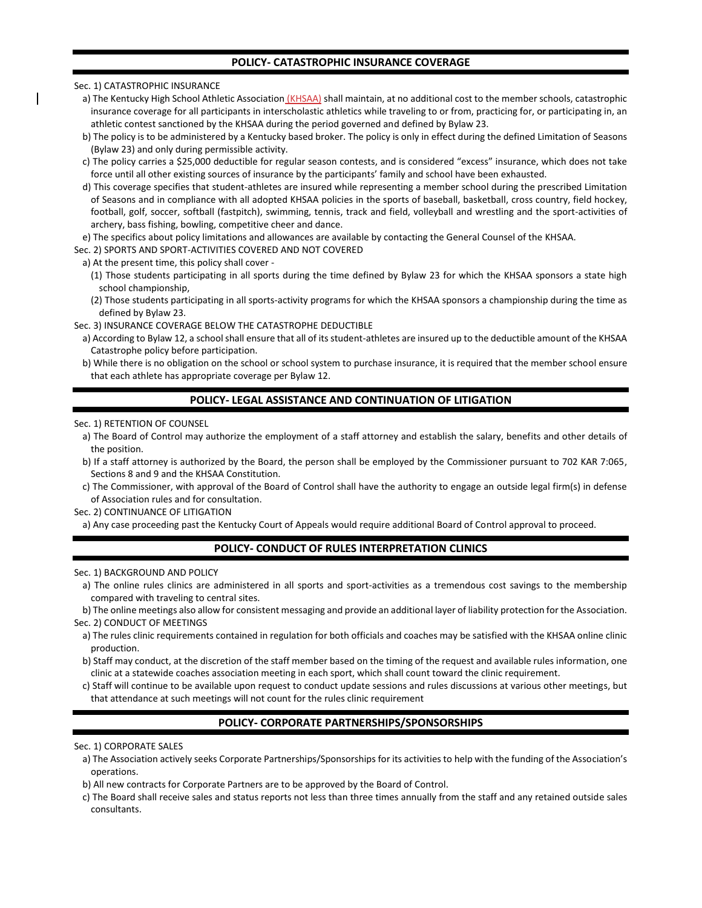## POLICY- CATASTROPHIC INSURANCE COVERAGE

Sec. 1) CATASTROPHIC INSURANCE

a) The Kentucky High School Athletic Association (KHSAA) shall maintain, at no additional cost to the member schools, catastrophic insurance coverage for all participants in interscholastic athletics while traveling to or from, practicing for, or participating in, an athletic contest sanctioned by the KHSAA during the period governed and defined by Bylaw 23.

b) The policy is to be administered by a Kentucky based broker. The policy is only in effect during the defined Limitation of Seasons (Bylaw 23) and only during permissible activity.

c) The policy carries a $25,000 deductible for regular season contests, and is considered "excess" insurance, which does not take force until all other existing sources of insurance by the participants' family and school have been exhausted.

d) This coverage specifies that student-athletes are insured while representing a member school during the prescribed Limitation of Seasons and in compliance with all adopted KHSAA policies in the sports of baseball, basketball, cross country, field hockey, football, golf, soccer, softball (fastpitch), swimming, tennis, track and field, volleyball and wrestling and the sport-activities of archery, bass fishing, bowling, competitive cheer and dance.

e) The specifics about policy limitations and allowances are available by contacting the General Counsel of the KHSAA.

Sec. 2) SPORTS AND SPORT-ACTIVITIES COVERED AND NOT COVERED

a) At the present time, this policy shall cover -

(1) Those students participating in all sports during the time defined by Bylaw 23 for which the KHSAA sponsors a state high school championship,

(2) Those students participating in all sports-activity programs for which the KHSAA sponsors a championship during the time as defined by Bylaw 23.

Sec. 3) INSURANCE COVERAGE BELOW THE CATASTROPHE DEDUCTIBLE

a) According to Bylaw 12, a school shall ensure that all of its student-athletes are insured up to the deductible amount of the KHSAA Catastrophe policy before participation.

b) While there is no obligation on the school or school system to purchase insurance, it is required that the member school ensure that each athlete has appropriate coverage per Bylaw 12.

## POLICY- LEGAL ASSISTANCE AND CONTINUATION OF LITIGATION

Sec. 1) RETENTION OF COUNSEL

a) The Board of Control may authorize the employment of a staff attorney and establish the salary, benefits and other details of the position.

b) If a staff attorney is authorized by the Board, the person shall be employed by the Commissioner pursuant to 702 KAR 7:065, Sections 8 and 9 and the KHSAA Constitution.

c) The Commissioner, with approval of the Board of Control shall have the authority to engage an outside legal firm(s) in defense of Association rules and for consultation.

Sec. 2) CONTINUANCE OF LITIGATION

a) Any case proceeding past the Kentucky Court of Appeals would require additional Board of Control approval to proceed.

## POLICY- CONDUCT OF RULES INTERPRETATION CLINICS

Sec. 1) BACKGROUND AND POLICY

a) The online rules clinics are administered in all sports and sport-activities as a tremendous cost savings to the membership compared with traveling to central sites.

b) The online meetings also allow for consistent messaging and provide an additional layer of liability protection for the Association.

Sec. 2) CONDUCT OF MEETINGS

a) The rules clinic requirements contained in regulation for both officials and coaches may be satisfied with the KHSAA online clinic production.

b) Staff may conduct, at the discretion of the staff member based on the timing of the request and available rules information, one clinic at a statewide coaches association meeting in each sport, which shall count toward the clinic requirement.

c) Staff will continue to be available upon request to conduct update sessions and rules discussions at various other meetings, but that attendance at such meetings will not count for the rules clinic requirement

## POLICY- CORPORATE PARTNERSHIPS/SPONSORSHIPS

Sec. 1) CORPORATE SALES

a) The Association actively seeks Corporate Partnerships/Sponsorships for its activities to help with the funding of the Association's operations.

b) All new contracts for Corporate Partners are to be approved by the Board of Control.

c) The Board shall receive sales and status reports not less than three times annually from the staff and any retained outside sales consultants.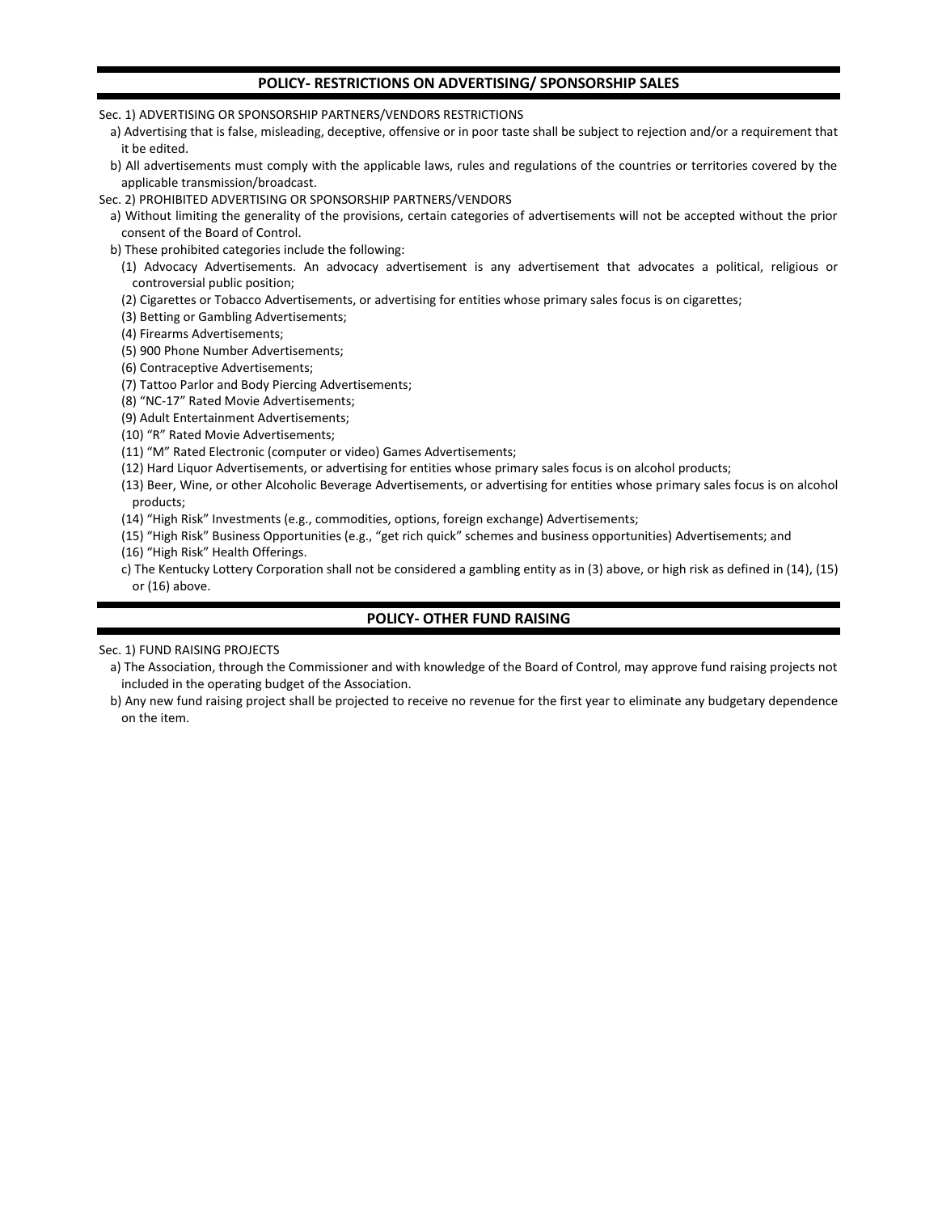## POLICY- RESTRICTIONS ON ADVERTISING/ SPONSORSHIP SALES

Sec. 1) ADVERTISING OR SPONSORSHIP PARTNERS/VENDORS RESTRICTIONS

a) Advertising that is false, misleading, deceptive, offensive or in poor taste shall be subject to rejection and/or a requirement that it be edited.

b) All advertisements must comply with the applicable laws, rules and regulations of the countries or territories covered by the applicable transmission/broadcast.

Sec. 2) PROHIBITED ADVERTISING OR SPONSORSHIP PARTNERS/VENDORS

a) Without limiting the generality of the provisions, certain categories of advertisements will not be accepted without the prior consent of the Board of Control.

b) These prohibited categories include the following:

(1) Advocacy Advertisements. An advocacy advertisement is any advertisement that advocates a political, religious or controversial public position;

(2) Cigarettes or Tobacco Advertisements, or advertising for entities whose primary sales focus is on cigarettes;

(3) Betting or Gambling Advertisements;

(4) Firearms Advertisements;

(5) 900 Phone Number Advertisements;

(6) Contraceptive Advertisements;

(7) Tattoo Parlor and Body Piercing Advertisements;

(8) "NC-17" Rated Movie Advertisements;

(9) Adult Entertainment Advertisements;

(10) "R" Rated Movie Advertisements;

(11) "M" Rated Electronic (computer or video) Games Advertisements;

(12) Hard Liquor Advertisements, or advertising for entities whose primary sales focus is on alcohol products;

(13) Beer, Wine, or other Alcoholic Beverage Advertisements, or advertising for entities whose primary sales focus is on alcohol products;

(14) "High Risk" Investments (e.g., commodities, options, foreign exchange) Advertisements;

(15) "High Risk" Business Opportunities (e.g., "get rich quick" schemes and business opportunities) Advertisements; and

(16) "High Risk" Health Offerings.

c) The Kentucky Lottery Corporation shall not be considered a gambling entity as in (3) above, or high risk as defined in (14), (15) or (16) above.

## POLICY- OTHER FUND RAISING

Sec. 1) FUND RAISING PROJECTS

a) The Association, through the Commissioner and with knowledge of the Board of Control, may approve fund raising projects not included in the operating budget of the Association.

b) Any new fund raising project shall be projected to receive no revenue for the first year to eliminate any budgetary dependence on the item.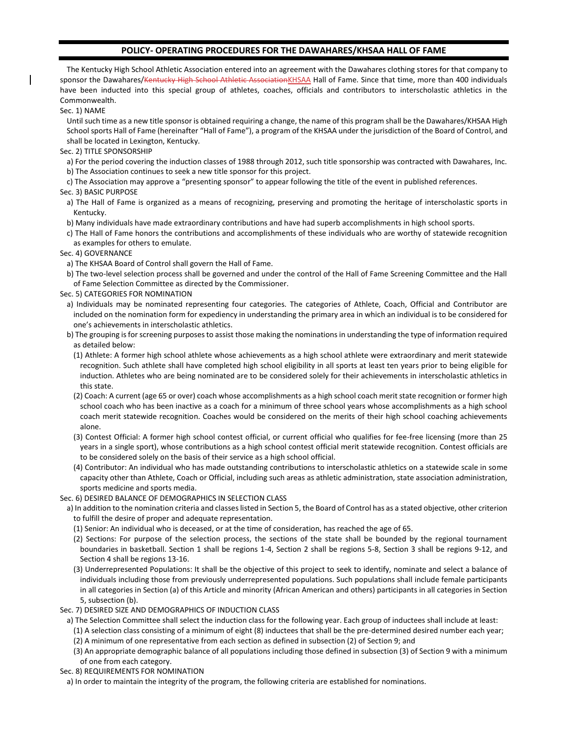## POLICY- OPERATING PROCEDURES FOR THE DAWAHARES/KHSAA HALL OF FAME

The Kentucky High School Athletic Association entered into an agreement with the Dawahares clothing stores for that company to sponsor the Dawahares/~~Kentucky High School Athletic Association~~KHSAA Hall of Fame. Since that time, more than 400 individuals have been inducted into this special group of athletes, coaches, officials and contributors to interscholastic athletics in the Commonwealth.

Sec. 1) NAME

Until such time as a new title sponsor is obtained requiring a change, the name of this program shall be the Dawahares/KHSAA High School sports Hall of Fame (hereinafter "Hall of Fame"), a program of the KHSAA under the jurisdiction of the Board of Control, and shall be located in Lexington, Kentucky.

Sec. 2) TITLE SPONSORSHIP

a) For the period covering the induction classes of 1988 through 2012, such title sponsorship was contracted with Dawahares, Inc.

b) The Association continues to seek a new title sponsor for this project.

c) The Association may approve a "presenting sponsor" to appear following the title of the event in published references.

Sec. 3) BASIC PURPOSE

a) The Hall of Fame is organized as a means of recognizing, preserving and promoting the heritage of interscholastic sports in Kentucky.

b) Many individuals have made extraordinary contributions and have had superb accomplishments in high school sports.

c) The Hall of Fame honors the contributions and accomplishments of these individuals who are worthy of statewide recognition as examples for others to emulate.

Sec. 4) GOVERNANCE

a) The KHSAA Board of Control shall govern the Hall of Fame.

b) The two-level selection process shall be governed and under the control of the Hall of Fame Screening Committee and the Hall of Fame Selection Committee as directed by the Commissioner.

Sec. 5) CATEGORIES FOR NOMINATION

a) Individuals may be nominated representing four categories. The categories of Athlete, Coach, Official and Contributor are included on the nomination form for expediency in understanding the primary area in which an individual is to be considered for one's achievements in interscholastic athletics.

b) The grouping is for screening purposes to assist those making the nominations in understanding the type of information required as detailed below:

(1) Athlete: A former high school athlete whose achievements as a high school athlete were extraordinary and merit statewide recognition. Such athlete shall have completed high school eligibility in all sports at least ten years prior to being eligible for induction. Athletes who are being nominated are to be considered solely for their achievements in interscholastic athletics in this state.

(2) Coach: A current (age 65 or over) coach whose accomplishments as a high school coach merit state recognition or former high school coach who has been inactive as a coach for a minimum of three school years whose accomplishments as a high school coach merit statewide recognition. Coaches would be considered on the merits of their high school coaching achievements alone.

(3) Contest Official: A former high school contest official, or current official who qualifies for fee-free licensing (more than 25 years in a single sport), whose contributions as a high school contest official merit statewide recognition. Contest officials are to be considered solely on the basis of their service as a high school official.

(4) Contributor: An individual who has made outstanding contributions to interscholastic athletics on a statewide scale in some capacity other than Athlete, Coach or Official, including such areas as athletic administration, state association administration, sports medicine and sports media.

Sec. 6) DESIRED BALANCE OF DEMOGRAPHICS IN SELECTION CLASS

a) In addition to the nomination criteria and classes listed in Section 5, the Board of Control has as a stated objective, other criterion to fulfill the desire of proper and adequate representation.

(1) Senior: An individual who is deceased, or at the time of consideration, has reached the age of 65.

(2) Sections: For purpose of the selection process, the sections of the state shall be bounded by the regional tournament boundaries in basketball. Section 1 shall be regions 1-4, Section 2 shall be regions 5-8, Section 3 shall be regions 9-12, and Section 4 shall be regions 13-16.

(3) Underrepresented Populations: It shall be the objective of this project to seek to identify, nominate and select a balance of individuals including those from previously underrepresented populations. Such populations shall include female participants in all categories in Section (a) of this Article and minority (African American and others) participants in all categories in Section 5, subsection (b).

Sec. 7) DESIRED SIZE AND DEMOGRAPHICS OF INDUCTION CLASS

a) The Selection Committee shall select the induction class for the following year. Each group of inductees shall include at least:

(1) A selection class consisting of a minimum of eight (8) inductees that shall be the pre-determined desired number each year;

(2) A minimum of one representative from each section as defined in subsection (2) of Section 9; and

(3) An appropriate demographic balance of all populations including those defined in subsection (3) of Section 9 with a minimum of one from each category.

Sec. 8) REQUIREMENTS FOR NOMINATION

a) In order to maintain the integrity of the program, the following criteria are established for nominations.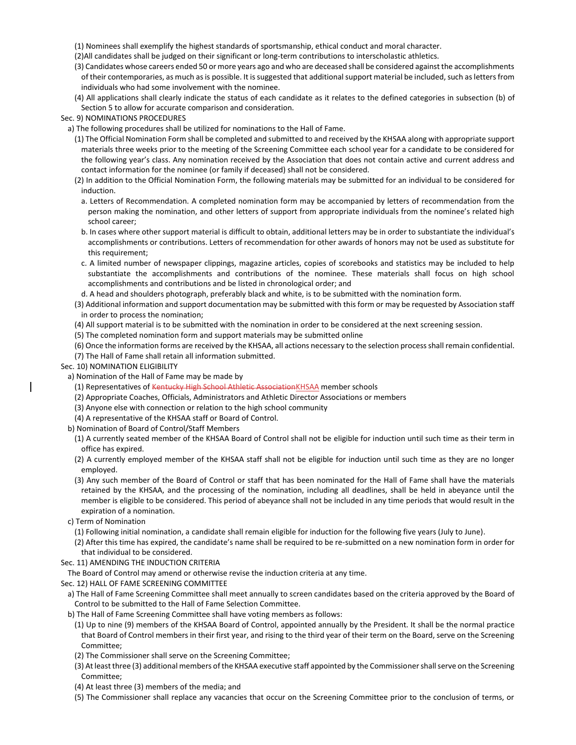(1) Nominees shall exemplify the highest standards of sportsmanship, ethical conduct and moral character.

(2)All candidates shall be judged on their significant or long-term contributions to interscholastic athletics.

(3) Candidates whose careers ended 50 or more years ago and who are deceased shall be considered against the accomplishments of their contemporaries, as much as is possible. It is suggested that additional support material be included, such as letters from individuals who had some involvement with the nominee.

(4) All applications shall clearly indicate the status of each candidate as it relates to the defined categories in subsection (b) of Section 5 to allow for accurate comparison and consideration.

Sec. 9) NOMINATIONS PROCEDURES

a) The following procedures shall be utilized for nominations to the Hall of Fame.

(1) The Official Nomination Form shall be completed and submitted to and received by the KHSAA along with appropriate support materials three weeks prior to the meeting of the Screening Committee each school year for a candidate to be considered for the following year's class. Any nomination received by the Association that does not contain active and current address and contact information for the nominee (or family if deceased) shall not be considered.

(2) In addition to the Official Nomination Form, the following materials may be submitted for an individual to be considered for induction.

a. Letters of Recommendation. A completed nomination form may be accompanied by letters of recommendation from the person making the nomination, and other letters of support from appropriate individuals from the nominee's related high school career;

b. In cases where other support material is difficult to obtain, additional letters may be in order to substantiate the individual's accomplishments or contributions. Letters of recommendation for other awards of honors may not be used as substitute for this requirement;

c. A limited number of newspaper clippings, magazine articles, copies of scorebooks and statistics may be included to help substantiate the accomplishments and contributions of the nominee. These materials shall focus on high school accomplishments and contributions and be listed in chronological order; and

d. A head and shoulders photograph, preferably black and white, is to be submitted with the nomination form.

(3) Additional information and support documentation may be submitted with this form or may be requested by Association staff in order to process the nomination;

(4) All support material is to be submitted with the nomination in order to be considered at the next screening session.

(5) The completed nomination form and support materials may be submitted online

(6) Once the information forms are received by the KHSAA, all actions necessary to the selection process shall remain confidential.

(7) The Hall of Fame shall retain all information submitted.

Sec. 10) NOMINATION ELIGIBILITY

a) Nomination of the Hall of Fame may be made by

(1) Representatives of ~~Kentucky High School Athletic Association~~KHSAA member schools

(2) Appropriate Coaches, Officials, Administrators and Athletic Director Associations or members

(3) Anyone else with connection or relation to the high school community

(4) A representative of the KHSAA staff or Board of Control.

b) Nomination of Board of Control/Staff Members

(1) A currently seated member of the KHSAA Board of Control shall not be eligible for induction until such time as their term in office has expired.

(2) A currently employed member of the KHSAA staff shall not be eligible for induction until such time as they are no longer employed.

(3) Any such member of the Board of Control or staff that has been nominated for the Hall of Fame shall have the materials retained by the KHSAA, and the processing of the nomination, including all deadlines, shall be held in abeyance until the member is eligible to be considered. This period of abeyance shall not be included in any time periods that would result in the expiration of a nomination.

c) Term of Nomination

(1) Following initial nomination, a candidate shall remain eligible for induction for the following five years (July to June).

(2) After this time has expired, the candidate's name shall be required to be re-submitted on a new nomination form in order for that individual to be considered.

Sec. 11) AMENDING THE INDUCTION CRITERIA

The Board of Control may amend or otherwise revise the induction criteria at any time.

Sec. 12) HALL OF FAME SCREENING COMMITTEE

a) The Hall of Fame Screening Committee shall meet annually to screen candidates based on the criteria approved by the Board of Control to be submitted to the Hall of Fame Selection Committee.

b) The Hall of Fame Screening Committee shall have voting members as follows:

(1) Up to nine (9) members of the KHSAA Board of Control, appointed annually by the President. It shall be the normal practice that Board of Control members in their first year, and rising to the third year of their term on the Board, serve on the Screening Committee;

(2) The Commissioner shall serve on the Screening Committee;

(3) At least three (3) additional members of the KHSAA executive staff appointed by the Commissioner shall serve on the Screening Committee;

(4) At least three (3) members of the media; and

(5) The Commissioner shall replace any vacancies that occur on the Screening Committee prior to the conclusion of terms, or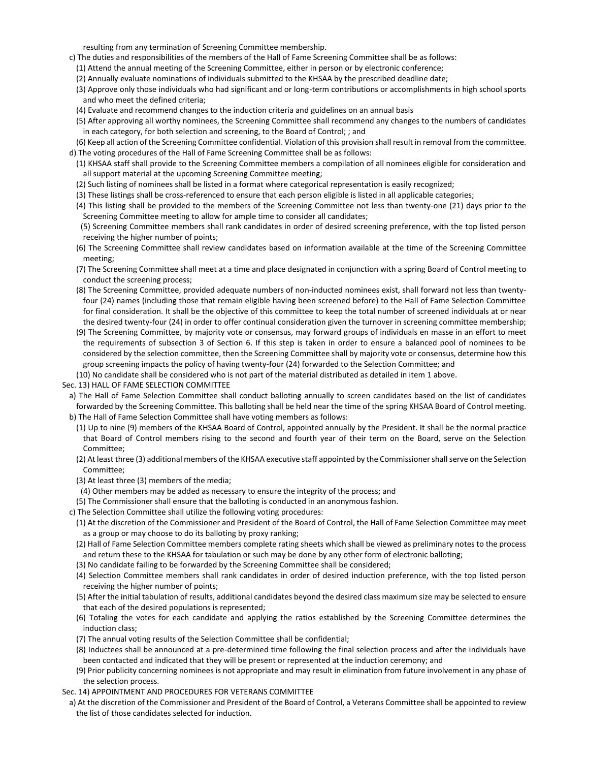resulting from any termination of Screening Committee membership.

c) The duties and responsibilities of the members of the Hall of Fame Screening Committee shall be as follows:

(1) Attend the annual meeting of the Screening Committee, either in person or by electronic conference;

(2) Annually evaluate nominations of individuals submitted to the KHSAA by the prescribed deadline date;

(3) Approve only those individuals who had significant and or long-term contributions or accomplishments in high school sports and who meet the defined criteria;

(4) Evaluate and recommend changes to the induction criteria and guidelines on an annual basis

(5) After approving all worthy nominees, the Screening Committee shall recommend any changes to the numbers of candidates in each category, for both selection and screening, to the Board of Control; ; and

(6) Keep all action of the Screening Committee confidential. Violation of this provision shall result in removal from the committee.

d) The voting procedures of the Hall of Fame Screening Committee shall be as follows:

(1) KHSAA staff shall provide to the Screening Committee members a compilation of all nominees eligible for consideration and all support material at the upcoming Screening Committee meeting;

(2) Such listing of nominees shall be listed in a format where categorical representation is easily recognized;

(3) These listings shall be cross-referenced to ensure that each person eligible is listed in all applicable categories;

(4) This listing shall be provided to the members of the Screening Committee not less than twenty-one (21) days prior to the Screening Committee meeting to allow for ample time to consider all candidates;

(5) Screening Committee members shall rank candidates in order of desired screening preference, with the top listed person receiving the higher number of points;

(6) The Screening Committee shall review candidates based on information available at the time of the Screening Committee meeting;

(7) The Screening Committee shall meet at a time and place designated in conjunction with a spring Board of Control meeting to conduct the screening process;

(8) The Screening Committee, provided adequate numbers of non-inducted nominees exist, shall forward not less than twenty-four (24) names (including those that remain eligible having been screened before) to the Hall of Fame Selection Committee for final consideration. It shall be the objective of this committee to keep the total number of screened individuals at or near the desired twenty-four (24) in order to offer continual consideration given the turnover in screening committee membership;

(9) The Screening Committee, by majority vote or consensus, may forward groups of individuals en masse in an effort to meet the requirements of subsection 3 of Section 6. If this step is taken in order to ensure a balanced pool of nominees to be considered by the selection committee, then the Screening Committee shall by majority vote or consensus, determine how this group screening impacts the policy of having twenty-four (24) forwarded to the Selection Committee; and

(10) No candidate shall be considered who is not part of the material distributed as detailed in item 1 above.

Sec. 13) HALL OF FAME SELECTION COMMITTEE

a) The Hall of Fame Selection Committee shall conduct balloting annually to screen candidates based on the list of candidates forwarded by the Screening Committee. This balloting shall be held near the time of the spring KHSAA Board of Control meeting.

b) The Hall of Fame Selection Committee shall have voting members as follows:

(1) Up to nine (9) members of the KHSAA Board of Control, appointed annually by the President. It shall be the normal practice that Board of Control members rising to the second and fourth year of their term on the Board, serve on the Selection Committee;

(2) At least three (3) additional members of the KHSAA executive staff appointed by the Commissioner shall serve on the Selection Committee;

(3) At least three (3) members of the media;

(4) Other members may be added as necessary to ensure the integrity of the process; and

(5) The Commissioner shall ensure that the balloting is conducted in an anonymous fashion.

c) The Selection Committee shall utilize the following voting procedures:

(1) At the discretion of the Commissioner and President of the Board of Control, the Hall of Fame Selection Committee may meet as a group or may choose to do its balloting by proxy ranking;

(2) Hall of Fame Selection Committee members complete rating sheets which shall be viewed as preliminary notes to the process and return these to the KHSAA for tabulation or such may be done by any other form of electronic balloting;

(3) No candidate failing to be forwarded by the Screening Committee shall be considered;

(4) Selection Committee members shall rank candidates in order of desired induction preference, with the top listed person receiving the higher number of points;

(5) After the initial tabulation of results, additional candidates beyond the desired class maximum size may be selected to ensure that each of the desired populations is represented;

(6) Totaling the votes for each candidate and applying the ratios established by the Screening Committee determines the induction class;

(7) The annual voting results of the Selection Committee shall be confidential;

(8) Inductees shall be announced at a pre-determined time following the final selection process and after the individuals have been contacted and indicated that they will be present or represented at the induction ceremony; and

(9) Prior publicity concerning nominees is not appropriate and may result in elimination from future involvement in any phase of the selection process.

Sec. 14) APPOINTMENT AND PROCEDURES FOR VETERANS COMMITTEE

a) At the discretion of the Commissioner and President of the Board of Control, a Veterans Committee shall be appointed to review the list of those candidates selected for induction.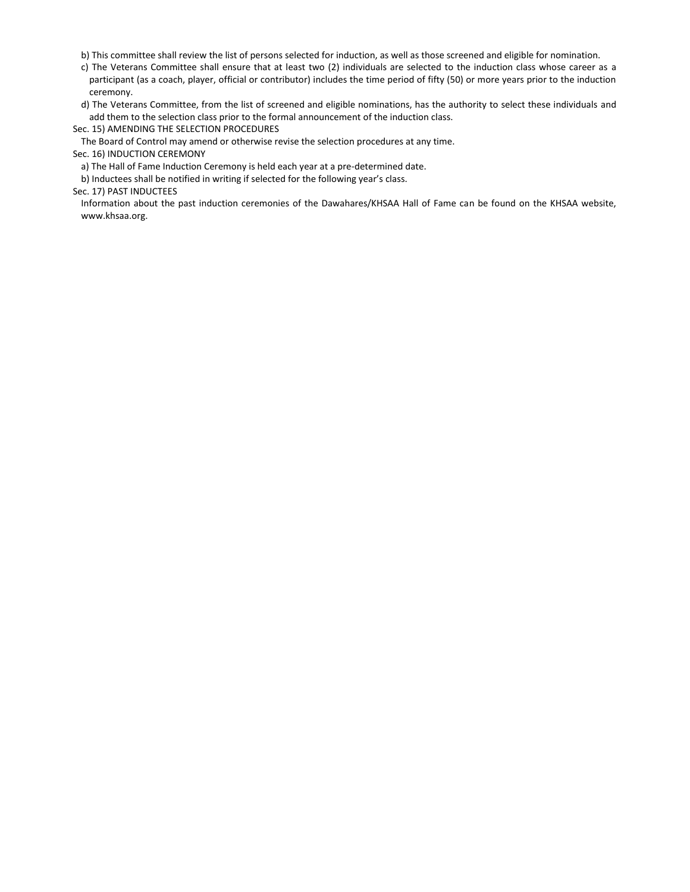b) This committee shall review the list of persons selected for induction, as well as those screened and eligible for nomination.

c) The Veterans Committee shall ensure that at least two (2) individuals are selected to the induction class whose career as a participant (as a coach, player, official or contributor) includes the time period of fifty (50) or more years prior to the induction ceremony.

d) The Veterans Committee, from the list of screened and eligible nominations, has the authority to select these individuals and add them to the selection class prior to the formal announcement of the induction class.

Sec. 15) AMENDING THE SELECTION PROCEDURES

The Board of Control may amend or otherwise revise the selection procedures at any time.

Sec. 16) INDUCTION CEREMONY

a) The Hall of Fame Induction Ceremony is held each year at a pre-determined date.

b) Inductees shall be notified in writing if selected for the following year's class.

Sec. 17) PAST INDUCTEES

Information about the past induction ceremonies of the Dawahares/KHSAA Hall of Fame can be found on the KHSAA website, www.khsaa.org.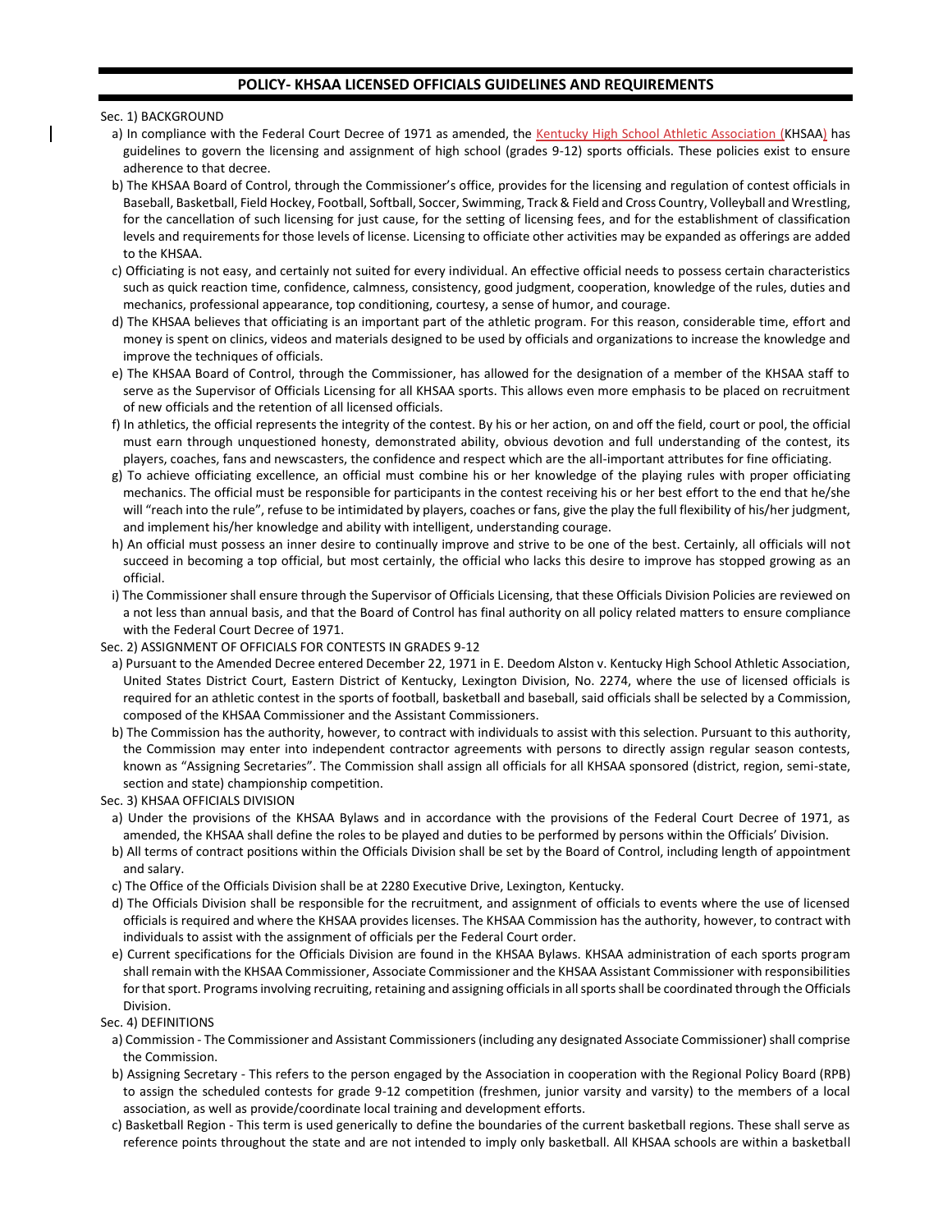## POLICY- KHSAA LICENSED OFFICIALS GUIDELINES AND REQUIREMENTS

Sec. 1) BACKGROUND

a) In compliance with the Federal Court Decree of 1971 as amended, the Kentucky High School Athletic Association (KHSAA) has guidelines to govern the licensing and assignment of high school (grades 9-12) sports officials. These policies exist to ensure adherence to that decree.

b) The KHSAA Board of Control, through the Commissioner's office, provides for the licensing and regulation of contest officials in Baseball, Basketball, Field Hockey, Football, Softball, Soccer, Swimming, Track & Field and Cross Country, Volleyball and Wrestling, for the cancellation of such licensing for just cause, for the setting of licensing fees, and for the establishment of classification levels and requirements for those levels of license. Licensing to officiate other activities may be expanded as offerings are added to the KHSAA.

c) Officiating is not easy, and certainly not suited for every individual. An effective official needs to possess certain characteristics such as quick reaction time, confidence, calmness, consistency, good judgment, cooperation, knowledge of the rules, duties and mechanics, professional appearance, top conditioning, courtesy, a sense of humor, and courage.

d) The KHSAA believes that officiating is an important part of the athletic program. For this reason, considerable time, effort and money is spent on clinics, videos and materials designed to be used by officials and organizations to increase the knowledge and improve the techniques of officials.

e) The KHSAA Board of Control, through the Commissioner, has allowed for the designation of a member of the KHSAA staff to serve as the Supervisor of Officials Licensing for all KHSAA sports. This allows even more emphasis to be placed on recruitment of new officials and the retention of all licensed officials.

f) In athletics, the official represents the integrity of the contest. By his or her action, on and off the field, court or pool, the official must earn through unquestioned honesty, demonstrated ability, obvious devotion and full understanding of the contest, its players, coaches, fans and newscasters, the confidence and respect which are the all-important attributes for fine officiating.

g) To achieve officiating excellence, an official must combine his or her knowledge of the playing rules with proper officiating mechanics. The official must be responsible for participants in the contest receiving his or her best effort to the end that he/she will "reach into the rule", refuse to be intimidated by players, coaches or fans, give the play the full flexibility of his/her judgment, and implement his/her knowledge and ability with intelligent, understanding courage.

h) An official must possess an inner desire to continually improve and strive to be one of the best. Certainly, all officials will not succeed in becoming a top official, but most certainly, the official who lacks this desire to improve has stopped growing as an official.

i) The Commissioner shall ensure through the Supervisor of Officials Licensing, that these Officials Division Policies are reviewed on a not less than annual basis, and that the Board of Control has final authority on all policy related matters to ensure compliance with the Federal Court Decree of 1971.

Sec. 2) ASSIGNMENT OF OFFICIALS FOR CONTESTS IN GRADES 9-12

a) Pursuant to the Amended Decree entered December 22, 1971 in E. Deedom Alston v. Kentucky High School Athletic Association, United States District Court, Eastern District of Kentucky, Lexington Division, No. 2274, where the use of licensed officials is required for an athletic contest in the sports of football, basketball and baseball, said officials shall be selected by a Commission, composed of the KHSAA Commissioner and the Assistant Commissioners.

b) The Commission has the authority, however, to contract with individuals to assist with this selection. Pursuant to this authority, the Commission may enter into independent contractor agreements with persons to directly assign regular season contests, known as "Assigning Secretaries". The Commission shall assign all officials for all KHSAA sponsored (district, region, semi-state, section and state) championship competition.

Sec. 3) KHSAA OFFICIALS DIVISION

a) Under the provisions of the KHSAA Bylaws and in accordance with the provisions of the Federal Court Decree of 1971, as amended, the KHSAA shall define the roles to be played and duties to be performed by persons within the Officials' Division.

b) All terms of contract positions within the Officials Division shall be set by the Board of Control, including length of appointment and salary.

c) The Office of the Officials Division shall be at 2280 Executive Drive, Lexington, Kentucky.

d) The Officials Division shall be responsible for the recruitment, and assignment of officials to events where the use of licensed officials is required and where the KHSAA provides licenses. The KHSAA Commission has the authority, however, to contract with individuals to assist with the assignment of officials per the Federal Court order.

e) Current specifications for the Officials Division are found in the KHSAA Bylaws. KHSAA administration of each sports program shall remain with the KHSAA Commissioner, Associate Commissioner and the KHSAA Assistant Commissioner with responsibilities for that sport. Programs involving recruiting, retaining and assigning officials in all sports shall be coordinated through the Officials Division.

Sec. 4) DEFINITIONS

a) Commission - The Commissioner and Assistant Commissioners (including any designated Associate Commissioner) shall comprise the Commission.

b) Assigning Secretary - This refers to the person engaged by the Association in cooperation with the Regional Policy Board (RPB) to assign the scheduled contests for grade 9-12 competition (freshmen, junior varsity and varsity) to the members of a local association, as well as provide/coordinate local training and development efforts.

c) Basketball Region - This term is used generically to define the boundaries of the current basketball regions. These shall serve as reference points throughout the state and are not intended to imply only basketball. All KHSAA schools are within a basketball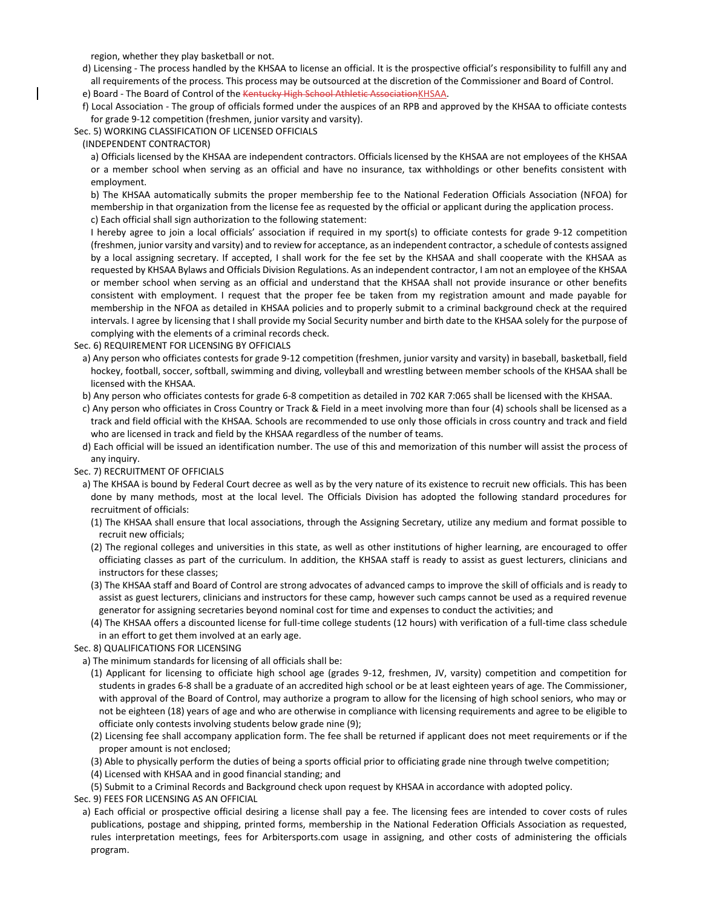region, whether they play basketball or not.

d) Licensing - The process handled by the KHSAA to license an official. It is the prospective official's responsibility to fulfill any and all requirements of the process. This process may be outsourced at the discretion of the Commissioner and Board of Control.

e) Board - The Board of Control of the ~~Kentucky High School Athletic Association~~KHSAA.

f) Local Association - The group of officials formed under the auspices of an RPB and approved by the KHSAA to officiate contests for grade 9-12 competition (freshmen, junior varsity and varsity).

Sec. 5) WORKING CLASSIFICATION OF LICENSED OFFICIALS

(INDEPENDENT CONTRACTOR)

a) Officials licensed by the KHSAA are independent contractors. Officials licensed by the KHSAA are not employees of the KHSAA or a member school when serving as an official and have no insurance, tax withholdings or other benefits consistent with employment.

b) The KHSAA automatically submits the proper membership fee to the National Federation Officials Association (NFOA) for membership in that organization from the license fee as requested by the official or applicant during the application process.

c) Each official shall sign authorization to the following statement:

I hereby agree to join a local officials' association if required in my sport(s) to officiate contests for grade 9-12 competition (freshmen, junior varsity and varsity) and to review for acceptance, as an independent contractor, a schedule of contests assigned by a local assigning secretary. If accepted, I shall work for the fee set by the KHSAA and shall cooperate with the KHSAA as requested by KHSAA Bylaws and Officials Division Regulations. As an independent contractor, I am not an employee of the KHSAA or member school when serving as an official and understand that the KHSAA shall not provide insurance or other benefits consistent with employment. I request that the proper fee be taken from my registration amount and made payable for membership in the NFOA as detailed in KHSAA policies and to properly submit to a criminal background check at the required intervals. I agree by licensing that I shall provide my Social Security number and birth date to the KHSAA solely for the purpose of complying with the elements of a criminal records check.

Sec. 6) REQUIREMENT FOR LICENSING BY OFFICIALS

a) Any person who officiates contests for grade 9-12 competition (freshmen, junior varsity and varsity) in baseball, basketball, field hockey, football, soccer, softball, swimming and diving, volleyball and wrestling between member schools of the KHSAA shall be licensed with the KHSAA.

b) Any person who officiates contests for grade 6-8 competition as detailed in 702 KAR 7:065 shall be licensed with the KHSAA.

c) Any person who officiates in Cross Country or Track & Field in a meet involving more than four (4) schools shall be licensed as a track and field official with the KHSAA. Schools are recommended to use only those officials in cross country and track and field who are licensed in track and field by the KHSAA regardless of the number of teams.

d) Each official will be issued an identification number. The use of this and memorization of this number will assist the process of any inquiry.

Sec. 7) RECRUITMENT OF OFFICIALS

a) The KHSAA is bound by Federal Court decree as well as by the very nature of its existence to recruit new officials. This has been done by many methods, most at the local level. The Officials Division has adopted the following standard procedures for recruitment of officials:

(1) The KHSAA shall ensure that local associations, through the Assigning Secretary, utilize any medium and format possible to recruit new officials;

(2) The regional colleges and universities in this state, as well as other institutions of higher learning, are encouraged to offer officiating classes as part of the curriculum. In addition, the KHSAA staff is ready to assist as guest lecturers, clinicians and instructors for these classes;

(3) The KHSAA staff and Board of Control are strong advocates of advanced camps to improve the skill of officials and is ready to assist as guest lecturers, clinicians and instructors for these camp, however such camps cannot be used as a required revenue generator for assigning secretaries beyond nominal cost for time and expenses to conduct the activities; and

(4) The KHSAA offers a discounted license for full-time college students (12 hours) with verification of a full-time class schedule in an effort to get them involved at an early age.

Sec. 8) QUALIFICATIONS FOR LICENSING

a) The minimum standards for licensing of all officials shall be:

(1) Applicant for licensing to officiate high school age (grades 9-12, freshmen, JV, varsity) competition and competition for students in grades 6-8 shall be a graduate of an accredited high school or be at least eighteen years of age. The Commissioner, with approval of the Board of Control, may authorize a program to allow for the licensing of high school seniors, who may or not be eighteen (18) years of age and who are otherwise in compliance with licensing requirements and agree to be eligible to officiate only contests involving students below grade nine (9);

(2) Licensing fee shall accompany application form. The fee shall be returned if applicant does not meet requirements or if the proper amount is not enclosed;

(3) Able to physically perform the duties of being a sports official prior to officiating grade nine through twelve competition;

(4) Licensed with KHSAA and in good financial standing; and

(5) Submit to a Criminal Records and Background check upon request by KHSAA in accordance with adopted policy.

Sec. 9) FEES FOR LICENSING AS AN OFFICIAL

a) Each official or prospective official desiring a license shall pay a fee. The licensing fees are intended to cover costs of rules publications, postage and shipping, printed forms, membership in the National Federation Officials Association as requested, rules interpretation meetings, fees for Arbitersports.com usage in assigning, and other costs of administering the officials program.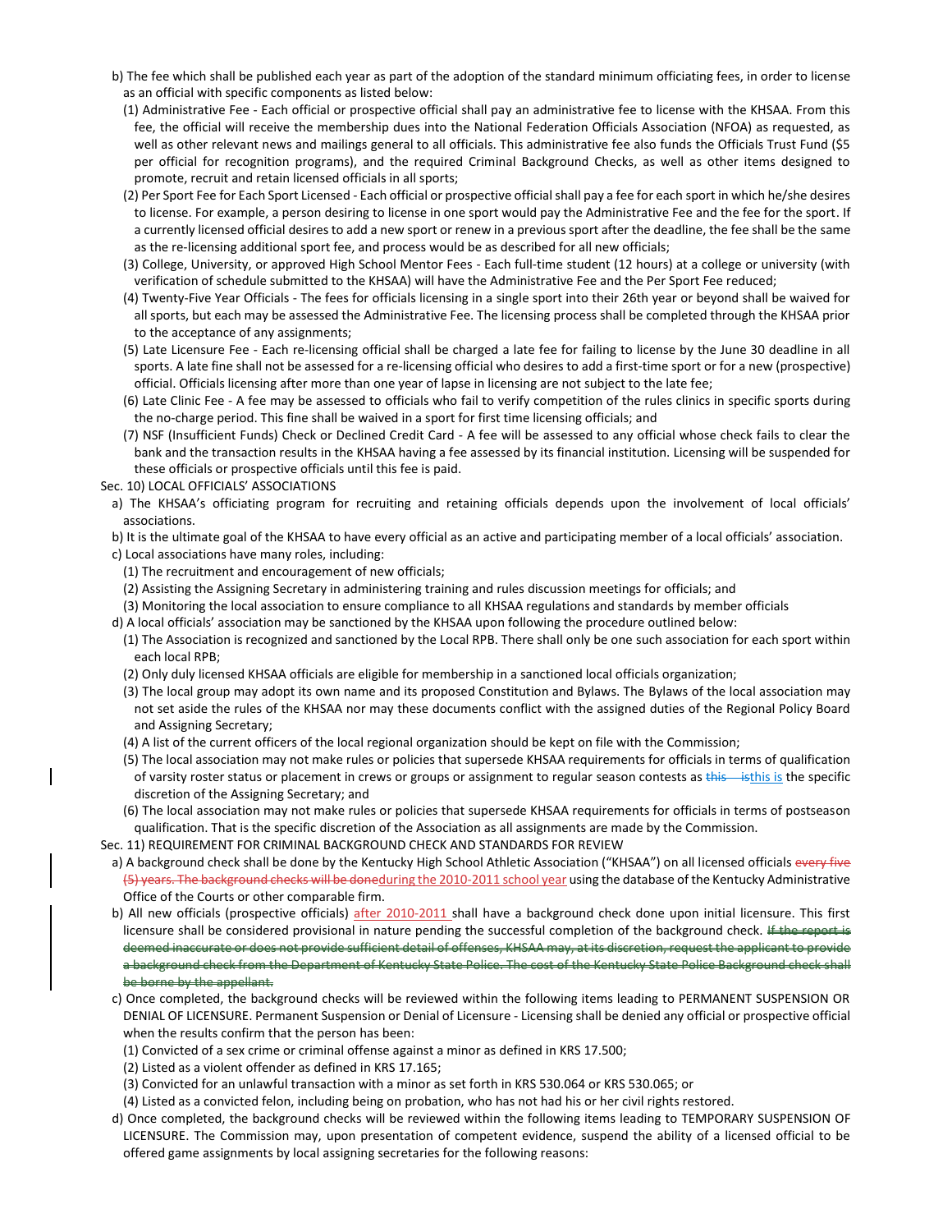b) The fee which shall be published each year as part of the adoption of the standard minimum officiating fees, in order to license as an official with specific components as listed below:

(1) Administrative Fee - Each official or prospective official shall pay an administrative fee to license with the KHSAA. From this fee, the official will receive the membership dues into the National Federation Officials Association (NFOA) as requested, as well as other relevant news and mailings general to all officials. This administrative fee also funds the Officials Trust Fund ($5 per official for recognition programs), and the required Criminal Background Checks, as well as other items designed to promote, recruit and retain licensed officials in all sports;

(2) Per Sport Fee for Each Sport Licensed - Each official or prospective official shall pay a fee for each sport in which he/she desires to license. For example, a person desiring to license in one sport would pay the Administrative Fee and the fee for the sport. If a currently licensed official desires to add a new sport or renew in a previous sport after the deadline, the fee shall be the same as the re-licensing additional sport fee, and process would be as described for all new officials;

(3) College, University, or approved High School Mentor Fees - Each full-time student (12 hours) at a college or university (with verification of schedule submitted to the KHSAA) will have the Administrative Fee and the Per Sport Fee reduced;

(4) Twenty-Five Year Officials - The fees for officials licensing in a single sport into their 26th year or beyond shall be waived for all sports, but each may be assessed the Administrative Fee. The licensing process shall be completed through the KHSAA prior to the acceptance of any assignments;

(5) Late Licensure Fee - Each re-licensing official shall be charged a late fee for failing to license by the June 30 deadline in all sports. A late fine shall not be assessed for a re-licensing official who desires to add a first-time sport or for a new (prospective) official. Officials licensing after more than one year of lapse in licensing are not subject to the late fee;

(6) Late Clinic Fee - A fee may be assessed to officials who fail to verify competition of the rules clinics in specific sports during the no-charge period. This fine shall be waived in a sport for first time licensing officials; and

(7) NSF (Insufficient Funds) Check or Declined Credit Card - A fee will be assessed to any official whose check fails to clear the bank and the transaction results in the KHSAA having a fee assessed by its financial institution. Licensing will be suspended for these officials or prospective officials until this fee is paid.

Sec. 10) LOCAL OFFICIALS' ASSOCIATIONS

a) The KHSAA's officiating program for recruiting and retaining officials depends upon the involvement of local officials' associations.

b) It is the ultimate goal of the KHSAA to have every official as an active and participating member of a local officials' association.

c) Local associations have many roles, including:

(1) The recruitment and encouragement of new officials;

(2) Assisting the Assigning Secretary in administering training and rules discussion meetings for officials; and

(3) Monitoring the local association to ensure compliance to all KHSAA regulations and standards by member officials

d) A local officials' association may be sanctioned by the KHSAA upon following the procedure outlined below:

(1) The Association is recognized and sanctioned by the Local RPB. There shall only be one such association for each sport within each local RPB;

(2) Only duly licensed KHSAA officials are eligible for membership in a sanctioned local officials organization;

(3) The local group may adopt its own name and its proposed Constitution and Bylaws. The Bylaws of the local association may not set aside the rules of the KHSAA nor may these documents conflict with the assigned duties of the Regional Policy Board and Assigning Secretary;

(4) A list of the current officers of the local regional organization should be kept on file with the Commission;

(5) The local association may not make rules or policies that supersede KHSAA requirements for officials in terms of qualification of varsity roster status or placement in crews or groups or assignment to regular season contests as ~~this is~~this is the specific discretion of the Assigning Secretary; and

(6) The local association may not make rules or policies that supersede KHSAA requirements for officials in terms of postseason qualification. That is the specific discretion of the Association as all assignments are made by the Commission.

Sec. 11) REQUIREMENT FOR CRIMINAL BACKGROUND CHECK AND STANDARDS FOR REVIEW

a) A background check shall be done by the Kentucky High School Athletic Association ("KHSAA") on all licensed officials ~~every five (5) years. The background checks will be done~~during the 2010-2011 school year using the database of the Kentucky Administrative Office of the Courts or other comparable firm.

b) All new officials (prospective officials) after 2010-2011 shall have a background check done upon initial licensure. This first licensure shall be considered provisional in nature pending the successful completion of the background check. ~~If the report is deemed inaccurate or does not provide sufficient detail of offenses, KHSAA may, at its discretion, request the applicant to provide a background check from the Department of Kentucky State Police. The cost of the Kentucky State Police Background check shall be borne by the appellant.~~

c) Once completed, the background checks will be reviewed within the following items leading to PERMANENT SUSPENSION OR DENIAL OF LICENSURE. Permanent Suspension or Denial of Licensure - Licensing shall be denied any official or prospective official when the results confirm that the person has been:

(1) Convicted of a sex crime or criminal offense against a minor as defined in KRS 17.500;

(2) Listed as a violent offender as defined in KRS 17.165;

(3) Convicted for an unlawful transaction with a minor as set forth in KRS 530.064 or KRS 530.065; or

(4) Listed as a convicted felon, including being on probation, who has not had his or her civil rights restored.

d) Once completed, the background checks will be reviewed within the following items leading to TEMPORARY SUSPENSION OF LICENSURE. The Commission may, upon presentation of competent evidence, suspend the ability of a licensed official to be offered game assignments by local assigning secretaries for the following reasons: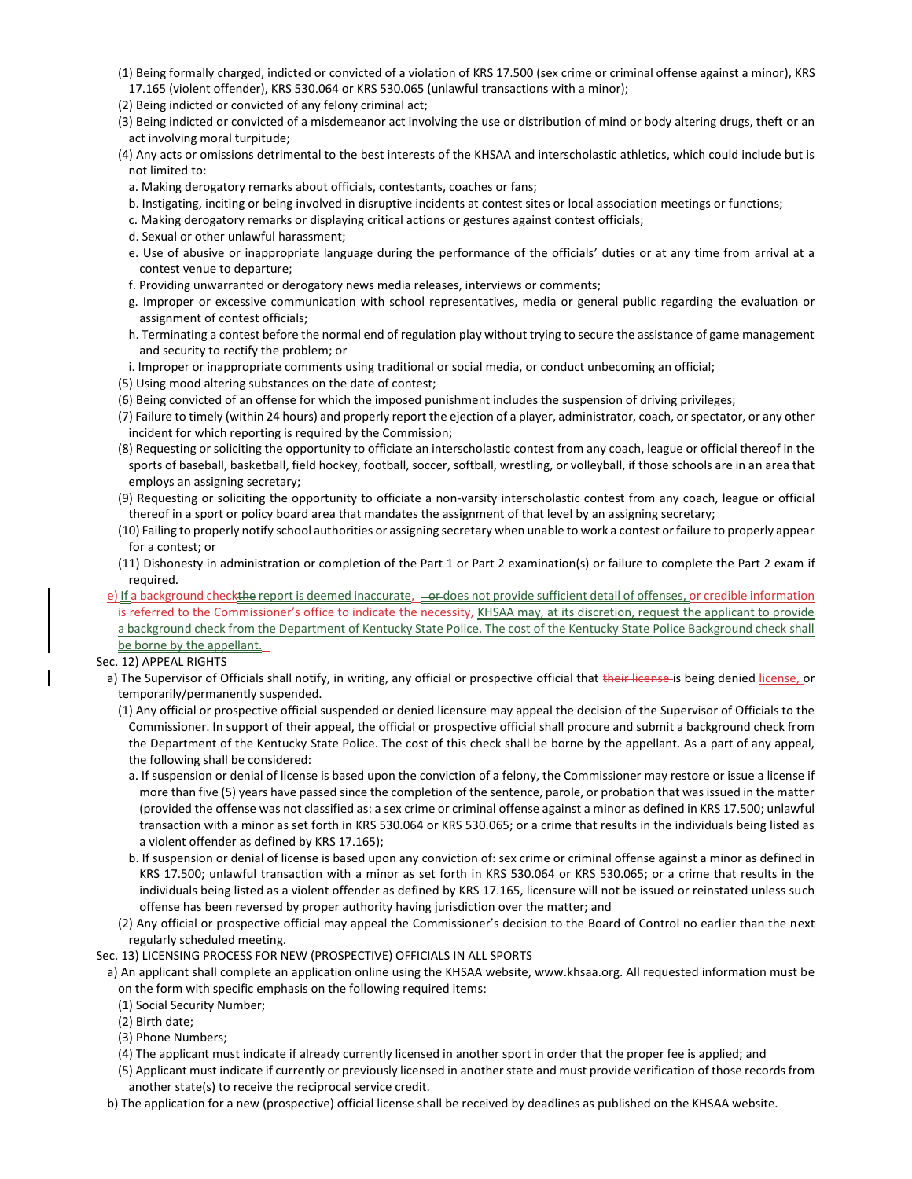(1) Being formally charged, indicted or convicted of a violation of KRS 17.500 (sex crime or criminal offense against a minor), KRS 17.165 (violent offender), KRS 530.064 or KRS 530.065 (unlawful transactions with a minor);

(2) Being indicted or convicted of any felony criminal act;

(3) Being indicted or convicted of a misdemeanor act involving the use or distribution of mind or body altering drugs, theft or an act involving moral turpitude;

(4) Any acts or omissions detrimental to the best interests of the KHSAA and interscholastic athletics, which could include but is not limited to:

a. Making derogatory remarks about officials, contestants, coaches or fans;

b. Instigating, inciting or being involved in disruptive incidents at contest sites or local association meetings or functions;

c. Making derogatory remarks or displaying critical actions or gestures against contest officials;

d. Sexual or other unlawful harassment;

e. Use of abusive or inappropriate language during the performance of the officials' duties or at any time from arrival at a contest venue to departure;

f. Providing unwarranted or derogatory news media releases, interviews or comments;

g. Improper or excessive communication with school representatives, media or general public regarding the evaluation or assignment of contest officials;

h. Terminating a contest before the normal end of regulation play without trying to secure the assistance of game management and security to rectify the problem; or

i. Improper or inappropriate comments using traditional or social media, or conduct unbecoming an official;

(5) Using mood altering substances on the date of contest;

(6) Being convicted of an offense for which the imposed punishment includes the suspension of driving privileges;

(7) Failure to timely (within 24 hours) and properly report the ejection of a player, administrator, coach, or spectator, or any other incident for which reporting is required by the Commission;

(8) Requesting or soliciting the opportunity to officiate an interscholastic contest from any coach, league or official thereof in the sports of baseball, basketball, field hockey, football, soccer, softball, wrestling, or volleyball, if those schools are in an area that employs an assigning secretary;

(9) Requesting or soliciting the opportunity to officiate a non-varsity interscholastic contest from any coach, league or official thereof in a sport or policy board area that mandates the assignment of that level by an assigning secretary;

(10) Failing to properly notify school authorities or assigning secretary when unable to work a contest or failure to properly appear for a contest; or

(11) Dishonesty in administration or completion of the Part 1 or Part 2 examination(s) or failure to complete the Part 2 exam if required.

e) If a background check ~~the~~ report is deemed inaccurate, ~~or~~ does not provide sufficient detail of offenses, or credible information is referred to the Commissioner's office to indicate the necessity, KHSAA may, at its discretion, request the applicant to provide a background check from the Department of Kentucky State Police. The cost of the Kentucky State Police Background check shall be borne by the appellant.

Sec. 12) APPEAL RIGHTS

a) The Supervisor of Officials shall notify, in writing, any official or prospective official that ~~their license~~ is being denied license, or temporarily/permanently suspended.

(1) Any official or prospective official suspended or denied licensure may appeal the decision of the Supervisor of Officials to the Commissioner. In support of their appeal, the official or prospective official shall procure and submit a background check from the Department of the Kentucky State Police. The cost of this check shall be borne by the appellant. As a part of any appeal, the following shall be considered:

a. If suspension or denial of license is based upon the conviction of a felony, the Commissioner may restore or issue a license if more than five (5) years have passed since the completion of the sentence, parole, or probation that was issued in the matter (provided the offense was not classified as: a sex crime or criminal offense against a minor as defined in KRS 17.500; unlawful transaction with a minor as set forth in KRS 530.064 or KRS 530.065; or a crime that results in the individuals being listed as a violent offender as defined by KRS 17.165);

b. If suspension or denial of license is based upon any conviction of: sex crime or criminal offense against a minor as defined in KRS 17.500; unlawful transaction with a minor as set forth in KRS 530.064 or KRS 530.065; or a crime that results in the individuals being listed as a violent offender as defined by KRS 17.165, licensure will not be issued or reinstated unless such offense has been reversed by proper authority having jurisdiction over the matter; and

(2) Any official or prospective official may appeal the Commissioner's decision to the Board of Control no earlier than the next regularly scheduled meeting.

Sec. 13) LICENSING PROCESS FOR NEW (PROSPECTIVE) OFFICIALS IN ALL SPORTS

a) An applicant shall complete an application online using the KHSAA website, www.khsaa.org. All requested information must be on the form with specific emphasis on the following required items:

(1) Social Security Number;

(2) Birth date;

(3) Phone Numbers;

(4) The applicant must indicate if already currently licensed in another sport in order that the proper fee is applied; and

(5) Applicant must indicate if currently or previously licensed in another state and must provide verification of those records from another state(s) to receive the reciprocal service credit.

b) The application for a new (prospective) official license shall be received by deadlines as published on the KHSAA website.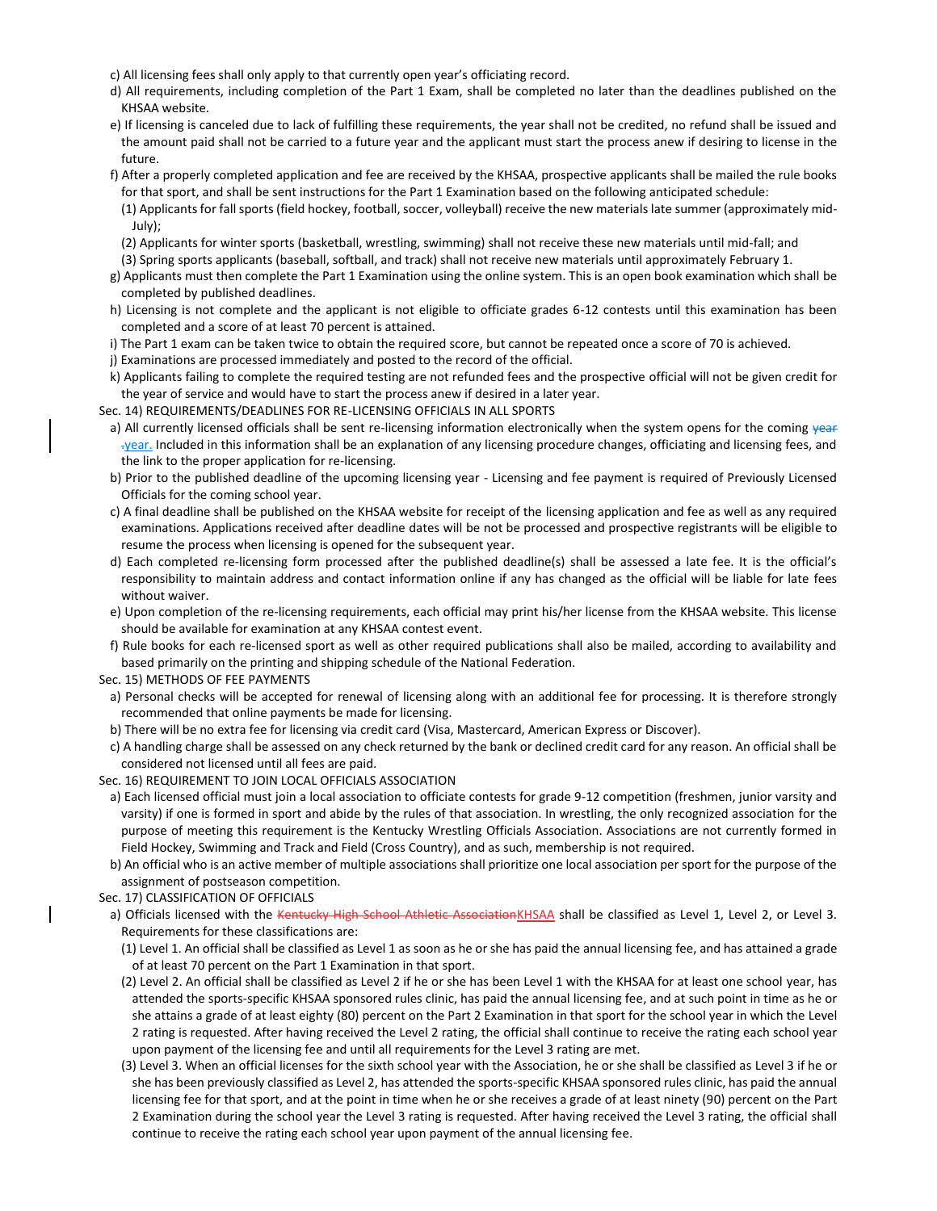c) All licensing fees shall only apply to that currently open year's officiating record.

d) All requirements, including completion of the Part 1 Exam, shall be completed no later than the deadlines published on the KHSAA website.

e) If licensing is canceled due to lack of fulfilling these requirements, the year shall not be credited, no refund shall be issued and the amount paid shall not be carried to a future year and the applicant must start the process anew if desiring to license in the future.

f) After a properly completed application and fee are received by the KHSAA, prospective applicants shall be mailed the rule books for that sport, and shall be sent instructions for the Part 1 Examination based on the following anticipated schedule:

(1) Applicants for fall sports (field hockey, football, soccer, volleyball) receive the new materials late summer (approximately mid-July);

(2) Applicants for winter sports (basketball, wrestling, swimming) shall not receive these new materials until mid-fall; and

(3) Spring sports applicants (baseball, softball, and track) shall not receive new materials until approximately February 1.

g) Applicants must then complete the Part 1 Examination using the online system. This is an open book examination which shall be completed by published deadlines.

h) Licensing is not complete and the applicant is not eligible to officiate grades 6-12 contests until this examination has been completed and a score of at least 70 percent is attained.

i) The Part 1 exam can be taken twice to obtain the required score, but cannot be repeated once a score of 70 is achieved.

j) Examinations are processed immediately and posted to the record of the official.

k) Applicants failing to complete the required testing are not refunded fees and the prospective official will not be given credit for the year of service and would have to start the process anew if desired in a later year.

Sec. 14) REQUIREMENTS/DEADLINES FOR RE-LICENSING OFFICIALS IN ALL SPORTS

a) All currently licensed officials shall be sent re-licensing information electronically when the system opens for the coming ~~year .~~year. Included in this information shall be an explanation of any licensing procedure changes, officiating and licensing fees, and the link to the proper application for re-licensing.

b) Prior to the published deadline of the upcoming licensing year - Licensing and fee payment is required of Previously Licensed Officials for the coming school year.

c) A final deadline shall be published on the KHSAA website for receipt of the licensing application and fee as well as any required examinations. Applications received after deadline dates will be not be processed and prospective registrants will be eligible to resume the process when licensing is opened for the subsequent year.

d) Each completed re-licensing form processed after the published deadline(s) shall be assessed a late fee. It is the official's responsibility to maintain address and contact information online if any has changed as the official will be liable for late fees without waiver.

e) Upon completion of the re-licensing requirements, each official may print his/her license from the KHSAA website. This license should be available for examination at any KHSAA contest event.

f) Rule books for each re-licensed sport as well as other required publications shall also be mailed, according to availability and based primarily on the printing and shipping schedule of the National Federation.

Sec. 15) METHODS OF FEE PAYMENTS

a) Personal checks will be accepted for renewal of licensing along with an additional fee for processing. It is therefore strongly recommended that online payments be made for licensing.

b) There will be no extra fee for licensing via credit card (Visa, Mastercard, American Express or Discover).

c) A handling charge shall be assessed on any check returned by the bank or declined credit card for any reason. An official shall be considered not licensed until all fees are paid.

Sec. 16) REQUIREMENT TO JOIN LOCAL OFFICIALS ASSOCIATION

a) Each licensed official must join a local association to officiate contests for grade 9-12 competition (freshmen, junior varsity and varsity) if one is formed in sport and abide by the rules of that association. In wrestling, the only recognized association for the purpose of meeting this requirement is the Kentucky Wrestling Officials Association. Associations are not currently formed in Field Hockey, Swimming and Track and Field (Cross Country), and as such, membership is not required.

b) An official who is an active member of multiple associations shall prioritize one local association per sport for the purpose of the assignment of postseason competition.

Sec. 17) CLASSIFICATION OF OFFICIALS

a) Officials licensed with the ~~Kentucky High School Athletic Association~~KHSAA shall be classified as Level 1, Level 2, or Level 3. Requirements for these classifications are:

(1) Level 1. An official shall be classified as Level 1 as soon as he or she has paid the annual licensing fee, and has attained a grade of at least 70 percent on the Part 1 Examination in that sport.

(2) Level 2. An official shall be classified as Level 2 if he or she has been Level 1 with the KHSAA for at least one school year, has attended the sports-specific KHSAA sponsored rules clinic, has paid the annual licensing fee, and at such point in time as he or she attains a grade of at least eighty (80) percent on the Part 2 Examination in that sport for the school year in which the Level 2 rating is requested. After having received the Level 2 rating, the official shall continue to receive the rating each school year upon payment of the licensing fee and until all requirements for the Level 3 rating are met.

(3) Level 3. When an official licenses for the sixth school year with the Association, he or she shall be classified as Level 3 if he or she has been previously classified as Level 2, has attended the sports-specific KHSAA sponsored rules clinic, has paid the annual licensing fee for that sport, and at the point in time when he or she receives a grade of at least ninety (90) percent on the Part 2 Examination during the school year the Level 3 rating is requested. After having received the Level 3 rating, the official shall continue to receive the rating each school year upon payment of the annual licensing fee.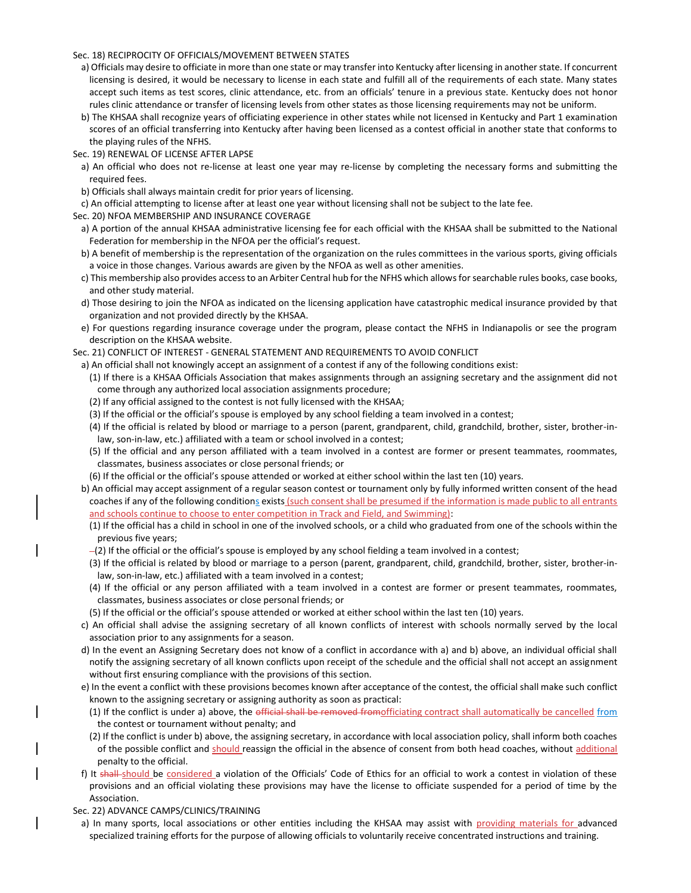Sec. 18) RECIPROCITY OF OFFICIALS/MOVEMENT BETWEEN STATES

a) Officials may desire to officiate in more than one state or may transfer into Kentucky after licensing in another state. If concurrent licensing is desired, it would be necessary to license in each state and fulfill all of the requirements of each state. Many states accept such items as test scores, clinic attendance, etc. from an officials' tenure in a previous state. Kentucky does not honor rules clinic attendance or transfer of licensing levels from other states as those licensing requirements may not be uniform.

b) The KHSAA shall recognize years of officiating experience in other states while not licensed in Kentucky and Part 1 examination scores of an official transferring into Kentucky after having been licensed as a contest official in another state that conforms to the playing rules of the NFHS.

Sec. 19) RENEWAL OF LICENSE AFTER LAPSE

a) An official who does not re-license at least one year may re-license by completing the necessary forms and submitting the required fees.

b) Officials shall always maintain credit for prior years of licensing.

c) An official attempting to license after at least one year without licensing shall not be subject to the late fee.

Sec. 20) NFOA MEMBERSHIP AND INSURANCE COVERAGE

a) A portion of the annual KHSAA administrative licensing fee for each official with the KHSAA shall be submitted to the National Federation for membership in the NFOA per the official's request.

b) A benefit of membership is the representation of the organization on the rules committees in the various sports, giving officials a voice in those changes. Various awards are given by the NFOA as well as other amenities.

c) This membership also provides access to an Arbiter Central hub for the NFHS which allows for searchable rules books, case books, and other study material.

d) Those desiring to join the NFOA as indicated on the licensing application have catastrophic medical insurance provided by that organization and not provided directly by the KHSAA.

e) For questions regarding insurance coverage under the program, please contact the NFHS in Indianapolis or see the program description on the KHSAA website.

Sec. 21) CONFLICT OF INTEREST - GENERAL STATEMENT AND REQUIREMENTS TO AVOID CONFLICT

a) An official shall not knowingly accept an assignment of a contest if any of the following conditions exist:

(1) If there is a KHSAA Officials Association that makes assignments through an assigning secretary and the assignment did not come through any authorized local association assignments procedure;

(2) If any official assigned to the contest is not fully licensed with the KHSAA;

(3) If the official or the official's spouse is employed by any school fielding a team involved in a contest;

(4) If the official is related by blood or marriage to a person (parent, grandparent, child, grandchild, brother, sister, brother-in-law, son-in-law, etc.) affiliated with a team or school involved in a contest;

(5) If the official and any person affiliated with a team involved in a contest are former or present teammates, roommates, classmates, business associates or close personal friends; or

(6) If the official or the official's spouse attended or worked at either school within the last ten (10) years.

b) An official may accept assignment of a regular season contest or tournament only by fully informed written consent of the head coaches if any of the following conditions exists (such consent shall be presumed if the information is made public to all entrants and schools continue to choose to enter competition in Track and Field, and Swimming):

(1) If the official has a child in school in one of the involved schools, or a child who graduated from one of the schools within the previous five years;

(2) If the official or the official's spouse is employed by any school fielding a team involved in a contest;

(3) If the official is related by blood or marriage to a person (parent, grandparent, child, grandchild, brother, sister, brother-in-law, son-in-law, etc.) affiliated with a team involved in a contest;

(4) If the official or any person affiliated with a team involved in a contest are former or present teammates, roommates, classmates, business associates or close personal friends; or

(5) If the official or the official's spouse attended or worked at either school within the last ten (10) years.

c) An official shall advise the assigning secretary of all known conflicts of interest with schools normally served by the local association prior to any assignments for a season.

d) In the event an Assigning Secretary does not know of a conflict in accordance with a) and b) above, an individual official shall notify the assigning secretary of all known conflicts upon receipt of the schedule and the official shall not accept an assignment without first ensuring compliance with the provisions of this section.

e) In the event a conflict with these provisions becomes known after acceptance of the contest, the official shall make such conflict known to the assigning secretary or assigning authority as soon as practical:

(1) If the conflict is under a) above, the ~~official shall be removed from~~officiating contract shall automatically be cancelled from the contest or tournament without penalty; and

(2) If the conflict is under b) above, the assigning secretary, in accordance with local association policy, shall inform both coaches of the possible conflict and should reassign the official in the absence of consent from both head coaches, without additional penalty to the official.

f) It ~~shall~~ should be considered a violation of the Officials' Code of Ethics for an official to work a contest in violation of these provisions and an official violating these provisions may have the license to officiate suspended for a period of time by the Association.

Sec. 22) ADVANCE CAMPS/CLINICS/TRAINING

a) In many sports, local associations or other entities including the KHSAA may assist with providing materials for advanced specialized training efforts for the purpose of allowing officials to voluntarily receive concentrated instructions and training.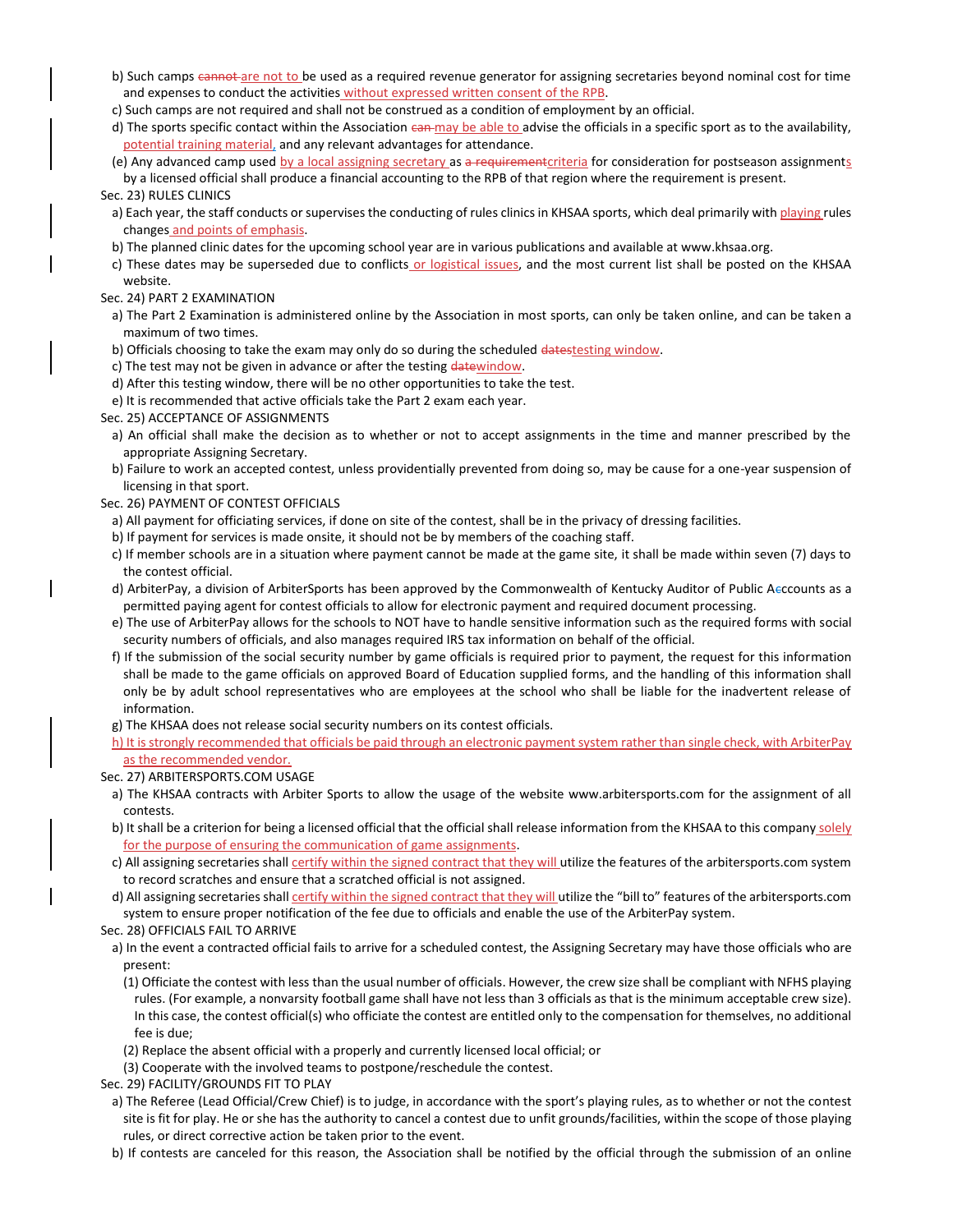b) Such camps ~~cannot~~ are not to be used as a required revenue generator for assigning secretaries beyond nominal cost for time and expenses to conduct the activities without expressed written consent of the RPB.

c) Such camps are not required and shall not be construed as a condition of employment by an official.

d) The sports specific contact within the Association ~~can~~ may be able to advise the officials in a specific sport as to the availability, potential training material, and any relevant advantages for attendance.

(e) Any advanced camp used by a local assigning secretary as ~~a requirement~~criteria for consideration for postseason assignments by a licensed official shall produce a financial accounting to the RPB of that region where the requirement is present.

Sec. 23) RULES CLINICS

a) Each year, the staff conducts or supervises the conducting of rules clinics in KHSAA sports, which deal primarily with playing rules changes and points of emphasis.

b) The planned clinic dates for the upcoming school year are in various publications and available at www.khsaa.org.

c) These dates may be superseded due to conflicts or logistical issues, and the most current list shall be posted on the KHSAA website.

Sec. 24) PART 2 EXAMINATION

a) The Part 2 Examination is administered online by the Association in most sports, can only be taken online, and can be taken a maximum of two times.

b) Officials choosing to take the exam may only do so during the scheduled ~~dates~~testing window.

c) The test may not be given in advance or after the testing ~~date~~window.

d) After this testing window, there will be no other opportunities to take the test.

e) It is recommended that active officials take the Part 2 exam each year.

Sec. 25) ACCEPTANCE OF ASSIGNMENTS

a) An official shall make the decision as to whether or not to accept assignments in the time and manner prescribed by the appropriate Assigning Secretary.

b) Failure to work an accepted contest, unless providentially prevented from doing so, may be cause for a one-year suspension of licensing in that sport.

Sec. 26) PAYMENT OF CONTEST OFFICIALS

a) All payment for officiating services, if done on site of the contest, shall be in the privacy of dressing facilities.

b) If payment for services is made onsite, it should not be by members of the coaching staff.

c) If member schools are in a situation where payment cannot be made at the game site, it shall be made within seven (7) days to the contest official.

d) ArbiterPay, a division of ArbiterSports has been approved by the Commonwealth of Kentucky Auditor of Public A~~c~~ccounts as a permitted paying agent for contest officials to allow for electronic payment and required document processing.

e) The use of ArbiterPay allows for the schools to NOT have to handle sensitive information such as the required forms with social security numbers of officials, and also manages required IRS tax information on behalf of the official.

f) If the submission of the social security number by game officials is required prior to payment, the request for this information shall be made to the game officials on approved Board of Education supplied forms, and the handling of this information shall only be by adult school representatives who are employees at the school who shall be liable for the inadvertent release of information.

g) The KHSAA does not release social security numbers on its contest officials.

h) It is strongly recommended that officials be paid through an electronic payment system rather than single check, with ArbiterPay as the recommended vendor.

Sec. 27) ARBITERSPORTS.COM USAGE

a) The KHSAA contracts with Arbiter Sports to allow the usage of the website www.arbitersports.com for the assignment of all contests.

b) It shall be a criterion for being a licensed official that the official shall release information from the KHSAA to this company solely for the purpose of ensuring the communication of game assignments.

c) All assigning secretaries shall certify within the signed contract that they will utilize the features of the arbitersports.com system to record scratches and ensure that a scratched official is not assigned.

d) All assigning secretaries shall certify within the signed contract that they will utilize the "bill to" features of the arbitersports.com system to ensure proper notification of the fee due to officials and enable the use of the ArbiterPay system.

Sec. 28) OFFICIALS FAIL TO ARRIVE

a) In the event a contracted official fails to arrive for a scheduled contest, the Assigning Secretary may have those officials who are present:

(1) Officiate the contest with less than the usual number of officials. However, the crew size shall be compliant with NFHS playing rules. (For example, a nonvarsity football game shall have not less than 3 officials as that is the minimum acceptable crew size). In this case, the contest official(s) who officiate the contest are entitled only to the compensation for themselves, no additional fee is due;

(2) Replace the absent official with a properly and currently licensed local official; or

(3) Cooperate with the involved teams to postpone/reschedule the contest.

Sec. 29) FACILITY/GROUNDS FIT TO PLAY

a) The Referee (Lead Official/Crew Chief) is to judge, in accordance with the sport's playing rules, as to whether or not the contest site is fit for play. He or she has the authority to cancel a contest due to unfit grounds/facilities, within the scope of those playing rules, or direct corrective action be taken prior to the event.

b) If contests are canceled for this reason, the Association shall be notified by the official through the submission of an online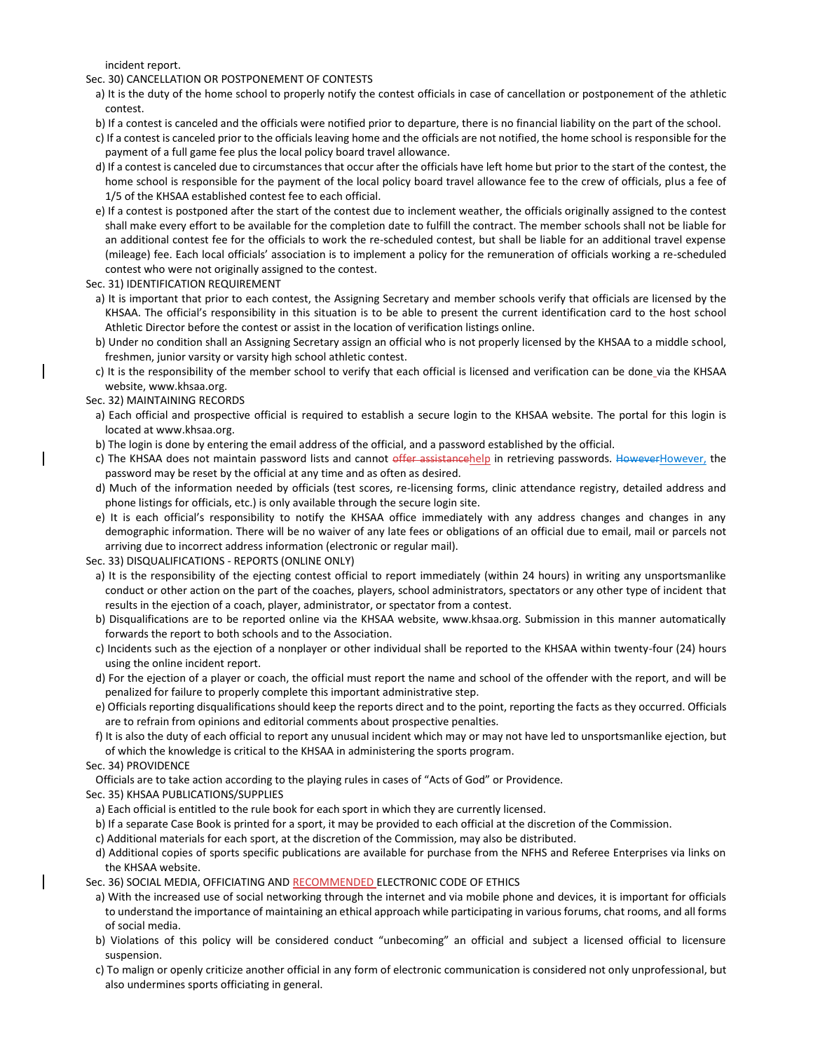incident report.

Sec. 30) CANCELLATION OR POSTPONEMENT OF CONTESTS

a) It is the duty of the home school to properly notify the contest officials in case of cancellation or postponement of the athletic contest.

b) If a contest is canceled and the officials were notified prior to departure, there is no financial liability on the part of the school.

c) If a contest is canceled prior to the officials leaving home and the officials are not notified, the home school is responsible for the payment of a full game fee plus the local policy board travel allowance.

d) If a contest is canceled due to circumstances that occur after the officials have left home but prior to the start of the contest, the home school is responsible for the payment of the local policy board travel allowance fee to the crew of officials, plus a fee of 1/5 of the KHSAA established contest fee to each official.

e) If a contest is postponed after the start of the contest due to inclement weather, the officials originally assigned to the contest shall make every effort to be available for the completion date to fulfill the contract. The member schools shall not be liable for an additional contest fee for the officials to work the re-scheduled contest, but shall be liable for an additional travel expense (mileage) fee. Each local officials' association is to implement a policy for the remuneration of officials working a re-scheduled contest who were not originally assigned to the contest.

Sec. 31) IDENTIFICATION REQUIREMENT

a) It is important that prior to each contest, the Assigning Secretary and member schools verify that officials are licensed by the KHSAA. The official's responsibility in this situation is to be able to present the current identification card to the host school Athletic Director before the contest or assist in the location of verification listings online.

b) Under no condition shall an Assigning Secretary assign an official who is not properly licensed by the KHSAA to a middle school, freshmen, junior varsity or varsity high school athletic contest.

c) It is the responsibility of the member school to verify that each official is licensed and verification can be done via the KHSAA website, www.khsaa.org.

Sec. 32) MAINTAINING RECORDS

a) Each official and prospective official is required to establish a secure login to the KHSAA website. The portal for this login is located at www.khsaa.org.

b) The login is done by entering the email address of the official, and a password established by the official.

c) The KHSAA does not maintain password lists and cannot ~~offer assistance~~help in retrieving passwords. ~~However~~However, the password may be reset by the official at any time and as often as desired.

d) Much of the information needed by officials (test scores, re-licensing forms, clinic attendance registry, detailed address and phone listings for officials, etc.) is only available through the secure login site.

e) It is each official's responsibility to notify the KHSAA office immediately with any address changes and changes in any demographic information. There will be no waiver of any late fees or obligations of an official due to email, mail or parcels not arriving due to incorrect address information (electronic or regular mail).

Sec. 33) DISQUALIFICATIONS - REPORTS (ONLINE ONLY)

a) It is the responsibility of the ejecting contest official to report immediately (within 24 hours) in writing any unsportsmanlike conduct or other action on the part of the coaches, players, school administrators, spectators or any other type of incident that results in the ejection of a coach, player, administrator, or spectator from a contest.

b) Disqualifications are to be reported online via the KHSAA website, www.khsaa.org. Submission in this manner automatically forwards the report to both schools and to the Association.

c) Incidents such as the ejection of a nonplayer or other individual shall be reported to the KHSAA within twenty-four (24) hours using the online incident report.

d) For the ejection of a player or coach, the official must report the name and school of the offender with the report, and will be penalized for failure to properly complete this important administrative step.

e) Officials reporting disqualifications should keep the reports direct and to the point, reporting the facts as they occurred. Officials are to refrain from opinions and editorial comments about prospective penalties.

f) It is also the duty of each official to report any unusual incident which may or may not have led to unsportsmanlike ejection, but of which the knowledge is critical to the KHSAA in administering the sports program.

Sec. 34) PROVIDENCE

Officials are to take action according to the playing rules in cases of "Acts of God" or Providence.

Sec. 35) KHSAA PUBLICATIONS/SUPPLIES

a) Each official is entitled to the rule book for each sport in which they are currently licensed.

b) If a separate Case Book is printed for a sport, it may be provided to each official at the discretion of the Commission.

c) Additional materials for each sport, at the discretion of the Commission, may also be distributed.

d) Additional copies of sports specific publications are available for purchase from the NFHS and Referee Enterprises via links on the KHSAA website.

Sec. 36) SOCIAL MEDIA, OFFICIATING AND RECOMMENDED ELECTRONIC CODE OF ETHICS

a) With the increased use of social networking through the internet and via mobile phone and devices, it is important for officials to understand the importance of maintaining an ethical approach while participating in various forums, chat rooms, and all forms of social media.

b) Violations of this policy will be considered conduct "unbecoming" an official and subject a licensed official to licensure suspension.

c) To malign or openly criticize another official in any form of electronic communication is considered not only unprofessional, but also undermines sports officiating in general.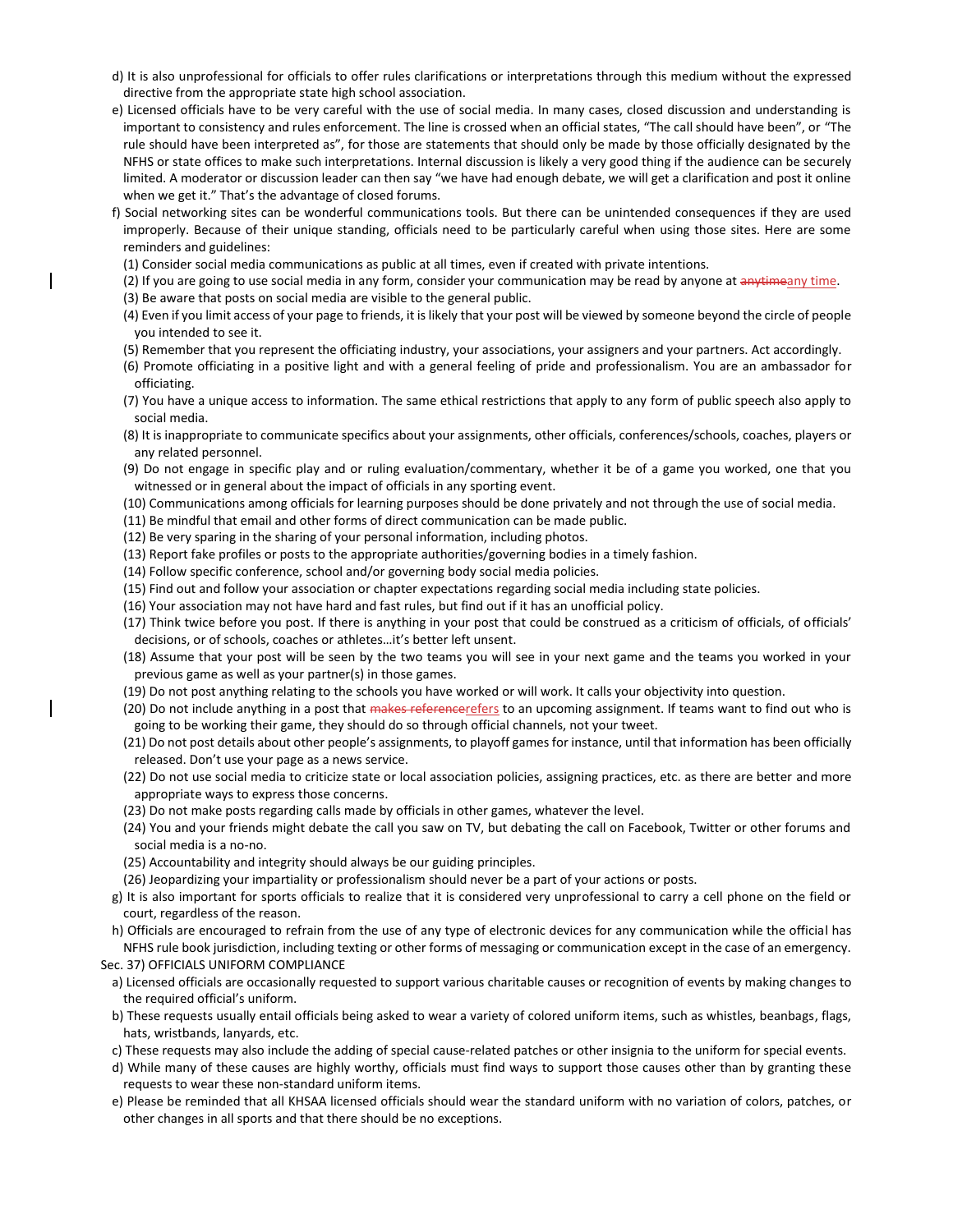d) It is also unprofessional for officials to offer rules clarifications or interpretations through this medium without the expressed directive from the appropriate state high school association.

e) Licensed officials have to be very careful with the use of social media. In many cases, closed discussion and understanding is important to consistency and rules enforcement. The line is crossed when an official states, "The call should have been", or "The rule should have been interpreted as", for those are statements that should only be made by those officially designated by the NFHS or state offices to make such interpretations. Internal discussion is likely a very good thing if the audience can be securely limited. A moderator or discussion leader can then say "we have had enough debate, we will get a clarification and post it online when we get it." That's the advantage of closed forums.

f) Social networking sites can be wonderful communications tools. But there can be unintended consequences if they are used improperly. Because of their unique standing, officials need to be particularly careful when using those sites. Here are some reminders and guidelines:

(1) Consider social media communications as public at all times, even if created with private intentions.

(2) If you are going to use social media in any form, consider your communication may be read by anyone at ~~anytime~~any time.

(3) Be aware that posts on social media are visible to the general public.

(4) Even if you limit access of your page to friends, it is likely that your post will be viewed by someone beyond the circle of people you intended to see it.

(5) Remember that you represent the officiating industry, your associations, your assigners and your partners. Act accordingly.

(6) Promote officiating in a positive light and with a general feeling of pride and professionalism. You are an ambassador for officiating.

(7) You have a unique access to information. The same ethical restrictions that apply to any form of public speech also apply to social media.

(8) It is inappropriate to communicate specifics about your assignments, other officials, conferences/schools, coaches, players or any related personnel.

(9) Do not engage in specific play and or ruling evaluation/commentary, whether it be of a game you worked, one that you witnessed or in general about the impact of officials in any sporting event.

(10) Communications among officials for learning purposes should be done privately and not through the use of social media.

(11) Be mindful that email and other forms of direct communication can be made public.

(12) Be very sparing in the sharing of your personal information, including photos.

(13) Report fake profiles or posts to the appropriate authorities/governing bodies in a timely fashion.

(14) Follow specific conference, school and/or governing body social media policies.

(15) Find out and follow your association or chapter expectations regarding social media including state policies.

(16) Your association may not have hard and fast rules, but find out if it has an unofficial policy.

(17) Think twice before you post. If there is anything in your post that could be construed as a criticism of officials, of officials' decisions, or of schools, coaches or athletes…it's better left unsent.

(18) Assume that your post will be seen by the two teams you will see in your next game and the teams you worked in your previous game as well as your partner(s) in those games.

(19) Do not post anything relating to the schools you have worked or will work. It calls your objectivity into question.

(20) Do not include anything in a post that ~~makes reference~~refers to an upcoming assignment. If teams want to find out who is going to be working their game, they should do so through official channels, not your tweet.

(21) Do not post details about other people's assignments, to playoff games for instance, until that information has been officially released. Don't use your page as a news service.

(22) Do not use social media to criticize state or local association policies, assigning practices, etc. as there are better and more appropriate ways to express those concerns.

(23) Do not make posts regarding calls made by officials in other games, whatever the level.

(24) You and your friends might debate the call you saw on TV, but debating the call on Facebook, Twitter or other forums and social media is a no-no.

(25) Accountability and integrity should always be our guiding principles.

(26) Jeopardizing your impartiality or professionalism should never be a part of your actions or posts.

g) It is also important for sports officials to realize that it is considered very unprofessional to carry a cell phone on the field or court, regardless of the reason.

h) Officials are encouraged to refrain from the use of any type of electronic devices for any communication while the official has NFHS rule book jurisdiction, including texting or other forms of messaging or communication except in the case of an emergency.

Sec. 37) OFFICIALS UNIFORM COMPLIANCE

a) Licensed officials are occasionally requested to support various charitable causes or recognition of events by making changes to the required official's uniform.

b) These requests usually entail officials being asked to wear a variety of colored uniform items, such as whistles, beanbags, flags, hats, wristbands, lanyards, etc.

c) These requests may also include the adding of special cause-related patches or other insignia to the uniform for special events.

d) While many of these causes are highly worthy, officials must find ways to support those causes other than by granting these requests to wear these non-standard uniform items.

e) Please be reminded that all KHSAA licensed officials should wear the standard uniform with no variation of colors, patches, or other changes in all sports and that there should be no exceptions.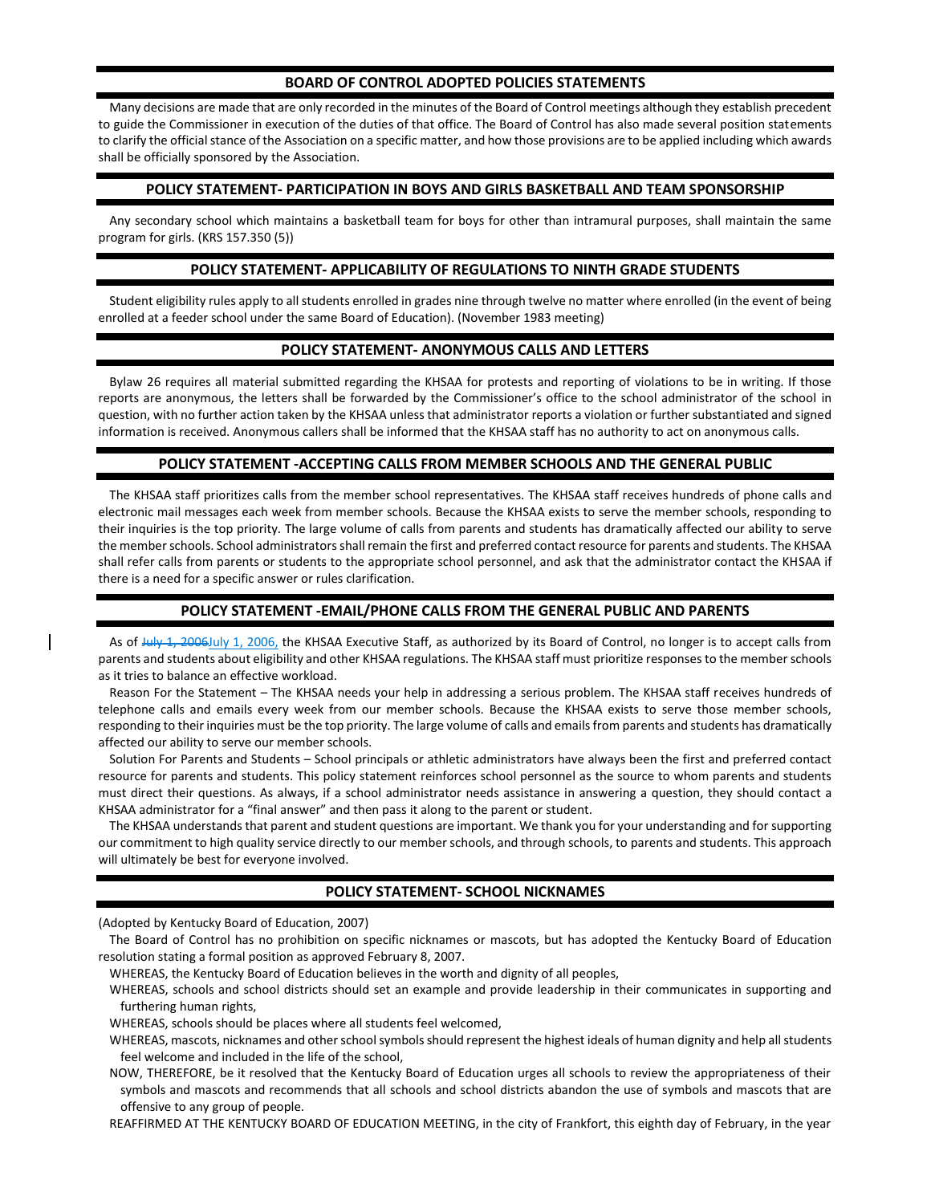## BOARD OF CONTROL ADOPTED POLICIES STATEMENTS

Many decisions are made that are only recorded in the minutes of the Board of Control meetings although they establish precedent to guide the Commissioner in execution of the duties of that office. The Board of Control has also made several position statements to clarify the official stance of the Association on a specific matter, and how those provisions are to be applied including which awards shall be officially sponsored by the Association.

## POLICY STATEMENT- PARTICIPATION IN BOYS AND GIRLS BASKETBALL AND TEAM SPONSORSHIP

Any secondary school which maintains a basketball team for boys for other than intramural purposes, shall maintain the same program for girls. (KRS 157.350 (5))

## POLICY STATEMENT- APPLICABILITY OF REGULATIONS TO NINTH GRADE STUDENTS

Student eligibility rules apply to all students enrolled in grades nine through twelve no matter where enrolled (in the event of being enrolled at a feeder school under the same Board of Education). (November 1983 meeting)

## POLICY STATEMENT- ANONYMOUS CALLS AND LETTERS

Bylaw 26 requires all material submitted regarding the KHSAA for protests and reporting of violations to be in writing. If those reports are anonymous, the letters shall be forwarded by the Commissioner's office to the school administrator of the school in question, with no further action taken by the KHSAA unless that administrator reports a violation or further substantiated and signed information is received. Anonymous callers shall be informed that the KHSAA staff has no authority to act on anonymous calls.

## POLICY STATEMENT -ACCEPTING CALLS FROM MEMBER SCHOOLS AND THE GENERAL PUBLIC

The KHSAA staff prioritizes calls from the member school representatives. The KHSAA staff receives hundreds of phone calls and electronic mail messages each week from member schools. Because the KHSAA exists to serve the member schools, responding to their inquiries is the top priority. The large volume of calls from parents and students has dramatically affected our ability to serve the member schools. School administrators shall remain the first and preferred contact resource for parents and students. The KHSAA shall refer calls from parents or students to the appropriate school personnel, and ask that the administrator contact the KHSAA if there is a need for a specific answer or rules clarification.

## POLICY STATEMENT -EMAIL/PHONE CALLS FROM THE GENERAL PUBLIC AND PARENTS

As of ~~July 1, 2006~~July 1, 2006, the KHSAA Executive Staff, as authorized by its Board of Control, no longer is to accept calls from parents and students about eligibility and other KHSAA regulations. The KHSAA staff must prioritize responses to the member schools as it tries to balance an effective workload.

Reason For the Statement – The KHSAA needs your help in addressing a serious problem. The KHSAA staff receives hundreds of telephone calls and emails every week from our member schools. Because the KHSAA exists to serve those member schools, responding to their inquiries must be the top priority. The large volume of calls and emails from parents and students has dramatically affected our ability to serve our member schools.

Solution For Parents and Students – School principals or athletic administrators have always been the first and preferred contact resource for parents and students. This policy statement reinforces school personnel as the source to whom parents and students must direct their questions. As always, if a school administrator needs assistance in answering a question, they should contact a KHSAA administrator for a "final answer" and then pass it along to the parent or student.

The KHSAA understands that parent and student questions are important. We thank you for your understanding and for supporting our commitment to high quality service directly to our member schools, and through schools, to parents and students. This approach will ultimately be best for everyone involved.

## POLICY STATEMENT- SCHOOL NICKNAMES

(Adopted by Kentucky Board of Education, 2007)

The Board of Control has no prohibition on specific nicknames or mascots, but has adopted the Kentucky Board of Education resolution stating a formal position as approved February 8, 2007.

WHEREAS, the Kentucky Board of Education believes in the worth and dignity of all peoples,

WHEREAS, schools and school districts should set an example and provide leadership in their communicates in supporting and furthering human rights,

WHEREAS, schools should be places where all students feel welcomed,

WHEREAS, mascots, nicknames and other school symbols should represent the highest ideals of human dignity and help all students feel welcome and included in the life of the school,

NOW, THEREFORE, be it resolved that the Kentucky Board of Education urges all schools to review the appropriateness of their symbols and mascots and recommends that all schools and school districts abandon the use of symbols and mascots that are offensive to any group of people.

REAFFIRMED AT THE KENTUCKY BOARD OF EDUCATION MEETING, in the city of Frankfort, this eighth day of February, in the year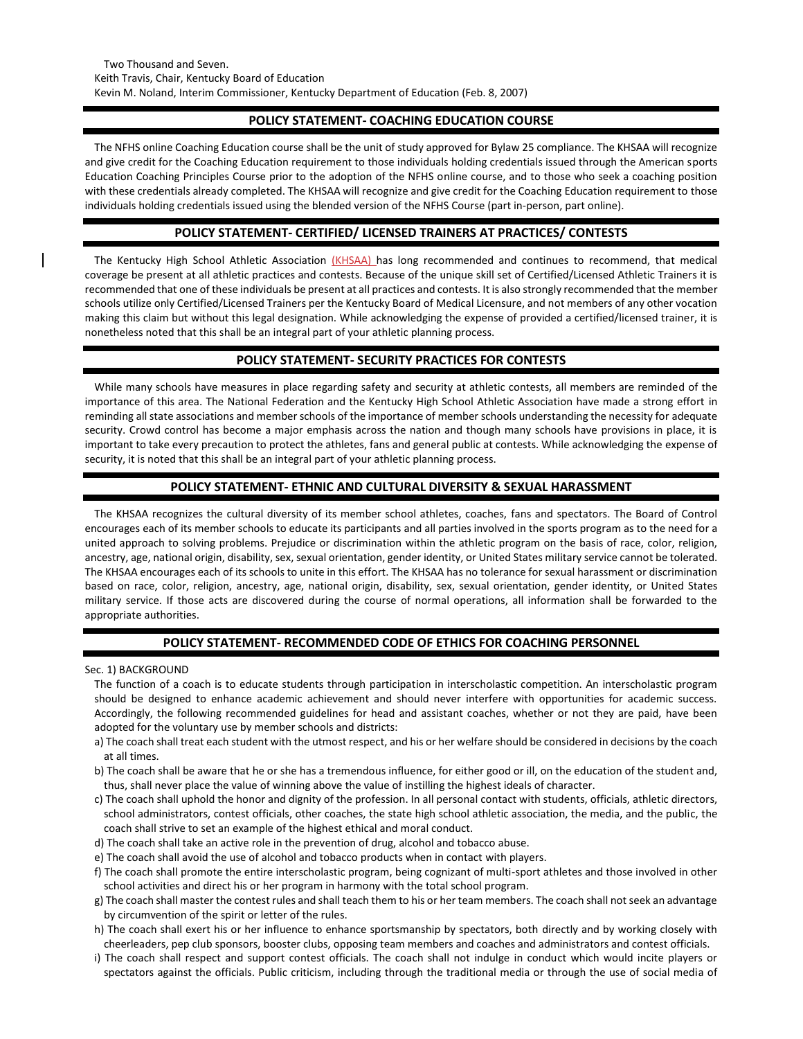Two Thousand and Seven.
Keith Travis, Chair, Kentucky Board of Education
Kevin M. Noland, Interim Commissioner, Kentucky Department of Education (Feb. 8, 2007)

## POLICY STATEMENT- COACHING EDUCATION COURSE

The NFHS online Coaching Education course shall be the unit of study approved for Bylaw 25 compliance. The KHSAA will recognize and give credit for the Coaching Education requirement to those individuals holding credentials issued through the American sports Education Coaching Principles Course prior to the adoption of the NFHS online course, and to those who seek a coaching position with these credentials already completed. The KHSAA will recognize and give credit for the Coaching Education requirement to those individuals holding credentials issued using the blended version of the NFHS Course (part in-person, part online).

## POLICY STATEMENT- CERTIFIED/ LICENSED TRAINERS AT PRACTICES/ CONTESTS

The Kentucky High School Athletic Association (KHSAA) has long recommended and continues to recommend, that medical coverage be present at all athletic practices and contests. Because of the unique skill set of Certified/Licensed Athletic Trainers it is recommended that one of these individuals be present at all practices and contests. It is also strongly recommended that the member schools utilize only Certified/Licensed Trainers per the Kentucky Board of Medical Licensure, and not members of any other vocation making this claim but without this legal designation. While acknowledging the expense of provided a certified/licensed trainer, it is nonetheless noted that this shall be an integral part of your athletic planning process.

## POLICY STATEMENT- SECURITY PRACTICES FOR CONTESTS

While many schools have measures in place regarding safety and security at athletic contests, all members are reminded of the importance of this area. The National Federation and the Kentucky High School Athletic Association have made a strong effort in reminding all state associations and member schools of the importance of member schools understanding the necessity for adequate security. Crowd control has become a major emphasis across the nation and though many schools have provisions in place, it is important to take every precaution to protect the athletes, fans and general public at contests. While acknowledging the expense of security, it is noted that this shall be an integral part of your athletic planning process.

## POLICY STATEMENT- ETHNIC AND CULTURAL DIVERSITY & SEXUAL HARASSMENT

The KHSAA recognizes the cultural diversity of its member school athletes, coaches, fans and spectators. The Board of Control encourages each of its member schools to educate its participants and all parties involved in the sports program as to the need for a united approach to solving problems. Prejudice or discrimination within the athletic program on the basis of race, color, religion, ancestry, age, national origin, disability, sex, sexual orientation, gender identity, or United States military service cannot be tolerated. The KHSAA encourages each of its schools to unite in this effort. The KHSAA has no tolerance for sexual harassment or discrimination based on race, color, religion, ancestry, age, national origin, disability, sex, sexual orientation, gender identity, or United States military service. If those acts are discovered during the course of normal operations, all information shall be forwarded to the appropriate authorities.

## POLICY STATEMENT- RECOMMENDED CODE OF ETHICS FOR COACHING PERSONNEL

Sec. 1) BACKGROUND

The function of a coach is to educate students through participation in interscholastic competition. An interscholastic program should be designed to enhance academic achievement and should never interfere with opportunities for academic success. Accordingly, the following recommended guidelines for head and assistant coaches, whether or not they are paid, have been adopted for the voluntary use by member schools and districts:

a) The coach shall treat each student with the utmost respect, and his or her welfare should be considered in decisions by the coach at all times.
b) The coach shall be aware that he or she has a tremendous influence, for either good or ill, on the education of the student and, thus, shall never place the value of winning above the value of instilling the highest ideals of character.
c) The coach shall uphold the honor and dignity of the profession. In all personal contact with students, officials, athletic directors, school administrators, contest officials, other coaches, the state high school athletic association, the media, and the public, the coach shall strive to set an example of the highest ethical and moral conduct.
d) The coach shall take an active role in the prevention of drug, alcohol and tobacco abuse.
e) The coach shall avoid the use of alcohol and tobacco products when in contact with players.
f) The coach shall promote the entire interscholastic program, being cognizant of multi-sport athletes and those involved in other school activities and direct his or her program in harmony with the total school program.
g) The coach shall master the contest rules and shall teach them to his or her team members. The coach shall not seek an advantage by circumvention of the spirit or letter of the rules.
h) The coach shall exert his or her influence to enhance sportsmanship by spectators, both directly and by working closely with cheerleaders, pep club sponsors, booster clubs, opposing team members and coaches and administrators and contest officials.
i) The coach shall respect and support contest officials. The coach shall not indulge in conduct which would incite players or spectators against the officials. Public criticism, including through the traditional media or through the use of social media of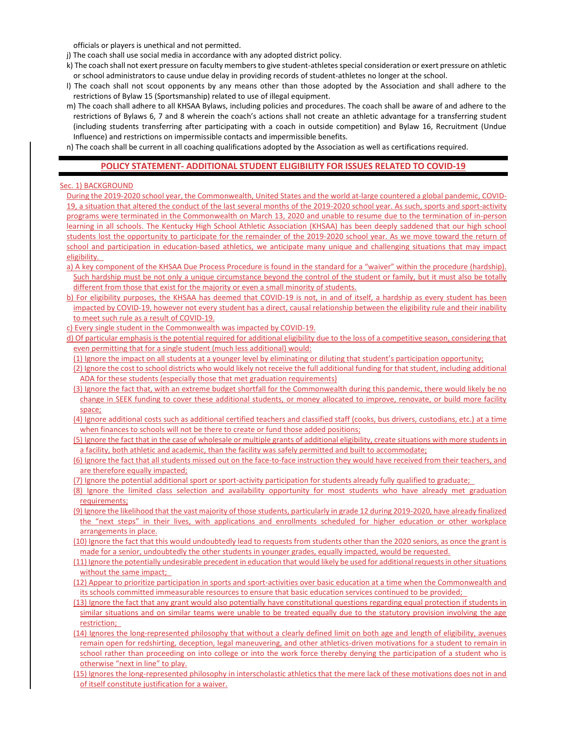officials or players is unethical and not permitted.

j) The coach shall use social media in accordance with any adopted district policy.

k) The coach shall not exert pressure on faculty members to give student-athletes special consideration or exert pressure on athletic or school administrators to cause undue delay in providing records of student-athletes no longer at the school.

l) The coach shall not scout opponents by any means other than those adopted by the Association and shall adhere to the restrictions of Bylaw 15 (Sportsmanship) related to use of illegal equipment.

m) The coach shall adhere to all KHSAA Bylaws, including policies and procedures. The coach shall be aware of and adhere to the restrictions of Bylaws 6, 7 and 8 wherein the coach's actions shall not create an athletic advantage for a transferring student (including students transferring after participating with a coach in outside competition) and Bylaw 16, Recruitment (Undue Influence) and restrictions on impermissible contacts and impermissible benefits.

n) The coach shall be current in all coaching qualifications adopted by the Association as well as certifications required.

## POLICY STATEMENT- ADDITIONAL STUDENT ELIGIBILITY FOR ISSUES RELATED TO COVID-19

Sec. 1) BACKGROUND

During the 2019-2020 school year, the Commonwealth, United States and the world at-large countered a global pandemic, COVID-19, a situation that altered the conduct of the last several months of the 2019-2020 school year. As such, sports and sport-activity programs were terminated in the Commonwealth on March 13, 2020 and unable to resume due to the termination of in-person learning in all schools. The Kentucky High School Athletic Association (KHSAA) has been deeply saddened that our high school students lost the opportunity to participate for the remainder of the 2019-2020 school year. As we move toward the return of school and participation in education-based athletics, we anticipate many unique and challenging situations that may impact eligibility.

a) A key component of the KHSAA Due Process Procedure is found in the standard for a "waiver" within the procedure (hardship). Such hardship must be not only a unique circumstance beyond the control of the student or family, but it must also be totally different from those that exist for the majority or even a small minority of students.

b) For eligibility purposes, the KHSAA has deemed that COVID-19 is not, in and of itself, a hardship as every student has been impacted by COVID-19, however not every student has a direct, causal relationship between the eligibility rule and their inability to meet such rule as a result of COVID-19.

c) Every single student in the Commonwealth was impacted by COVID-19.

d) Of particular emphasis is the potential required for additional eligibility due to the loss of a competitive season, considering that even permitting that for a single student (much less additional) would:

(1) Ignore the impact on all students at a younger level by eliminating or diluting that student's participation opportunity;

(2) Ignore the cost to school districts who would likely not receive the full additional funding for that student, including additional ADA for these students (especially those that met graduation requirements)

(3) Ignore the fact that, with an extreme budget shortfall for the Commonwealth during this pandemic, there would likely be no change in SEEK funding to cover these additional students, or money allocated to improve, renovate, or build more facility space;

(4) Ignore additional costs such as additional certified teachers and classified staff (cooks, bus drivers, custodians, etc.) at a time when finances to schools will not be there to create or fund those added positions;

(5) Ignore the fact that in the case of wholesale or multiple grants of additional eligibility, create situations with more students in a facility, both athletic and academic, than the facility was safely permitted and built to accommodate;

(6) Ignore the fact that all students missed out on the face-to-face instruction they would have received from their teachers, and are therefore equally impacted;

(7) Ignore the potential additional sport or sport-activity participation for students already fully qualified to graduate;

(8) Ignore the limited class selection and availability opportunity for most students who have already met graduation requirements;

(9) Ignore the likelihood that the vast majority of those students, particularly in grade 12 during 2019-2020, have already finalized the "next steps" in their lives, with applications and enrollments scheduled for higher education or other workplace arrangements in place.

(10) Ignore the fact that this would undoubtedly lead to requests from students other than the 2020 seniors, as once the grant is made for a senior, undoubtedly the other students in younger grades, equally impacted, would be requested.

(11) Ignore the potentially undesirable precedent in education that would likely be used for additional requests in other situations without the same impact;

(12) Appear to prioritize participation in sports and sport-activities over basic education at a time when the Commonwealth and its schools committed immeasurable resources to ensure that basic education services continued to be provided;

(13) Ignore the fact that any grant would also potentially have constitutional questions regarding equal protection if students in similar situations and on similar teams were unable to be treated equally due to the statutory provision involving the age restriction;

(14) Ignores the long-represented philosophy that without a clearly defined limit on both age and length of eligibility, avenues remain open for redshirting, deception, legal maneuvering, and other athletics-driven motivations for a student to remain in school rather than proceeding on into college or into the work force thereby denying the participation of a student who is otherwise "next in line" to play.

(15) Ignores the long-represented philosophy in interscholastic athletics that the mere lack of these motivations does not in and of itself constitute justification for a waiver.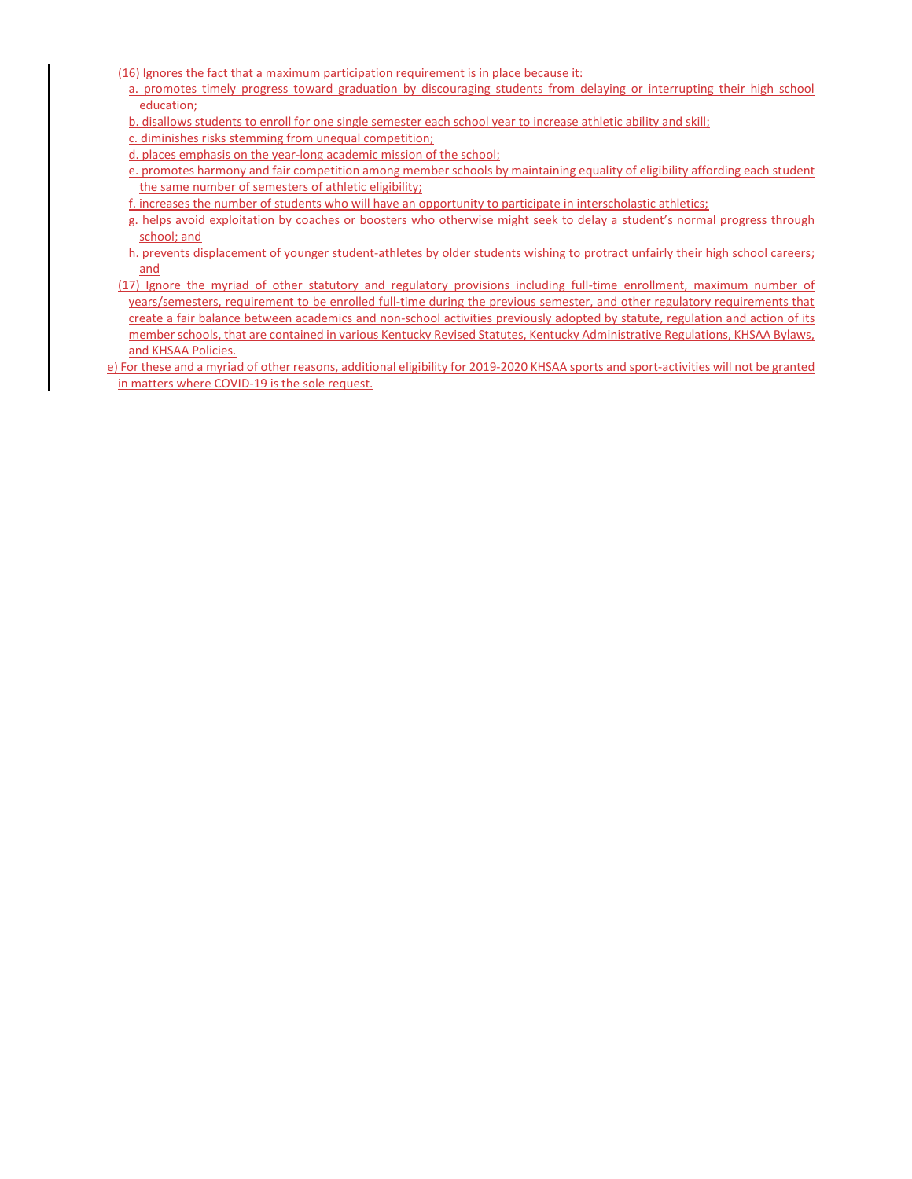(16) Ignores the fact that a maximum participation requirement is in place because it:

a. promotes timely progress toward graduation by discouraging students from delaying or interrupting their high school education;

b. disallows students to enroll for one single semester each school year to increase athletic ability and skill;

c. diminishes risks stemming from unequal competition;

d. places emphasis on the year-long academic mission of the school;

e. promotes harmony and fair competition among member schools by maintaining equality of eligibility affording each student the same number of semesters of athletic eligibility;

f. increases the number of students who will have an opportunity to participate in interscholastic athletics;

g. helps avoid exploitation by coaches or boosters who otherwise might seek to delay a student's normal progress through school; and

h. prevents displacement of younger student-athletes by older students wishing to protract unfairly their high school careers; and

(17) Ignore the myriad of other statutory and regulatory provisions including full-time enrollment, maximum number of years/semesters, requirement to be enrolled full-time during the previous semester, and other regulatory requirements that create a fair balance between academics and non-school activities previously adopted by statute, regulation and action of its member schools, that are contained in various Kentucky Revised Statutes, Kentucky Administrative Regulations, KHSAA Bylaws, and KHSAA Policies.

e) For these and a myriad of other reasons, additional eligibility for 2019-2020 KHSAA sports and sport-activities will not be granted in matters where COVID-19 is the sole request.